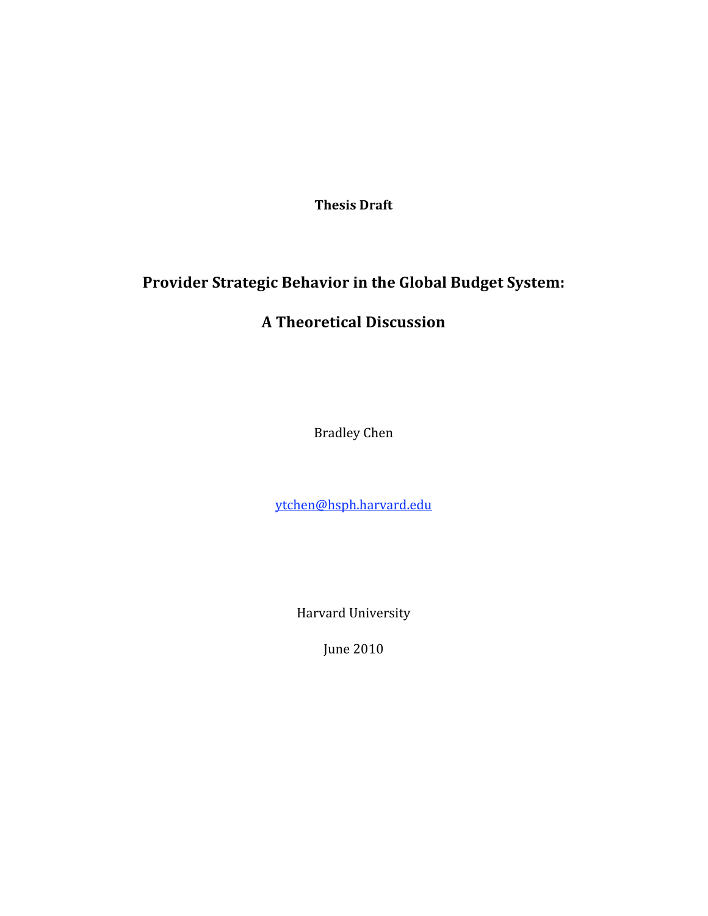**Thesis Draft**

# Provider Strategic Behavior in the Global Budget System: A Theoretical Discussion

Bradley Chen

ytchen@hsph.harvard.edu

Harvard University

June 2010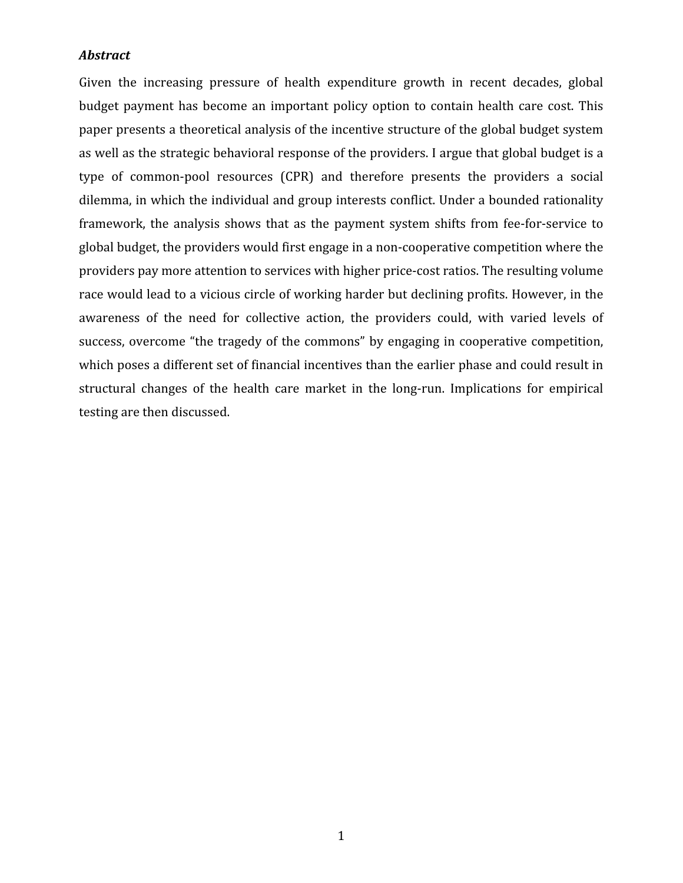***Abstract***

Given the increasing pressure of health expenditure growth in recent decades, global budget payment has become an important policy option to contain health care cost. This paper presents a theoretical analysis of the incentive structure of the global budget system as well as the strategic behavioral response of the providers. I argue that global budget is a type of common-pool resources (CPR) and therefore presents the providers a social dilemma, in which the individual and group interests conflict. Under a bounded rationality framework, the analysis shows that as the payment system shifts from fee-for-service to global budget, the providers would first engage in a non-cooperative competition where the providers pay more attention to services with higher price-cost ratios. The resulting volume race would lead to a vicious circle of working harder but declining profits. However, in the awareness of the need for collective action, the providers could, with varied levels of success, overcome "the tragedy of the commons" by engaging in cooperative competition, which poses a different set of financial incentives than the earlier phase and could result in structural changes of the health care market in the long-run. Implications for empirical testing are then discussed.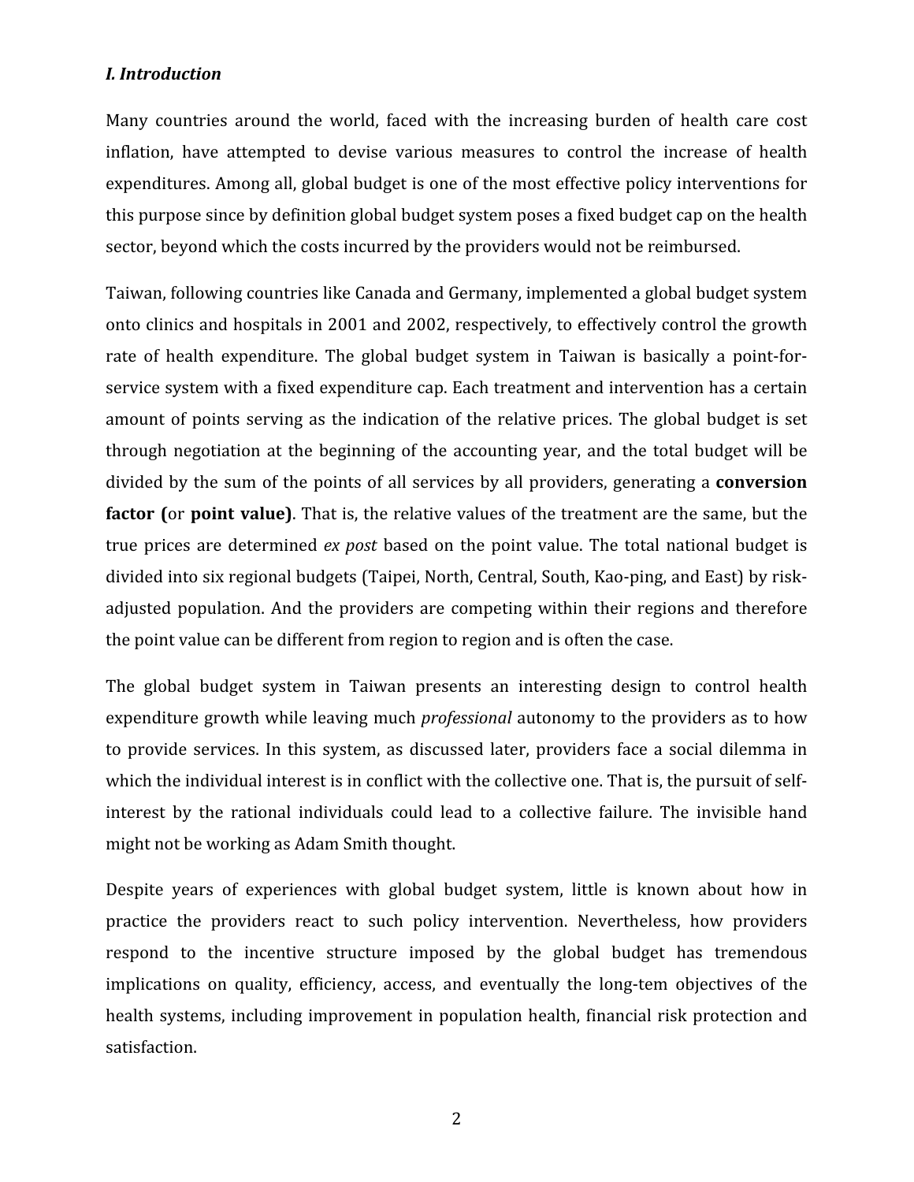### *I. Introduction*

Many countries around the world, faced with the increasing burden of health care cost inflation, have attempted to devise various measures to control the increase of health expenditures. Among all, global budget is one of the most effective policy interventions for this purpose since by definition global budget system poses a fixed budget cap on the health sector, beyond which the costs incurred by the providers would not be reimbursed.

Taiwan, following countries like Canada and Germany, implemented a global budget system onto clinics and hospitals in 2001 and 2002, respectively, to effectively control the growth rate of health expenditure. The global budget system in Taiwan is basically a point-for-service system with a fixed expenditure cap. Each treatment and intervention has a certain amount of points serving as the indication of the relative prices. The global budget is set through negotiation at the beginning of the accounting year, and the total budget will be divided by the sum of the points of all services by all providers, generating a **conversion factor (**or **point value)**. That is, the relative values of the treatment are the same, but the true prices are determined *ex post* based on the point value. The total national budget is divided into six regional budgets (Taipei, North, Central, South, Kao-ping, and East) by risk-adjusted population. And the providers are competing within their regions and therefore the point value can be different from region to region and is often the case.

The global budget system in Taiwan presents an interesting design to control health expenditure growth while leaving much *professional* autonomy to the providers as to how to provide services. In this system, as discussed later, providers face a social dilemma in which the individual interest is in conflict with the collective one. That is, the pursuit of self-interest by the rational individuals could lead to a collective failure. The invisible hand might not be working as Adam Smith thought.

Despite years of experiences with global budget system, little is known about how in practice the providers react to such policy intervention. Nevertheless, how providers respond to the incentive structure imposed by the global budget has tremendous implications on quality, efficiency, access, and eventually the long-tem objectives of the health systems, including improvement in population health, financial risk protection and satisfaction.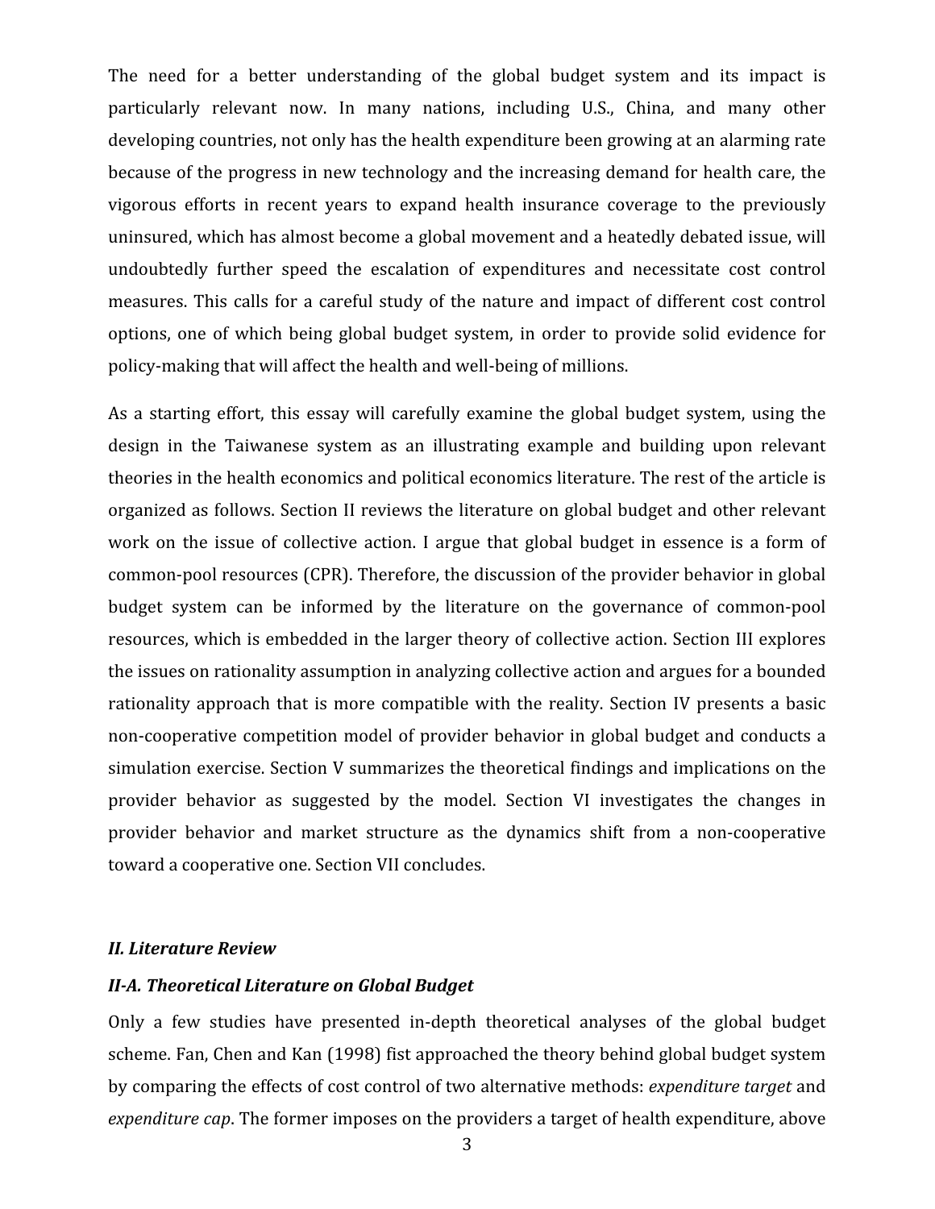The need for a better understanding of the global budget system and its impact is particularly relevant now. In many nations, including U.S., China, and many other developing countries, not only has the health expenditure been growing at an alarming rate because of the progress in new technology and the increasing demand for health care, the vigorous efforts in recent years to expand health insurance coverage to the previously uninsured, which has almost become a global movement and a heatedly debated issue, will undoubtedly further speed the escalation of expenditures and necessitate cost control measures. This calls for a careful study of the nature and impact of different cost control options, one of which being global budget system, in order to provide solid evidence for policy-making that will affect the health and well-being of millions.

As a starting effort, this essay will carefully examine the global budget system, using the design in the Taiwanese system as an illustrating example and building upon relevant theories in the health economics and political economics literature. The rest of the article is organized as follows. Section II reviews the literature on global budget and other relevant work on the issue of collective action. I argue that global budget in essence is a form of common-pool resources (CPR). Therefore, the discussion of the provider behavior in global budget system can be informed by the literature on the governance of common-pool resources, which is embedded in the larger theory of collective action. Section III explores the issues on rationality assumption in analyzing collective action and argues for a bounded rationality approach that is more compatible with the reality. Section IV presents a basic non-cooperative competition model of provider behavior in global budget and conducts a simulation exercise. Section V summarizes the theoretical findings and implications on the provider behavior as suggested by the model. Section VI investigates the changes in provider behavior and market structure as the dynamics shift from a non-cooperative toward a cooperative one. Section VII concludes.

## *II. Literature Review*

### *II-A. Theoretical Literature on Global Budget*

Only a few studies have presented in-depth theoretical analyses of the global budget scheme. Fan, Chen and Kan (1998) fist approached the theory behind global budget system by comparing the effects of cost control of two alternative methods: *expenditure target* and *expenditure cap*. The former imposes on the providers a target of health expenditure, above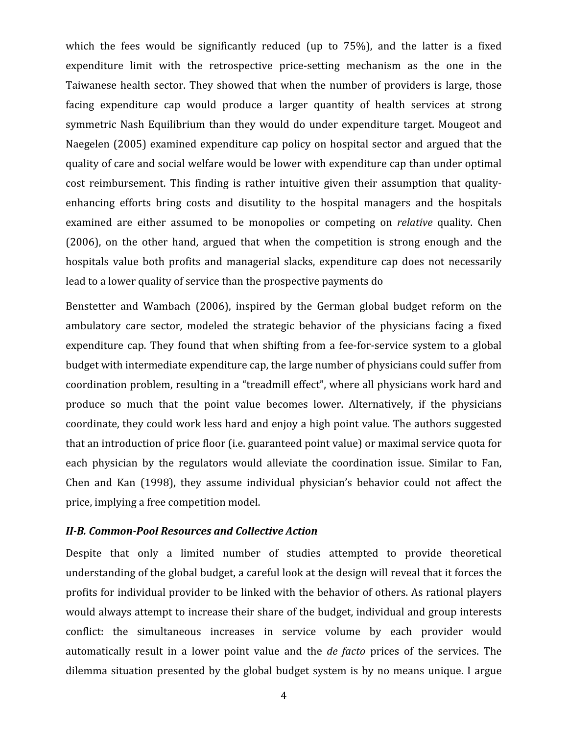which the fees would be significantly reduced (up to 75%), and the latter is a fixed expenditure limit with the retrospective price-setting mechanism as the one in the Taiwanese health sector. They showed that when the number of providers is large, those facing expenditure cap would produce a larger quantity of health services at strong symmetric Nash Equilibrium than they would do under expenditure target. Mougeot and Naegelen (2005) examined expenditure cap policy on hospital sector and argued that the quality of care and social welfare would be lower with expenditure cap than under optimal cost reimbursement. This finding is rather intuitive given their assumption that quality-enhancing efforts bring costs and disutility to the hospital managers and the hospitals examined are either assumed to be monopolies or competing on *relative* quality. Chen (2006), on the other hand, argued that when the competition is strong enough and the hospitals value both profits and managerial slacks, expenditure cap does not necessarily lead to a lower quality of service than the prospective payments do

Benstetter and Wambach (2006), inspired by the German global budget reform on the ambulatory care sector, modeled the strategic behavior of the physicians facing a fixed expenditure cap. They found that when shifting from a fee-for-service system to a global budget with intermediate expenditure cap, the large number of physicians could suffer from coordination problem, resulting in a "treadmill effect", where all physicians work hard and produce so much that the point value becomes lower. Alternatively, if the physicians coordinate, they could work less hard and enjoy a high point value. The authors suggested that an introduction of price floor (i.e. guaranteed point value) or maximal service quota for each physician by the regulators would alleviate the coordination issue. Similar to Fan, Chen and Kan (1998), they assume individual physician's behavior could not affect the price, implying a free competition model.

### *II-B. Common-Pool Resources and Collective Action*

Despite that only a limited number of studies attempted to provide theoretical understanding of the global budget, a careful look at the design will reveal that it forces the profits for individual provider to be linked with the behavior of others. As rational players would always attempt to increase their share of the budget, individual and group interests conflict: the simultaneous increases in service volume by each provider would automatically result in a lower point value and the *de facto* prices of the services. The dilemma situation presented by the global budget system is by no means unique. I argue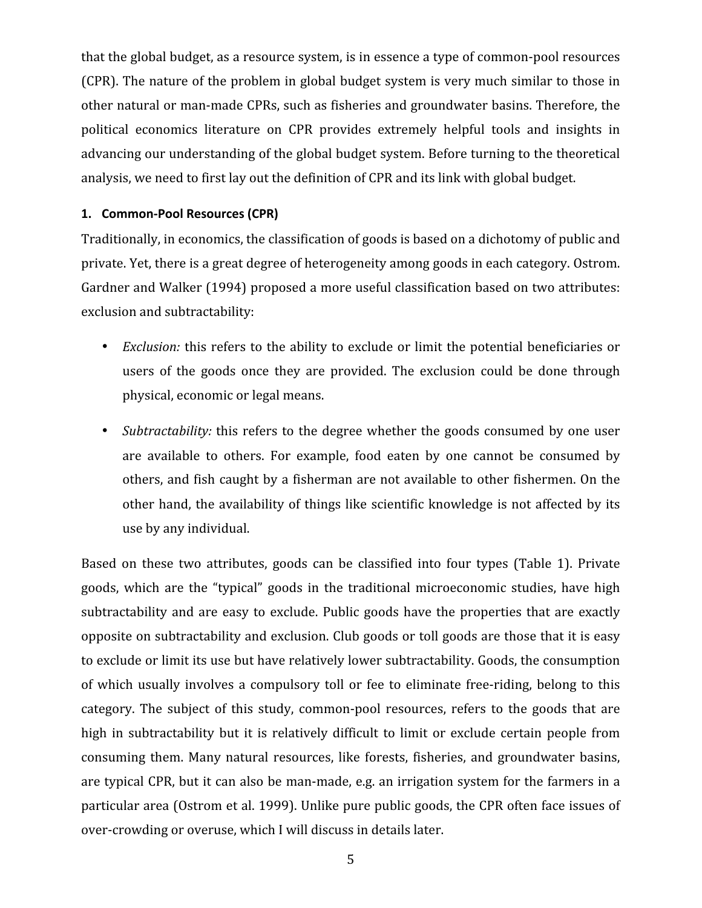that the global budget, as a resource system, is in essence a type of common-pool resources (CPR). The nature of the problem in global budget system is very much similar to those in other natural or man-made CPRs, such as fisheries and groundwater basins. Therefore, the political economics literature on CPR provides extremely helpful tools and insights in advancing our understanding of the global budget system. Before turning to the theoretical analysis, we need to first lay out the definition of CPR and its link with global budget.

### 1. Common-Pool Resources (CPR)

Traditionally, in economics, the classification of goods is based on a dichotomy of public and private. Yet, there is a great degree of heterogeneity among goods in each category. Ostrom. Gardner and Walker (1994) proposed a more useful classification based on two attributes: exclusion and subtractability:

- *Exclusion:* this refers to the ability to exclude or limit the potential beneficiaries or users of the goods once they are provided. The exclusion could be done through physical, economic or legal means.
- *Subtractability:* this refers to the degree whether the goods consumed by one user are available to others. For example, food eaten by one cannot be consumed by others, and fish caught by a fisherman are not available to other fishermen. On the other hand, the availability of things like scientific knowledge is not affected by its use by any individual.

Based on these two attributes, goods can be classified into four types (Table 1). Private goods, which are the "typical" goods in the traditional microeconomic studies, have high subtractability and are easy to exclude. Public goods have the properties that are exactly opposite on subtractability and exclusion. Club goods or toll goods are those that it is easy to exclude or limit its use but have relatively lower subtractability. Goods, the consumption of which usually involves a compulsory toll or fee to eliminate free-riding, belong to this category. The subject of this study, common-pool resources, refers to the goods that are high in subtractability but it is relatively difficult to limit or exclude certain people from consuming them. Many natural resources, like forests, fisheries, and groundwater basins, are typical CPR, but it can also be man-made, e.g. an irrigation system for the farmers in a particular area (Ostrom et al. 1999). Unlike pure public goods, the CPR often face issues of over-crowding or overuse, which I will discuss in details later.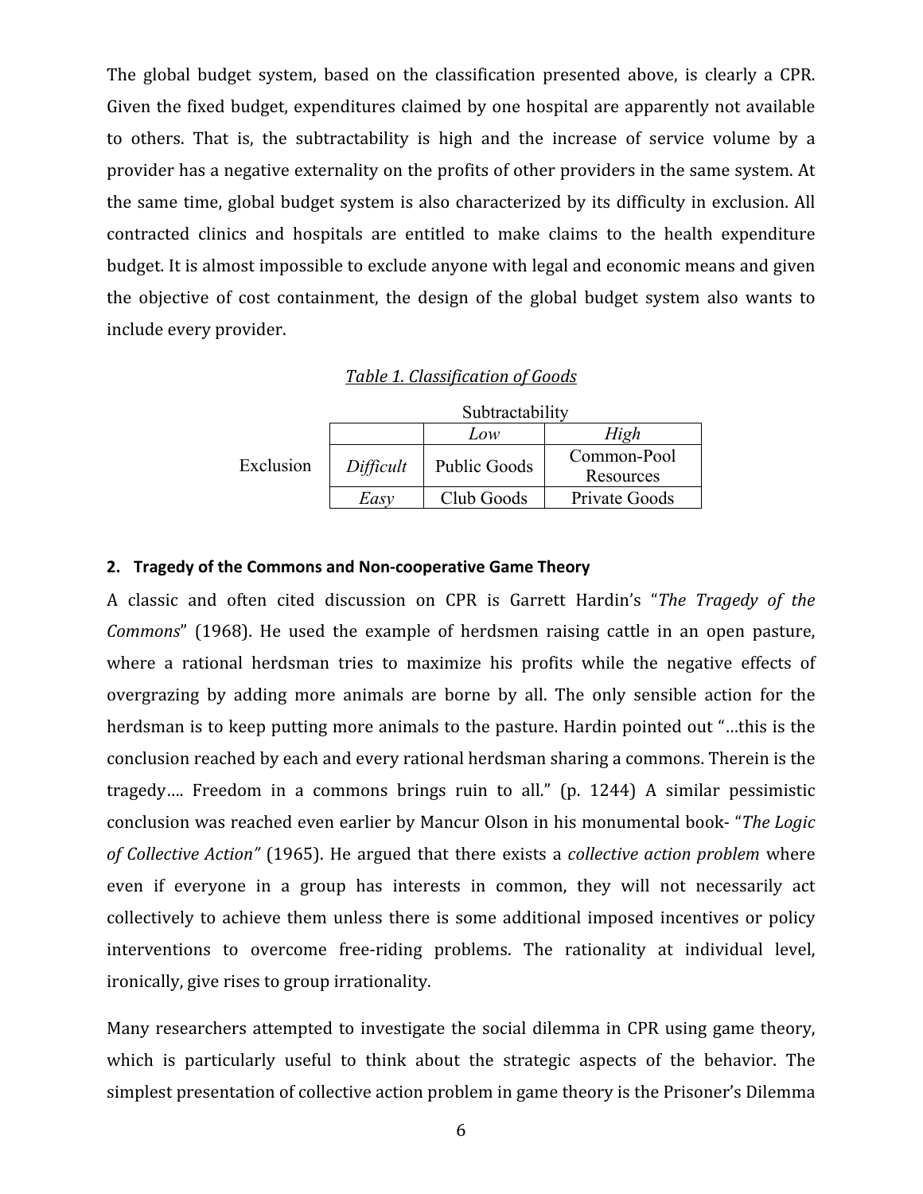The global budget system, based on the classification presented above, is clearly a CPR. Given the fixed budget, expenditures claimed by one hospital are apparently not available to others. That is, the subtractability is high and the increase of service volume by a provider has a negative externality on the profits of other providers in the same system. At the same time, global budget system is also characterized by its difficulty in exclusion. All contracted clinics and hospitals are entitled to make claims to the health expenditure budget. It is almost impossible to exclude anyone with legal and economic means and given the objective of cost containment, the design of the global budget system also wants to include every provider.

*Table 1. Classification of Goods*

| | | Subtractability | |
|---|---|---|---|
| | | *Low* | *High* |
| Exclusion | *Difficult* | Public Goods | Common-Pool Resources |
| | *Easy* | Club Goods | Private Goods |

## 2. Tragedy of the Commons and Non-cooperative Game Theory

A classic and often cited discussion on CPR is Garrett Hardin's "*The Tragedy of the Commons*" (1968). He used the example of herdsmen raising cattle in an open pasture, where a rational herdsman tries to maximize his profits while the negative effects of overgrazing by adding more animals are borne by all. The only sensible action for the herdsman is to keep putting more animals to the pasture. Hardin pointed out "…this is the conclusion reached by each and every rational herdsman sharing a commons. Therein is the tragedy…. Freedom in a commons brings ruin to all." (p. 1244) A similar pessimistic conclusion was reached even earlier by Mancur Olson in his monumental book- "*The Logic of Collective Action"* (1965). He argued that there exists a *collective action problem* where even if everyone in a group has interests in common, they will not necessarily act collectively to achieve them unless there is some additional imposed incentives or policy interventions to overcome free-riding problems. The rationality at individual level, ironically, give rises to group irrationality.

Many researchers attempted to investigate the social dilemma in CPR using game theory, which is particularly useful to think about the strategic aspects of the behavior. The simplest presentation of collective action problem in game theory is the Prisoner's Dilemma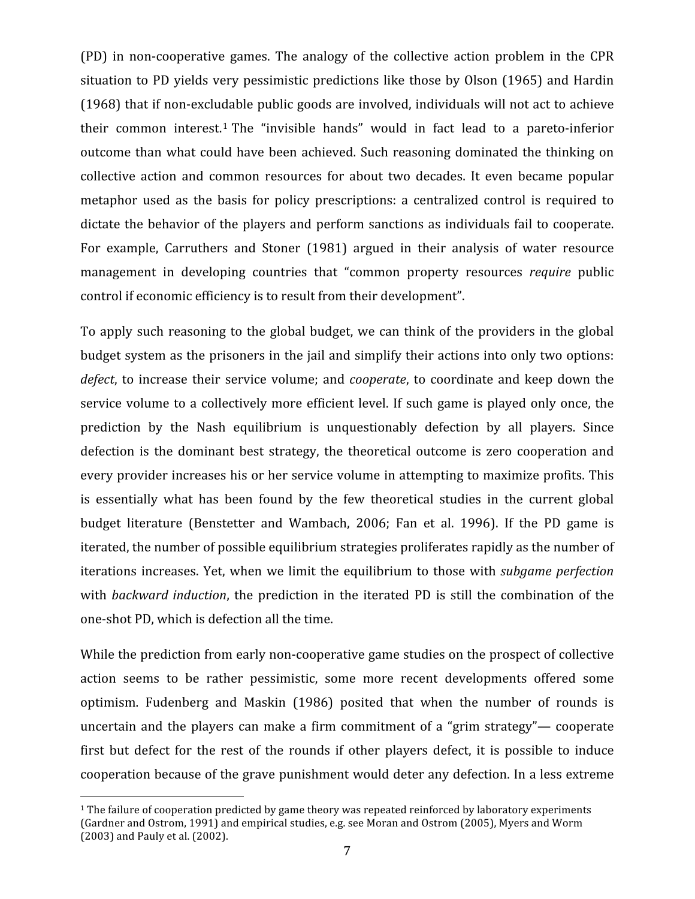(PD) in non-cooperative games. The analogy of the collective action problem in the CPR situation to PD yields very pessimistic predictions like those by Olson (1965) and Hardin (1968) that if non-excludable public goods are involved, individuals will not act to achieve their common interest.[1] The "invisible hands" would in fact lead to a pareto-inferior outcome than what could have been achieved. Such reasoning dominated the thinking on collective action and common resources for about two decades. It even became popular metaphor used as the basis for policy prescriptions: a centralized control is required to dictate the behavior of the players and perform sanctions as individuals fail to cooperate. For example, Carruthers and Stoner (1981) argued in their analysis of water resource management in developing countries that "common property resources *require* public control if economic efficiency is to result from their development".

To apply such reasoning to the global budget, we can think of the providers in the global budget system as the prisoners in the jail and simplify their actions into only two options: *defect*, to increase their service volume; and *cooperate*, to coordinate and keep down the service volume to a collectively more efficient level. If such game is played only once, the prediction by the Nash equilibrium is unquestionably defection by all players. Since defection is the dominant best strategy, the theoretical outcome is zero cooperation and every provider increases his or her service volume in attempting to maximize profits. This is essentially what has been found by the few theoretical studies in the current global budget literature (Benstetter and Wambach, 2006; Fan et al. 1996). If the PD game is iterated, the number of possible equilibrium strategies proliferates rapidly as the number of iterations increases. Yet, when we limit the equilibrium to those with *subgame perfection* with *backward induction*, the prediction in the iterated PD is still the combination of the one-shot PD, which is defection all the time.

While the prediction from early non-cooperative game studies on the prospect of collective action seems to be rather pessimistic, some more recent developments offered some optimism. Fudenberg and Maskin (1986) posited that when the number of rounds is uncertain and the players can make a firm commitment of a "grim strategy"— cooperate first but defect for the rest of the rounds if other players defect, it is possible to induce cooperation because of the grave punishment would deter any defection. In a less extreme

[1] The failure of cooperation predicted by game theory was repeated reinforced by laboratory experiments (Gardner and Ostrom, 1991) and empirical studies, e.g. see Moran and Ostrom (2005), Myers and Worm (2003) and Pauly et al. (2002).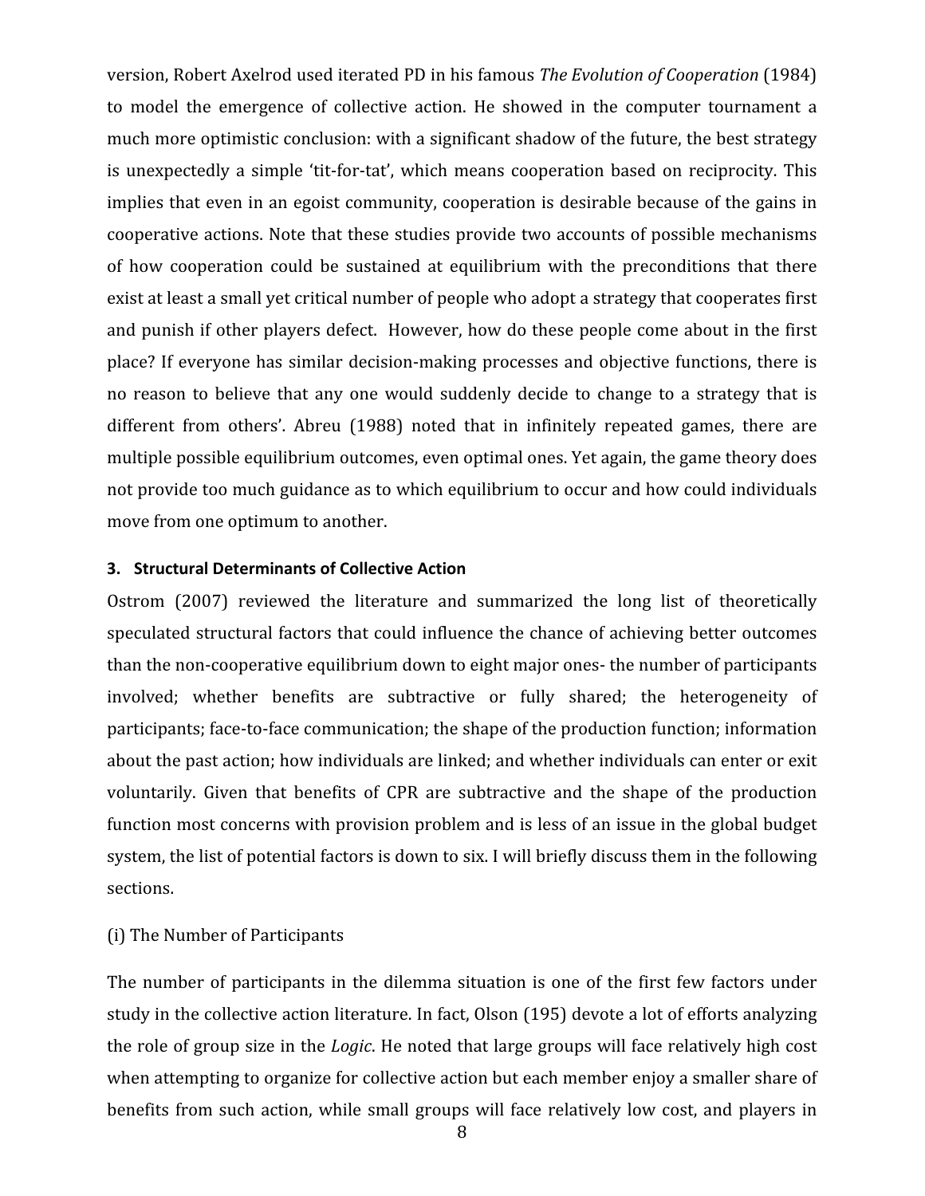version, Robert Axelrod used iterated PD in his famous *The Evolution of Cooperation* (1984) to model the emergence of collective action. He showed in the computer tournament a much more optimistic conclusion: with a significant shadow of the future, the best strategy is unexpectedly a simple 'tit-for-tat', which means cooperation based on reciprocity. This implies that even in an egoist community, cooperation is desirable because of the gains in cooperative actions. Note that these studies provide two accounts of possible mechanisms of how cooperation could be sustained at equilibrium with the preconditions that there exist at least a small yet critical number of people who adopt a strategy that cooperates first and punish if other players defect. However, how do these people come about in the first place? If everyone has similar decision-making processes and objective functions, there is no reason to believe that any one would suddenly decide to change to a strategy that is different from others'. Abreu (1988) noted that in infinitely repeated games, there are multiple possible equilibrium outcomes, even optimal ones. Yet again, the game theory does not provide too much guidance as to which equilibrium to occur and how could individuals move from one optimum to another.

### 3. Structural Determinants of Collective Action

Ostrom (2007) reviewed the literature and summarized the long list of theoretically speculated structural factors that could influence the chance of achieving better outcomes than the non-cooperative equilibrium down to eight major ones- the number of participants involved; whether benefits are subtractive or fully shared; the heterogeneity of participants; face-to-face communication; the shape of the production function; information about the past action; how individuals are linked; and whether individuals can enter or exit voluntarily. Given that benefits of CPR are subtractive and the shape of the production function most concerns with provision problem and is less of an issue in the global budget system, the list of potential factors is down to six. I will briefly discuss them in the following sections.

(i) The Number of Participants

The number of participants in the dilemma situation is one of the first few factors under study in the collective action literature. In fact, Olson (195) devote a lot of efforts analyzing the role of group size in the *Logic*. He noted that large groups will face relatively high cost when attempting to organize for collective action but each member enjoy a smaller share of benefits from such action, while small groups will face relatively low cost, and players in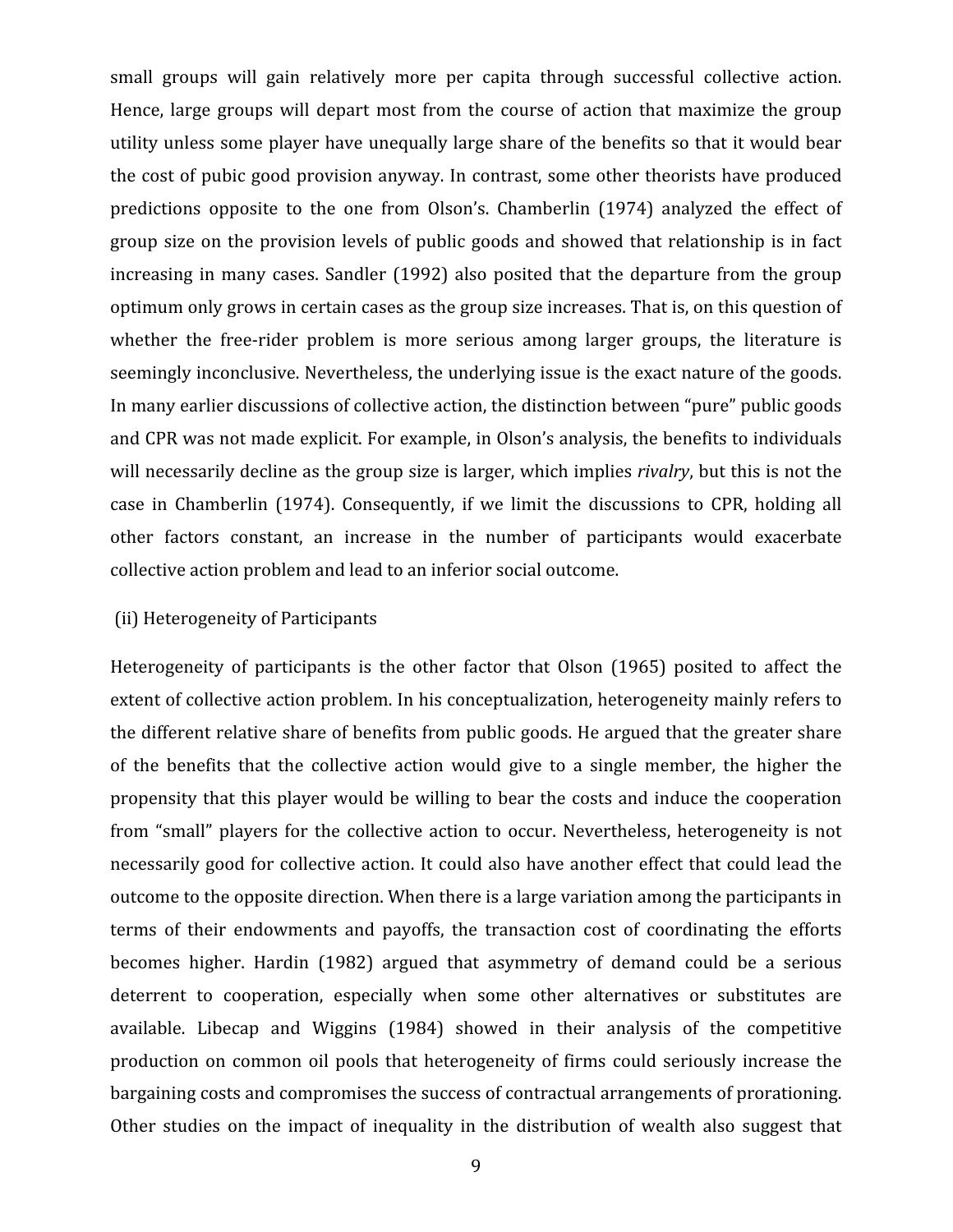small groups will gain relatively more per capita through successful collective action. Hence, large groups will depart most from the course of action that maximize the group utility unless some player have unequally large share of the benefits so that it would bear the cost of pubic good provision anyway. In contrast, some other theorists have produced predictions opposite to the one from Olson's. Chamberlin (1974) analyzed the effect of group size on the provision levels of public goods and showed that relationship is in fact increasing in many cases. Sandler (1992) also posited that the departure from the group optimum only grows in certain cases as the group size increases. That is, on this question of whether the free-rider problem is more serious among larger groups, the literature is seemingly inconclusive. Nevertheless, the underlying issue is the exact nature of the goods. In many earlier discussions of collective action, the distinction between "pure" public goods and CPR was not made explicit. For example, in Olson's analysis, the benefits to individuals will necessarily decline as the group size is larger, which implies *rivalry*, but this is not the case in Chamberlin (1974). Consequently, if we limit the discussions to CPR, holding all other factors constant, an increase in the number of participants would exacerbate collective action problem and lead to an inferior social outcome.

(ii) Heterogeneity of Participants

Heterogeneity of participants is the other factor that Olson (1965) posited to affect the extent of collective action problem. In his conceptualization, heterogeneity mainly refers to the different relative share of benefits from public goods. He argued that the greater share of the benefits that the collective action would give to a single member, the higher the propensity that this player would be willing to bear the costs and induce the cooperation from "small" players for the collective action to occur. Nevertheless, heterogeneity is not necessarily good for collective action. It could also have another effect that could lead the outcome to the opposite direction. When there is a large variation among the participants in terms of their endowments and payoffs, the transaction cost of coordinating the efforts becomes higher. Hardin (1982) argued that asymmetry of demand could be a serious deterrent to cooperation, especially when some other alternatives or substitutes are available. Libecap and Wiggins (1984) showed in their analysis of the competitive production on common oil pools that heterogeneity of firms could seriously increase the bargaining costs and compromises the success of contractual arrangements of prorationing. Other studies on the impact of inequality in the distribution of wealth also suggest that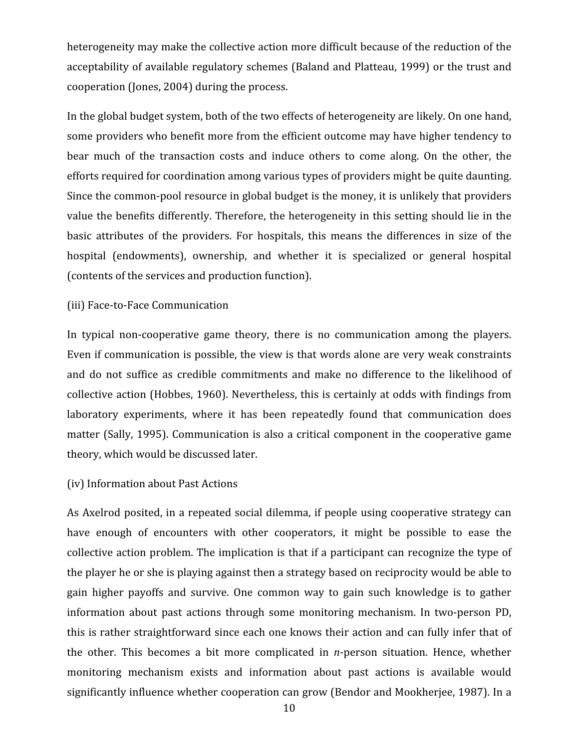heterogeneity may make the collective action more difficult because of the reduction of the acceptability of available regulatory schemes (Baland and Platteau, 1999) or the trust and cooperation (Jones, 2004) during the process.

In the global budget system, both of the two effects of heterogeneity are likely. On one hand, some providers who benefit more from the efficient outcome may have higher tendency to bear much of the transaction costs and induce others to come along. On the other, the efforts required for coordination among various types of providers might be quite daunting. Since the common-pool resource in global budget is the money, it is unlikely that providers value the benefits differently. Therefore, the heterogeneity in this setting should lie in the basic attributes of the providers. For hospitals, this means the differences in size of the hospital (endowments), ownership, and whether it is specialized or general hospital (contents of the services and production function).

(iii) Face-to-Face Communication

In typical non-cooperative game theory, there is no communication among the players. Even if communication is possible, the view is that words alone are very weak constraints and do not suffice as credible commitments and make no difference to the likelihood of collective action (Hobbes, 1960). Nevertheless, this is certainly at odds with findings from laboratory experiments, where it has been repeatedly found that communication does matter (Sally, 1995). Communication is also a critical component in the cooperative game theory, which would be discussed later.

(iv) Information about Past Actions

As Axelrod posited, in a repeated social dilemma, if people using cooperative strategy can have enough of encounters with other cooperators, it might be possible to ease the collective action problem. The implication is that if a participant can recognize the type of the player he or she is playing against then a strategy based on reciprocity would be able to gain higher payoffs and survive. One common way to gain such knowledge is to gather information about past actions through some monitoring mechanism. In two-person PD, this is rather straightforward since each one knows their action and can fully infer that of the other. This becomes a bit more complicated in *n*-person situation. Hence, whether monitoring mechanism exists and information about past actions is available would significantly influence whether cooperation can grow (Bendor and Mookherjee, 1987). In a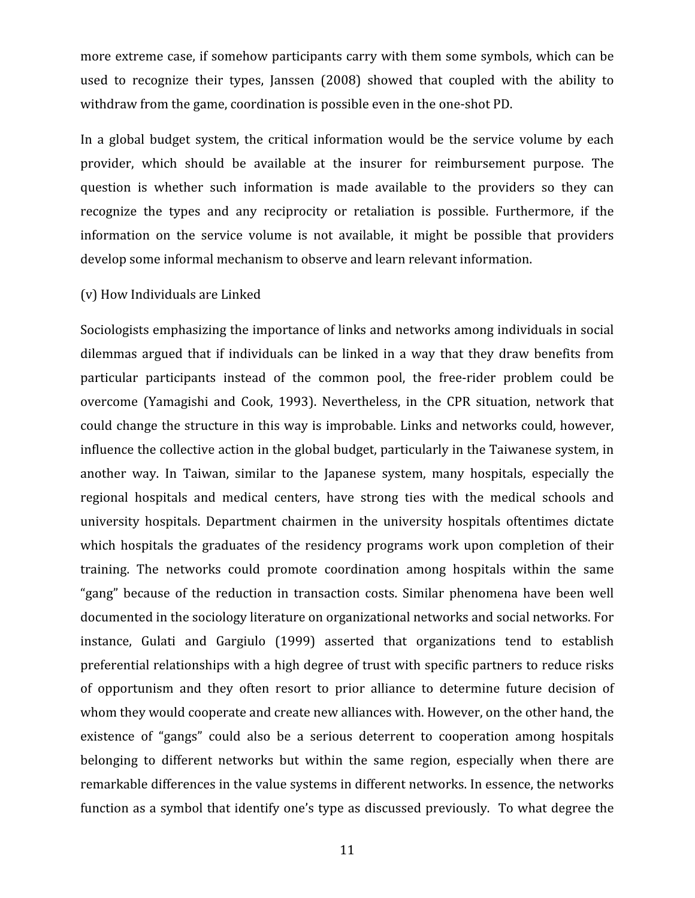more extreme case, if somehow participants carry with them some symbols, which can be used to recognize their types, Janssen (2008) showed that coupled with the ability to withdraw from the game, coordination is possible even in the one-shot PD.

In a global budget system, the critical information would be the service volume by each provider, which should be available at the insurer for reimbursement purpose. The question is whether such information is made available to the providers so they can recognize the types and any reciprocity or retaliation is possible. Furthermore, if the information on the service volume is not available, it might be possible that providers develop some informal mechanism to observe and learn relevant information.

(v) How Individuals are Linked

Sociologists emphasizing the importance of links and networks among individuals in social dilemmas argued that if individuals can be linked in a way that they draw benefits from particular participants instead of the common pool, the free-rider problem could be overcome (Yamagishi and Cook, 1993). Nevertheless, in the CPR situation, network that could change the structure in this way is improbable. Links and networks could, however, influence the collective action in the global budget, particularly in the Taiwanese system, in another way. In Taiwan, similar to the Japanese system, many hospitals, especially the regional hospitals and medical centers, have strong ties with the medical schools and university hospitals. Department chairmen in the university hospitals oftentimes dictate which hospitals the graduates of the residency programs work upon completion of their training. The networks could promote coordination among hospitals within the same "gang" because of the reduction in transaction costs. Similar phenomena have been well documented in the sociology literature on organizational networks and social networks. For instance, Gulati and Gargiulo (1999) asserted that organizations tend to establish preferential relationships with a high degree of trust with specific partners to reduce risks of opportunism and they often resort to prior alliance to determine future decision of whom they would cooperate and create new alliances with. However, on the other hand, the existence of "gangs" could also be a serious deterrent to cooperation among hospitals belonging to different networks but within the same region, especially when there are remarkable differences in the value systems in different networks. In essence, the networks function as a symbol that identify one's type as discussed previously. To what degree the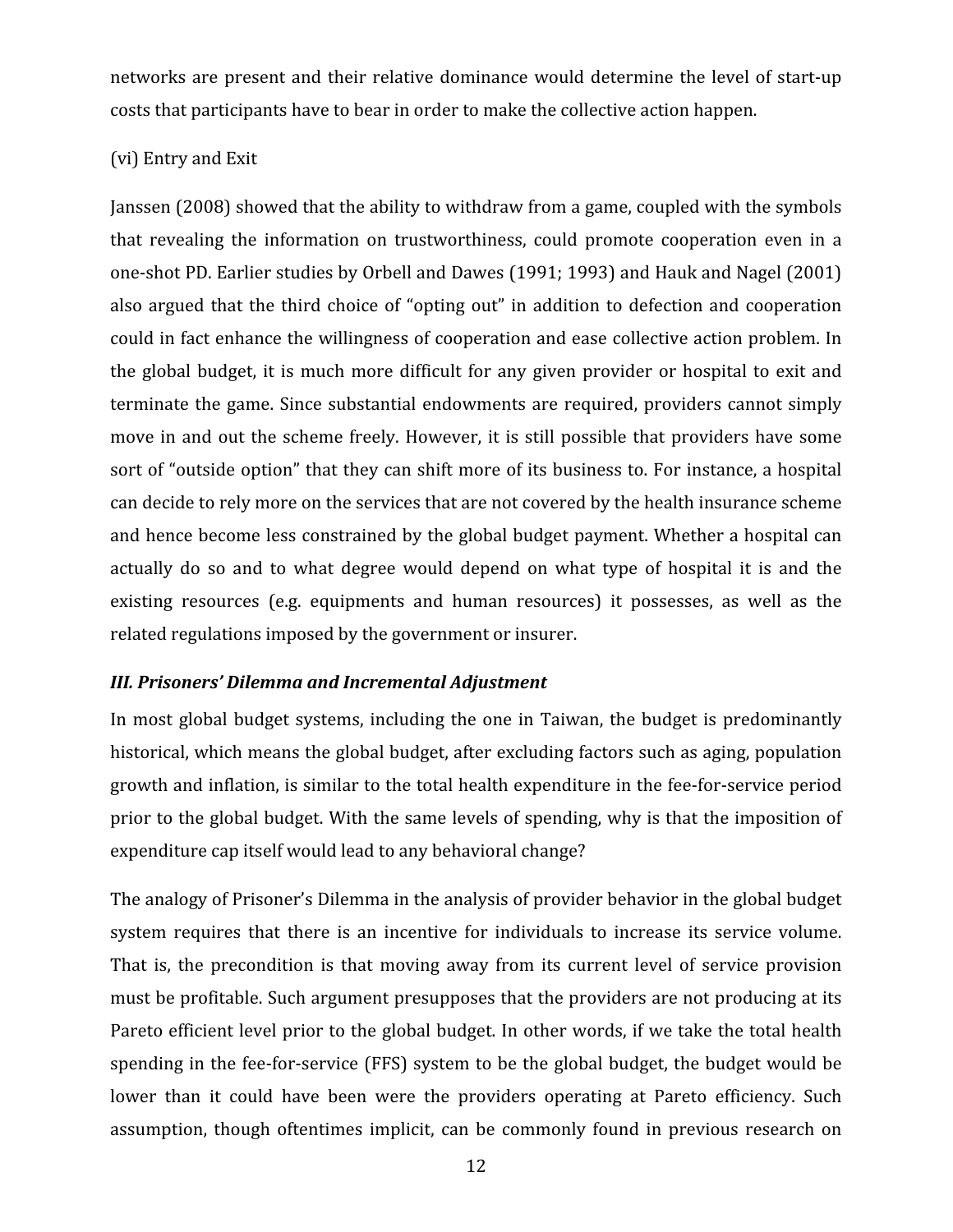networks are present and their relative dominance would determine the level of start-up costs that participants have to bear in order to make the collective action happen.

(vi) Entry and Exit

Janssen (2008) showed that the ability to withdraw from a game, coupled with the symbols that revealing the information on trustworthiness, could promote cooperation even in a one-shot PD. Earlier studies by Orbell and Dawes (1991; 1993) and Hauk and Nagel (2001) also argued that the third choice of "opting out" in addition to defection and cooperation could in fact enhance the willingness of cooperation and ease collective action problem. In the global budget, it is much more difficult for any given provider or hospital to exit and terminate the game. Since substantial endowments are required, providers cannot simply move in and out the scheme freely. However, it is still possible that providers have some sort of "outside option" that they can shift more of its business to. For instance, a hospital can decide to rely more on the services that are not covered by the health insurance scheme and hence become less constrained by the global budget payment. Whether a hospital can actually do so and to what degree would depend on what type of hospital it is and the existing resources (e.g. equipments and human resources) it possesses, as well as the related regulations imposed by the government or insurer.

### *III. Prisoners' Dilemma and Incremental Adjustment*

In most global budget systems, including the one in Taiwan, the budget is predominantly historical, which means the global budget, after excluding factors such as aging, population growth and inflation, is similar to the total health expenditure in the fee-for-service period prior to the global budget. With the same levels of spending, why is that the imposition of expenditure cap itself would lead to any behavioral change?

The analogy of Prisoner's Dilemma in the analysis of provider behavior in the global budget system requires that there is an incentive for individuals to increase its service volume. That is, the precondition is that moving away from its current level of service provision must be profitable. Such argument presupposes that the providers are not producing at its Pareto efficient level prior to the global budget. In other words, if we take the total health spending in the fee-for-service (FFS) system to be the global budget, the budget would be lower than it could have been were the providers operating at Pareto efficiency. Such assumption, though oftentimes implicit, can be commonly found in previous research on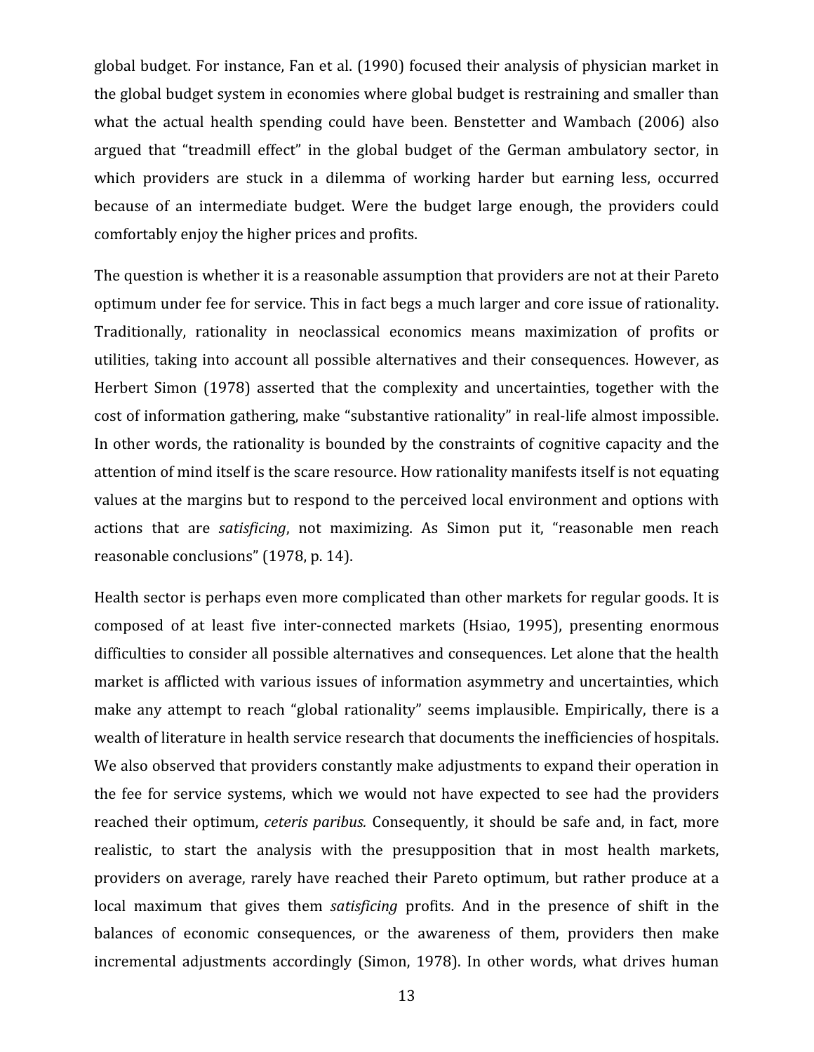global budget. For instance, Fan et al. (1990) focused their analysis of physician market in the global budget system in economies where global budget is restraining and smaller than what the actual health spending could have been. Benstetter and Wambach (2006) also argued that "treadmill effect" in the global budget of the German ambulatory sector, in which providers are stuck in a dilemma of working harder but earning less, occurred because of an intermediate budget. Were the budget large enough, the providers could comfortably enjoy the higher prices and profits.

The question is whether it is a reasonable assumption that providers are not at their Pareto optimum under fee for service. This in fact begs a much larger and core issue of rationality. Traditionally, rationality in neoclassical economics means maximization of profits or utilities, taking into account all possible alternatives and their consequences. However, as Herbert Simon (1978) asserted that the complexity and uncertainties, together with the cost of information gathering, make "substantive rationality" in real-life almost impossible. In other words, the rationality is bounded by the constraints of cognitive capacity and the attention of mind itself is the scare resource. How rationality manifests itself is not equating values at the margins but to respond to the perceived local environment and options with actions that are *satisficing*, not maximizing. As Simon put it, "reasonable men reach reasonable conclusions" (1978, p. 14).

Health sector is perhaps even more complicated than other markets for regular goods. It is composed of at least five inter-connected markets (Hsiao, 1995), presenting enormous difficulties to consider all possible alternatives and consequences. Let alone that the health market is afflicted with various issues of information asymmetry and uncertainties, which make any attempt to reach "global rationality" seems implausible. Empirically, there is a wealth of literature in health service research that documents the inefficiencies of hospitals. We also observed that providers constantly make adjustments to expand their operation in the fee for service systems, which we would not have expected to see had the providers reached their optimum, *ceteris paribus.* Consequently, it should be safe and, in fact, more realistic, to start the analysis with the presupposition that in most health markets, providers on average, rarely have reached their Pareto optimum, but rather produce at a local maximum that gives them *satisficing* profits. And in the presence of shift in the balances of economic consequences, or the awareness of them, providers then make incremental adjustments accordingly (Simon, 1978). In other words, what drives human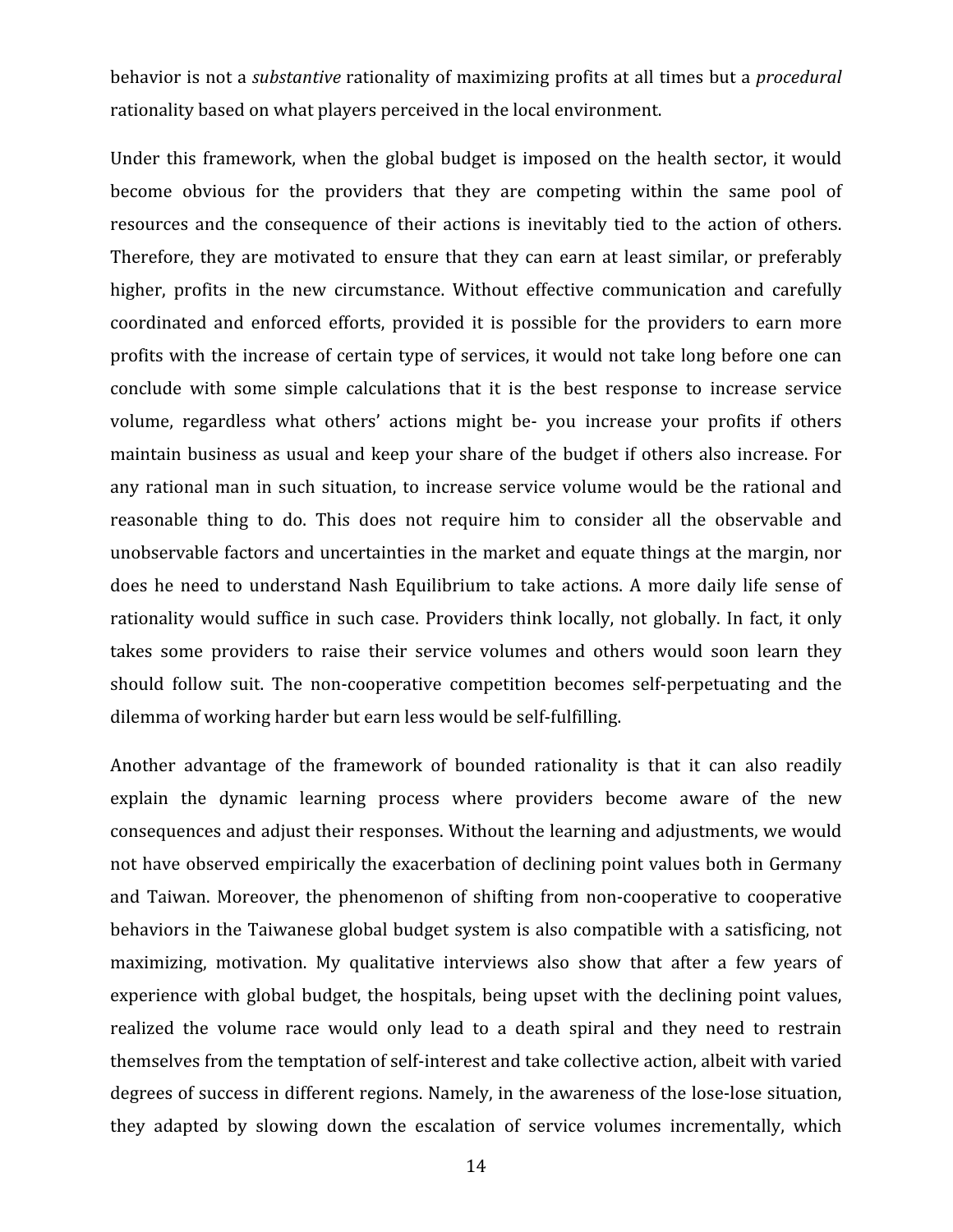behavior is not a *substantive* rationality of maximizing profits at all times but a *procedural* rationality based on what players perceived in the local environment.

Under this framework, when the global budget is imposed on the health sector, it would become obvious for the providers that they are competing within the same pool of resources and the consequence of their actions is inevitably tied to the action of others. Therefore, they are motivated to ensure that they can earn at least similar, or preferably higher, profits in the new circumstance. Without effective communication and carefully coordinated and enforced efforts, provided it is possible for the providers to earn more profits with the increase of certain type of services, it would not take long before one can conclude with some simple calculations that it is the best response to increase service volume, regardless what others' actions might be- you increase your profits if others maintain business as usual and keep your share of the budget if others also increase. For any rational man in such situation, to increase service volume would be the rational and reasonable thing to do. This does not require him to consider all the observable and unobservable factors and uncertainties in the market and equate things at the margin, nor does he need to understand Nash Equilibrium to take actions. A more daily life sense of rationality would suffice in such case. Providers think locally, not globally. In fact, it only takes some providers to raise their service volumes and others would soon learn they should follow suit. The non-cooperative competition becomes self-perpetuating and the dilemma of working harder but earn less would be self-fulfilling.

Another advantage of the framework of bounded rationality is that it can also readily explain the dynamic learning process where providers become aware of the new consequences and adjust their responses. Without the learning and adjustments, we would not have observed empirically the exacerbation of declining point values both in Germany and Taiwan. Moreover, the phenomenon of shifting from non-cooperative to cooperative behaviors in the Taiwanese global budget system is also compatible with a satisficing, not maximizing, motivation. My qualitative interviews also show that after a few years of experience with global budget, the hospitals, being upset with the declining point values, realized the volume race would only lead to a death spiral and they need to restrain themselves from the temptation of self-interest and take collective action, albeit with varied degrees of success in different regions. Namely, in the awareness of the lose-lose situation, they adapted by slowing down the escalation of service volumes incrementally, which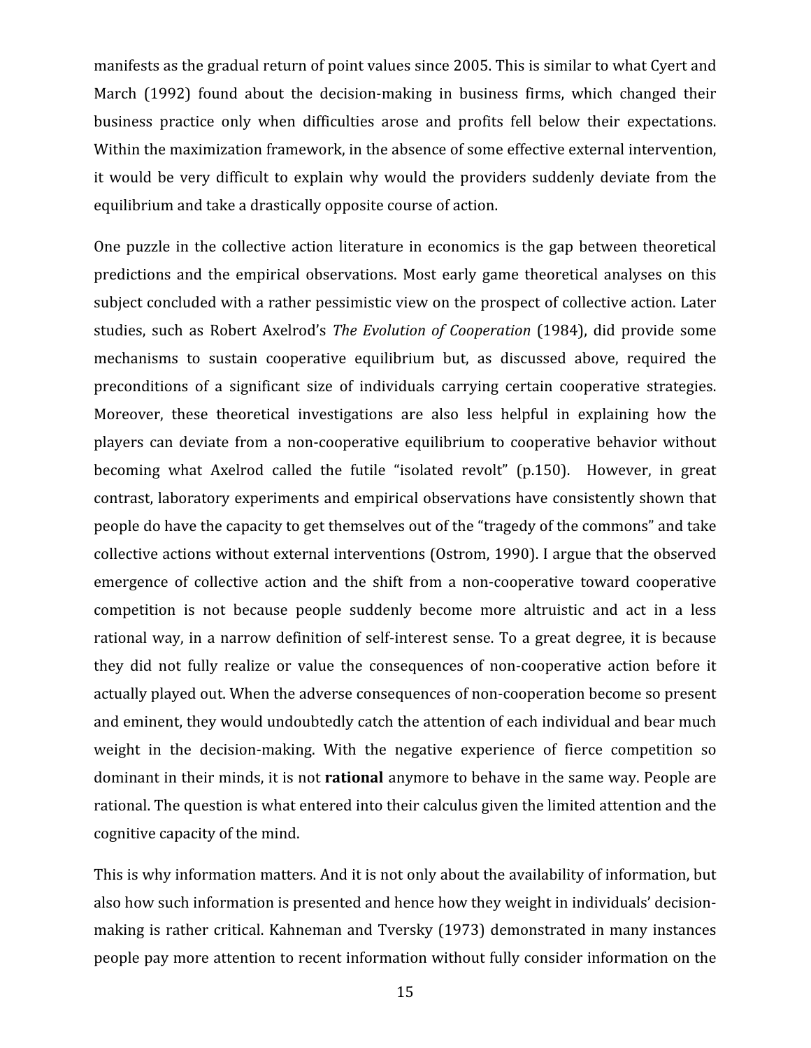manifests as the gradual return of point values since 2005. This is similar to what Cyert and March (1992) found about the decision-making in business firms, which changed their business practice only when difficulties arose and profits fell below their expectations. Within the maximization framework, in the absence of some effective external intervention, it would be very difficult to explain why would the providers suddenly deviate from the equilibrium and take a drastically opposite course of action.

One puzzle in the collective action literature in economics is the gap between theoretical predictions and the empirical observations. Most early game theoretical analyses on this subject concluded with a rather pessimistic view on the prospect of collective action. Later studies, such as Robert Axelrod's *The Evolution of Cooperation* (1984), did provide some mechanisms to sustain cooperative equilibrium but, as discussed above, required the preconditions of a significant size of individuals carrying certain cooperative strategies. Moreover, these theoretical investigations are also less helpful in explaining how the players can deviate from a non-cooperative equilibrium to cooperative behavior without becoming what Axelrod called the futile "isolated revolt" (p.150). However, in great contrast, laboratory experiments and empirical observations have consistently shown that people do have the capacity to get themselves out of the "tragedy of the commons" and take collective actions without external interventions (Ostrom, 1990). I argue that the observed emergence of collective action and the shift from a non-cooperative toward cooperative competition is not because people suddenly become more altruistic and act in a less rational way, in a narrow definition of self-interest sense. To a great degree, it is because they did not fully realize or value the consequences of non-cooperative action before it actually played out. When the adverse consequences of non-cooperation become so present and eminent, they would undoubtedly catch the attention of each individual and bear much weight in the decision-making. With the negative experience of fierce competition so dominant in their minds, it is not **rational** anymore to behave in the same way. People are rational. The question is what entered into their calculus given the limited attention and the cognitive capacity of the mind.

This is why information matters. And it is not only about the availability of information, but also how such information is presented and hence how they weight in individuals' decision-making is rather critical. Kahneman and Tversky (1973) demonstrated in many instances people pay more attention to recent information without fully consider information on the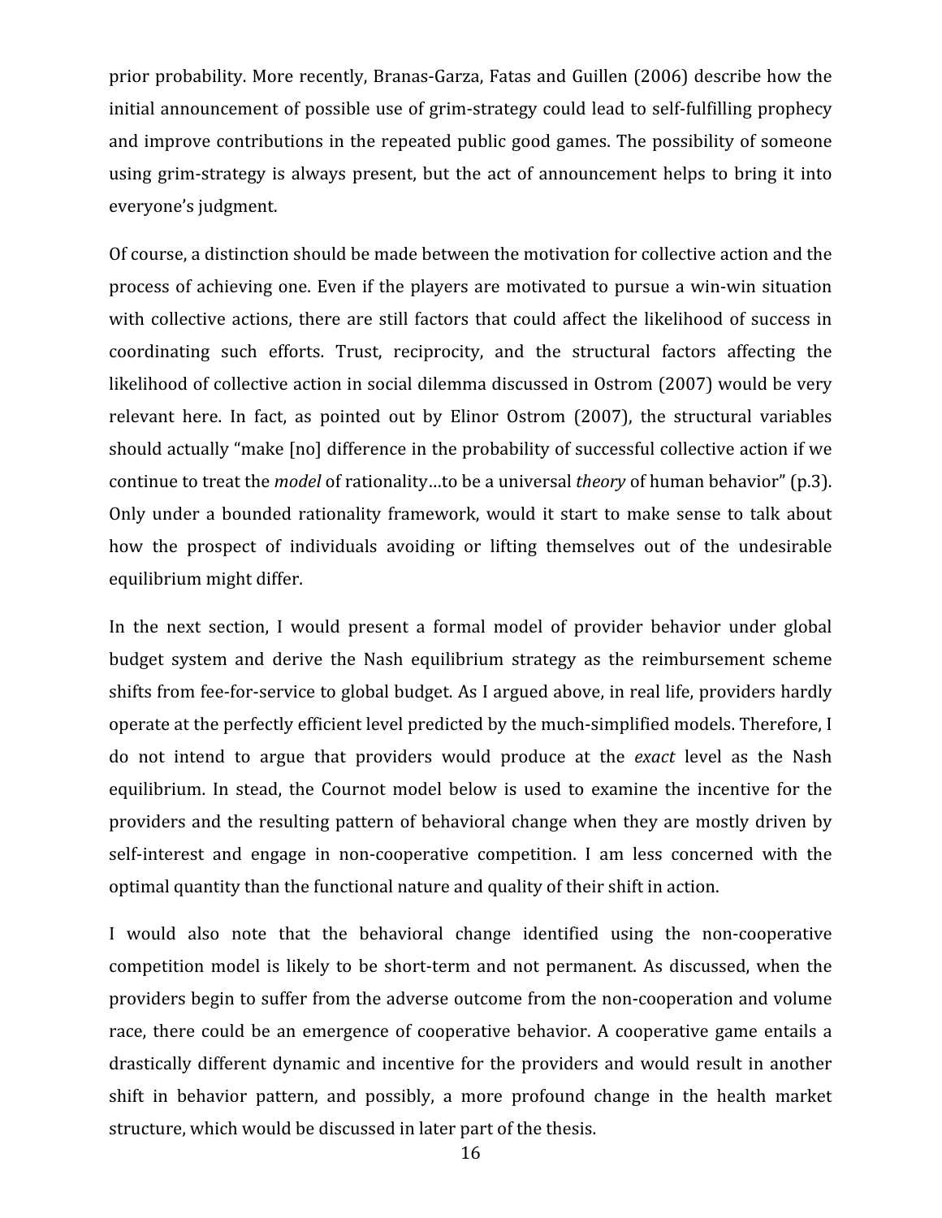prior probability. More recently, Branas-Garza, Fatas and Guillen (2006) describe how the initial announcement of possible use of grim-strategy could lead to self-fulfilling prophecy and improve contributions in the repeated public good games. The possibility of someone using grim-strategy is always present, but the act of announcement helps to bring it into everyone's judgment.

Of course, a distinction should be made between the motivation for collective action and the process of achieving one. Even if the players are motivated to pursue a win-win situation with collective actions, there are still factors that could affect the likelihood of success in coordinating such efforts. Trust, reciprocity, and the structural factors affecting the likelihood of collective action in social dilemma discussed in Ostrom (2007) would be very relevant here. In fact, as pointed out by Elinor Ostrom (2007), the structural variables should actually "make [no] difference in the probability of successful collective action if we continue to treat the *model* of rationality…to be a universal *theory* of human behavior" (p.3). Only under a bounded rationality framework, would it start to make sense to talk about how the prospect of individuals avoiding or lifting themselves out of the undesirable equilibrium might differ.

In the next section, I would present a formal model of provider behavior under global budget system and derive the Nash equilibrium strategy as the reimbursement scheme shifts from fee-for-service to global budget. As I argued above, in real life, providers hardly operate at the perfectly efficient level predicted by the much-simplified models. Therefore, I do not intend to argue that providers would produce at the *exact* level as the Nash equilibrium. In stead, the Cournot model below is used to examine the incentive for the providers and the resulting pattern of behavioral change when they are mostly driven by self-interest and engage in non-cooperative competition. I am less concerned with the optimal quantity than the functional nature and quality of their shift in action.

I would also note that the behavioral change identified using the non-cooperative competition model is likely to be short-term and not permanent. As discussed, when the providers begin to suffer from the adverse outcome from the non-cooperation and volume race, there could be an emergence of cooperative behavior. A cooperative game entails a drastically different dynamic and incentive for the providers and would result in another shift in behavior pattern, and possibly, a more profound change in the health market structure, which would be discussed in later part of the thesis.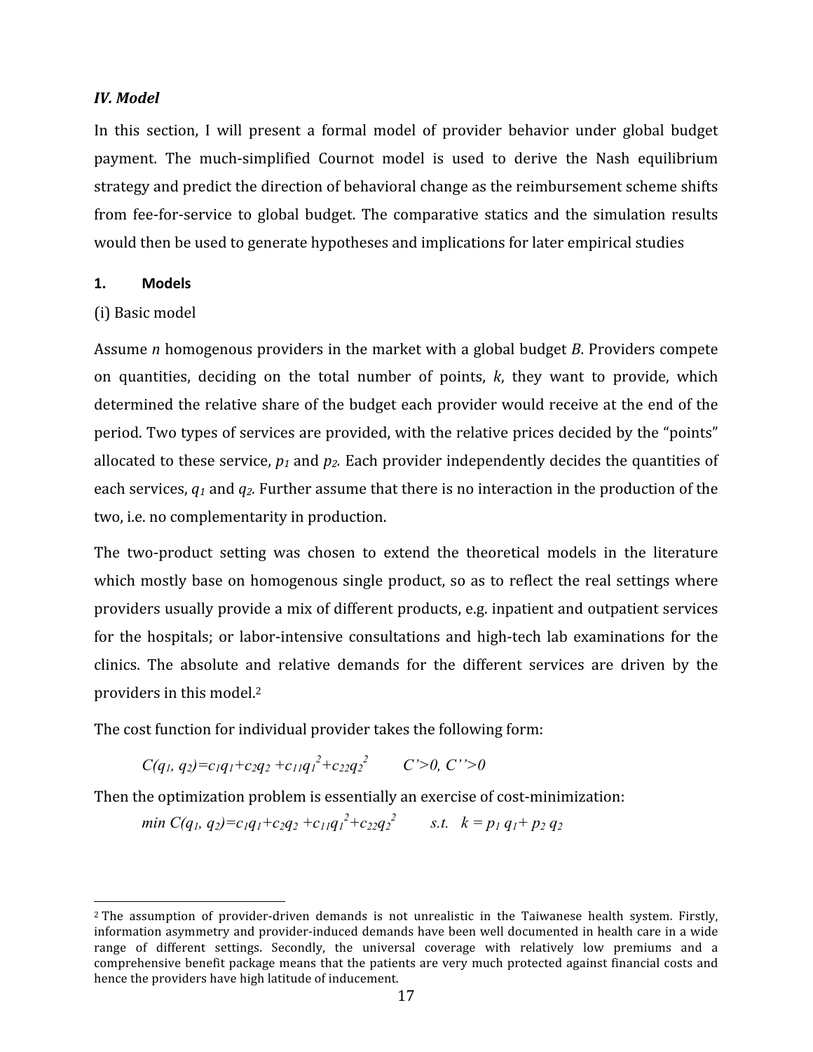### *IV. Model*

In this section, I will present a formal model of provider behavior under global budget payment. The much-simplified Cournot model is used to derive the Nash equilibrium strategy and predict the direction of behavioral change as the reimbursement scheme shifts from fee-for-service to global budget. The comparative statics and the simulation results would then be used to generate hypotheses and implications for later empirical studies

#### 1. Models

(i) Basic model

Assume *n* homogenous providers in the market with a global budget *B*. Providers compete on quantities, deciding on the total number of points, *k*, they want to provide, which determined the relative share of the budget each provider would receive at the end of the period. Two types of services are provided, with the relative prices decided by the "points" allocated to these service, $p_1$ and $p_2$. Each provider independently decides the quantities of each services, $q_1$ and $q_2$. Further assume that there is no interaction in the production of the two, i.e. no complementarity in production.

The two-product setting was chosen to extend the theoretical models in the literature which mostly base on homogenous single product, so as to reflect the real settings where providers usually provide a mix of different products, e.g. inpatient and outpatient services for the hospitals; or labor-intensive consultations and high-tech lab examinations for the clinics. The absolute and relative demands for the different services are driven by the providers in this model.[2]

The cost function for individual provider takes the following form:

$$C(q_1, q_2)=c_1q_1+c_2q_2+c_{11}q_1^2+c_{22}q_2^2 \qquad C'>0,\ C''>0$$

Then the optimization problem is essentially an exercise of cost-minimization:

$$\min C(q_1, q_2)=c_1q_1+c_2q_2+c_{11}q_1^2+c_{22}q_2^2 \qquad s.t. \quad k = p_1\, q_1+ p_2\, q_2$$

---

[2] The assumption of provider-driven demands is not unrealistic in the Taiwanese health system. Firstly, information asymmetry and provider-induced demands have been well documented in health care in a wide range of different settings. Secondly, the universal coverage with relatively low premiums and a comprehensive benefit package means that the patients are very much protected against financial costs and hence the providers have high latitude of inducement.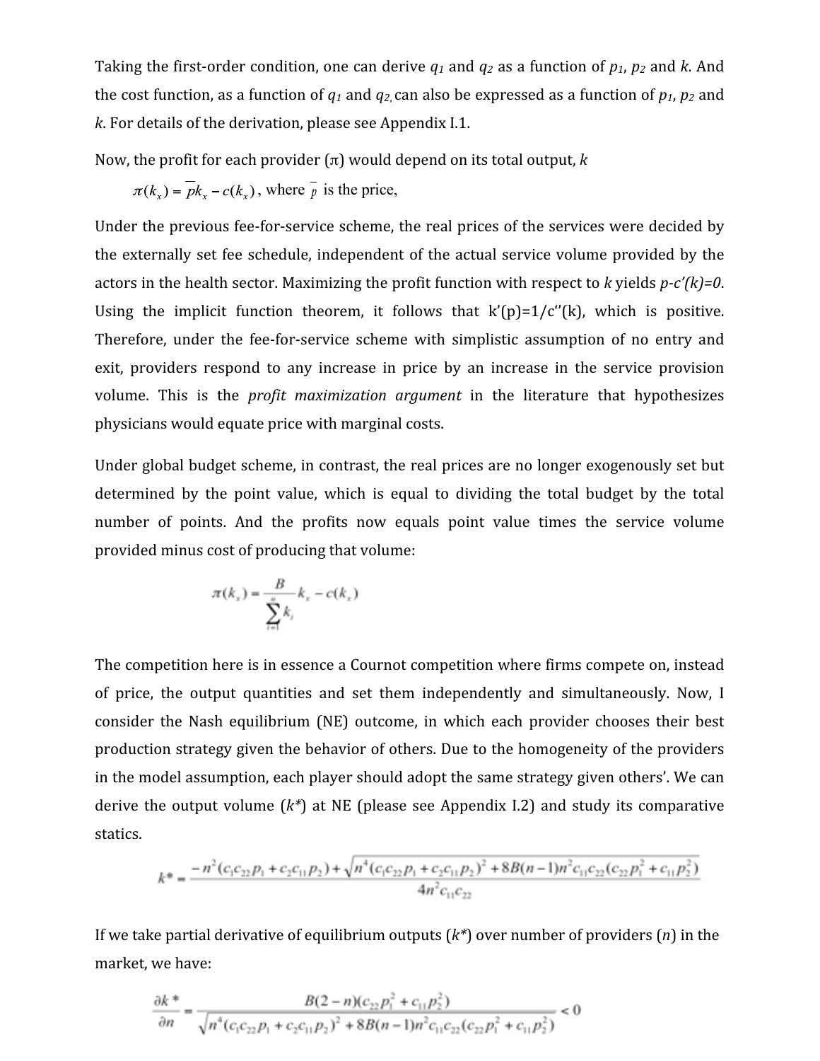Taking the first-order condition, one can derive $q_1$ and $q_2$ as a function of $p_1$, $p_2$ and $k$. And the cost function, as a function of $q_1$ and $q_2$, can also be expressed as a function of $p_1$, $p_2$ and $k$. For details of the derivation, please see Appendix I.1.

Now, the profit for each provider ($\pi$) would depend on its total output, $k$

$\pi(k_x) = \bar{p}k_x - c(k_x)$, where $\bar{p}$ is the price,

Under the previous fee-for-service scheme, the real prices of the services were decided by the externally set fee schedule, independent of the actual service volume provided by the actors in the health sector. Maximizing the profit function with respect to $k$ yields $p-c'(k)=0$. Using the implicit function theorem, it follows that $k'(p)=1/c''(k)$, which is positive. Therefore, under the fee-for-service scheme with simplistic assumption of no entry and exit, providers respond to any increase in price by an increase in the service provision volume. This is the *profit maximization argument* in the literature that hypothesizes physicians would equate price with marginal costs.

Under global budget scheme, in contrast, the real prices are no longer exogenously set but determined by the point value, which is equal to dividing the total budget by the total number of points. And the profits now equals point value times the service volume provided minus cost of producing that volume:

$$\pi(k_x) = \frac{B}{\sum_{i=1}^{n} k_i} k_x - c(k_x)$$

The competition here is in essence a Cournot competition where firms compete on, instead of price, the output quantities and set them independently and simultaneously. Now, I consider the Nash equilibrium (NE) outcome, in which each provider chooses their best production strategy given the behavior of others. Due to the homogeneity of the providers in the model assumption, each player should adopt the same strategy given others'. We can derive the output volume ($k^*$) at NE (please see Appendix I.2) and study its comparative statics.

$$k^* = \frac{-n^2(c_1c_{22}p_1 + c_2c_{11}p_2) + \sqrt{n^4(c_1c_{22}p_1 + c_2c_{11}p_2)^2 + 8B(n-1)n^2c_{11}c_{22}(c_{22}p_1^2 + c_{11}p_2^2)}}{4n^2c_{11}c_{22}}$$

If we take partial derivative of equilibrium outputs ($k^*$) over number of providers ($n$) in the market, we have:

$$\frac{\partial k^*}{\partial n} = \frac{B(2-n)(c_{22}p_1^2 + c_{11}p_2^2)}{\sqrt{n^4(c_1c_{22}p_1 + c_2c_{11}p_2)^2 + 8B(n-1)n^2c_{11}c_{22}(c_{22}p_1^2 + c_{11}p_2^2)}} < 0$$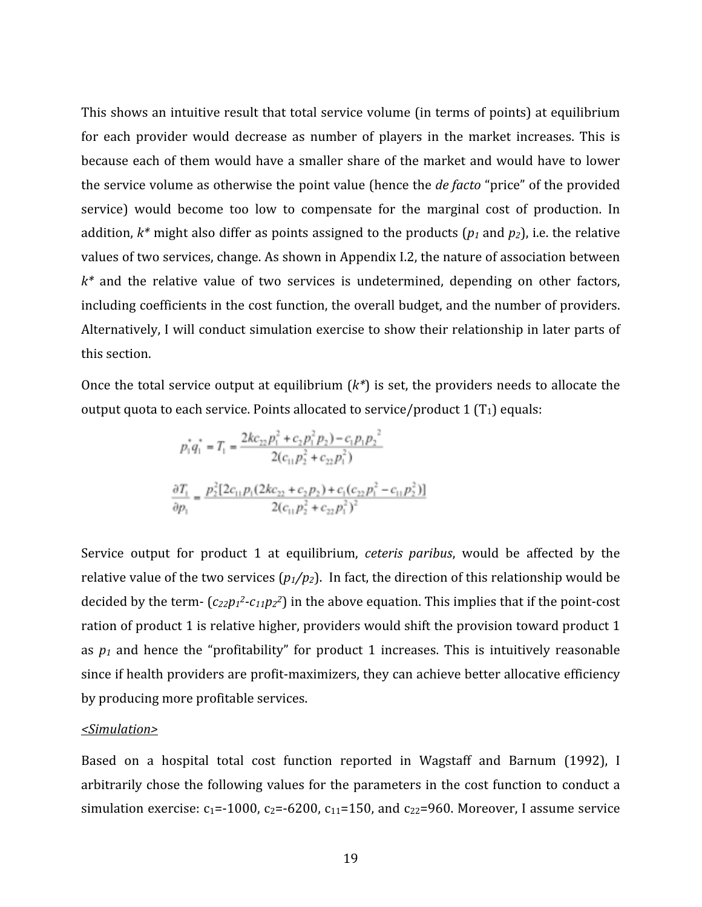This shows an intuitive result that total service volume (in terms of points) at equilibrium for each provider would decrease as number of players in the market increases. This is because each of them would have a smaller share of the market and would have to lower the service volume as otherwise the point value (hence the *de facto* "price" of the provided service) would become too low to compensate for the marginal cost of production. In addition, $k^*$ might also differ as points assigned to the products ($p_1$ and $p_2$), i.e. the relative values of two services, change. As shown in Appendix I.2, the nature of association between $k^*$ and the relative value of two services is undetermined, depending on other factors, including coefficients in the cost function, the overall budget, and the number of providers. Alternatively, I will conduct simulation exercise to show their relationship in later parts of this section.

Once the total service output at equilibrium ($k^*$) is set, the providers needs to allocate the output quota to each service. Points allocated to service/product 1 ($T_1$) equals:

$$p_1^* q_1^* = T_1 = \frac{2kc_{22}p_1^2 + c_2 p_1^2 p_2) - c_1 p_1 p_2^2}{2(c_{11}p_2^2 + c_{22}p_1^2)}$$

$$\frac{\partial T_1}{\partial p_1} = \frac{p_2^2[2c_{11}p_1(2kc_{22} + c_2 p_2) + c_1(c_{22}p_1^2 - c_{11}p_2^2)]}{2(c_{11}p_2^2 + c_{22}p_1^2)^2}$$

Service output for product 1 at equilibrium, *ceteris paribus*, would be affected by the relative value of the two services ($p_1/p_2$). In fact, the direction of this relationship would be decided by the term- ($c_{22}p_1^2$-$c_{11}p_2^2$) in the above equation. This implies that if the point-cost ration of product 1 is relative higher, providers would shift the provision toward product 1 as $p_1$ and hence the "profitability" for product 1 increases. This is intuitively reasonable since if health providers are profit-maximizers, they can achieve better allocative efficiency by producing more profitable services.

*<Simulation>*

Based on a hospital total cost function reported in Wagstaff and Barnum (1992), I arbitrarily chose the following values for the parameters in the cost function to conduct a simulation exercise: $c_1$=-1000, $c_2$=-6200, $c_{11}$=150, and $c_{22}$=960. Moreover, I assume service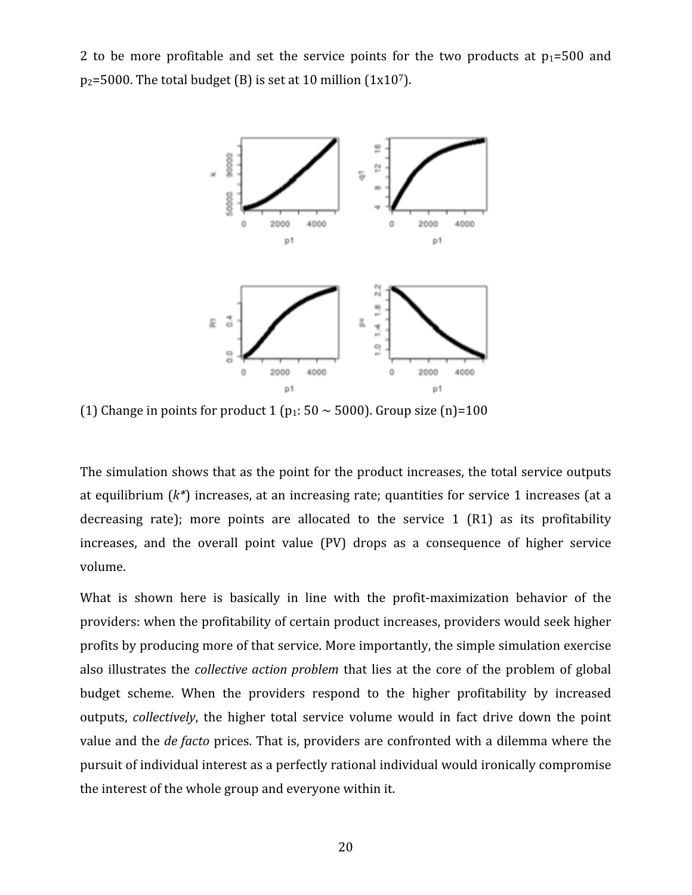2 to be more profitable and set the service points for the two products at $p_1$=500 and $p_2$=5000. The total budget (B) is set at 10 million ($1 \times 10^7$).

(1) Change in points for product 1 ($p_1$: 50 ~ 5000). Group size (n)=100

The simulation shows that as the point for the product increases, the total service outputs at equilibrium ($k^*$) increases, at an increasing rate; quantities for service 1 increases (at a decreasing rate); more points are allocated to the service 1 (R1) as its profitability increases, and the overall point value (PV) drops as a consequence of higher service volume.

What is shown here is basically in line with the profit-maximization behavior of the providers: when the profitability of certain product increases, providers would seek higher profits by producing more of that service. More importantly, the simple simulation exercise also illustrates the *collective action problem* that lies at the core of the problem of global budget scheme. When the providers respond to the higher profitability by increased outputs, *collectively*, the higher total service volume would in fact drive down the point value and the *de facto* prices. That is, providers are confronted with a dilemma where the pursuit of individual interest as a perfectly rational individual would ironically compromise the interest of the whole group and everyone within it.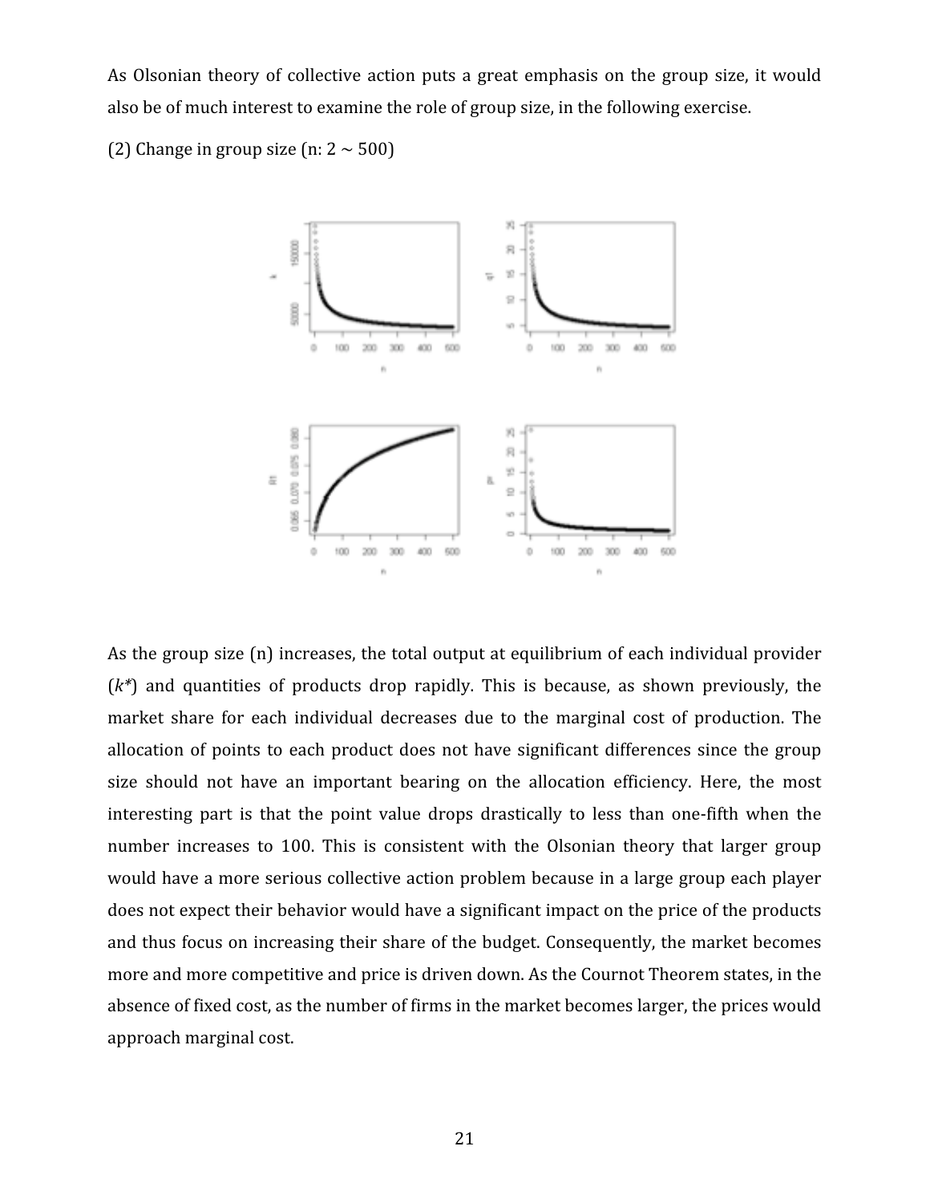As Olsonian theory of collective action puts a great emphasis on the group size, it would also be of much interest to examine the role of group size, in the following exercise.

(2) Change in group size (n: 2 ~ 500)

As the group size (n) increases, the total output at equilibrium of each individual provider ($k^*$) and quantities of products drop rapidly. This is because, as shown previously, the market share for each individual decreases due to the marginal cost of production. The allocation of points to each product does not have significant differences since the group size should not have an important bearing on the allocation efficiency. Here, the most interesting part is that the point value drops drastically to less than one-fifth when the number increases to 100. This is consistent with the Olsonian theory that larger group would have a more serious collective action problem because in a large group each player does not expect their behavior would have a significant impact on the price of the products and thus focus on increasing their share of the budget. Consequently, the market becomes more and more competitive and price is driven down. As the Cournot Theorem states, in the absence of fixed cost, as the number of firms in the market becomes larger, the prices would approach marginal cost.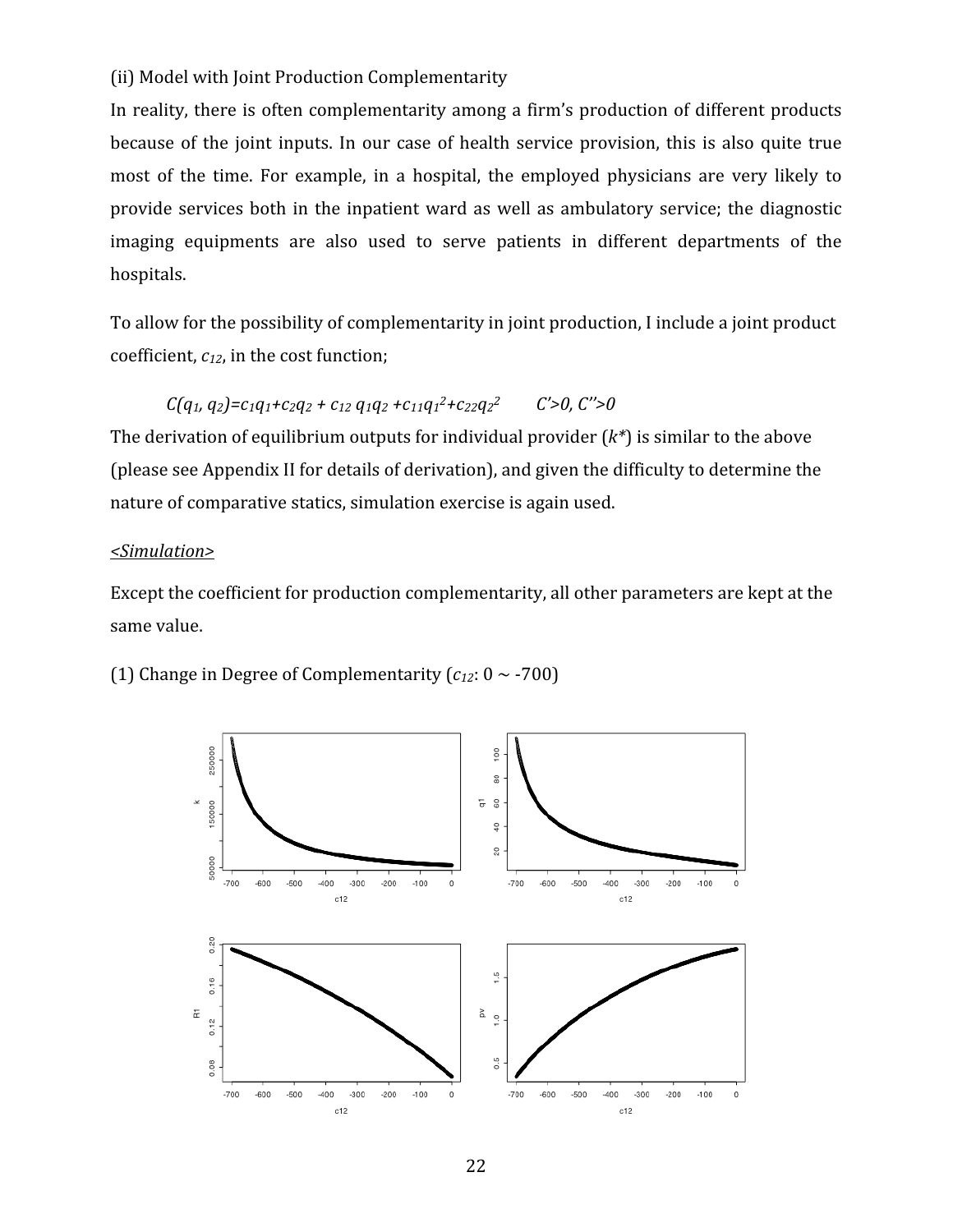(ii) Model with Joint Production Complementarity

In reality, there is often complementarity among a firm's production of different products because of the joint inputs. In our case of health service provision, this is also quite true most of the time. For example, in a hospital, the employed physicians are very likely to provide services both in the inpatient ward as well as ambulatory service; the diagnostic imaging equipments are also used to serve patients in different departments of the hospitals.

To allow for the possibility of complementarity in joint production, I include a joint product coefficient, $c_{12}$, in the cost function;

$$C(q_1, q_2)=c_1q_1+c_2q_2 + c_{12}\, q_1q_2 +c_{11}q_1^2+c_{22}q_2^2 \qquad C'>0,\ C''>0$$

The derivation of equilibrium outputs for individual provider ($k^*$) is similar to the above (please see Appendix II for details of derivation), and given the difficulty to determine the nature of comparative statics, simulation exercise is again used.

*<Simulation>*

Except the coefficient for production complementarity, all other parameters are kept at the same value.

(1) Change in Degree of Complementarity ($c_{12}$: 0 ~ -700)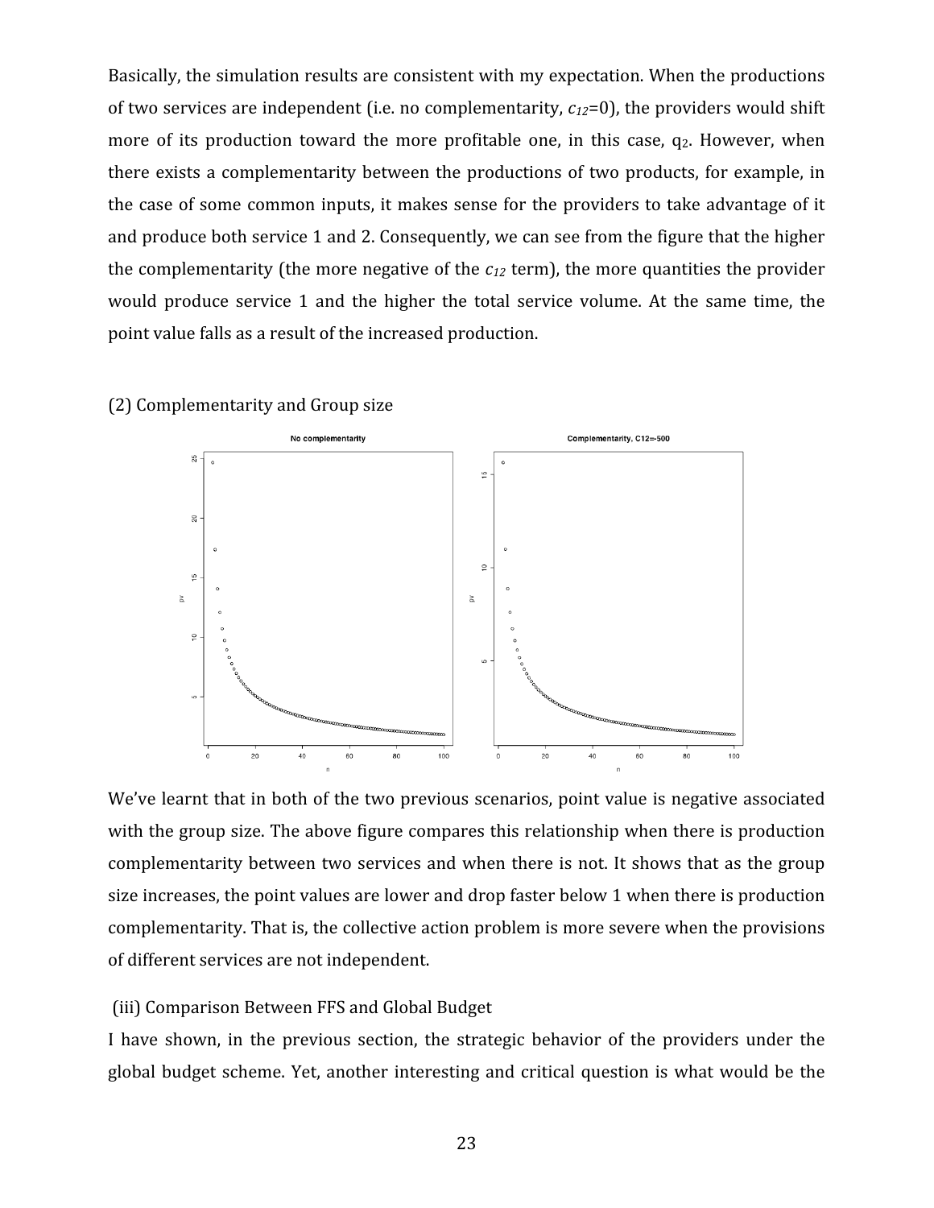Basically, the simulation results are consistent with my expectation. When the productions of two services are independent (i.e. no complementarity, $c_{12}$=0), the providers would shift more of its production toward the more profitable one, in this case, $q_2$. However, when there exists a complementarity between the productions of two products, for example, in the case of some common inputs, it makes sense for the providers to take advantage of it and produce both service 1 and 2. Consequently, we can see from the figure that the higher the complementarity (the more negative of the $c_{12}$ term), the more quantities the provider would produce service 1 and the higher the total service volume. At the same time, the point value falls as a result of the increased production.

(2) Complementarity and Group size

We've learnt that in both of the two previous scenarios, point value is negative associated with the group size. The above figure compares this relationship when there is production complementarity between two services and when there is not. It shows that as the group size increases, the point values are lower and drop faster below 1 when there is production complementarity. That is, the collective action problem is more severe when the provisions of different services are not independent.

(iii) Comparison Between FFS and Global Budget

I have shown, in the previous section, the strategic behavior of the providers under the global budget scheme. Yet, another interesting and critical question is what would be the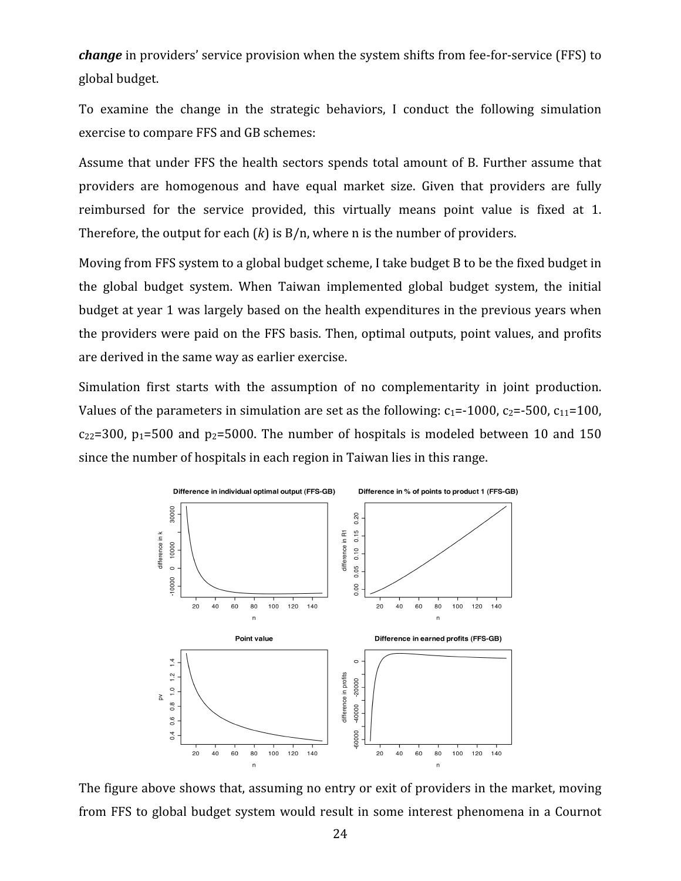***change*** in providers' service provision when the system shifts from fee-for-service (FFS) to global budget.

To examine the change in the strategic behaviors, I conduct the following simulation exercise to compare FFS and GB schemes:

Assume that under FFS the health sectors spends total amount of B. Further assume that providers are homogenous and have equal market size. Given that providers are fully reimbursed for the service provided, this virtually means point value is fixed at 1. Therefore, the output for each ($k$) is B/n, where n is the number of providers.

Moving from FFS system to a global budget scheme, I take budget B to be the fixed budget in the global budget system. When Taiwan implemented global budget system, the initial budget at year 1 was largely based on the health expenditures in the previous years when the providers were paid on the FFS basis. Then, optimal outputs, point values, and profits are derived in the same way as earlier exercise.

Simulation first starts with the assumption of no complementarity in joint production. Values of the parameters in simulation are set as the following: $c_1$=-1000, $c_2$=-500, $c_{11}$=100, $c_{22}$=300, $p_1$=500 and $p_2$=5000. The number of hospitals is modeled between 10 and 150 since the number of hospitals in each region in Taiwan lies in this range.

The figure above shows that, assuming no entry or exit of providers in the market, moving from FFS to global budget system would result in some interest phenomena in a Cournot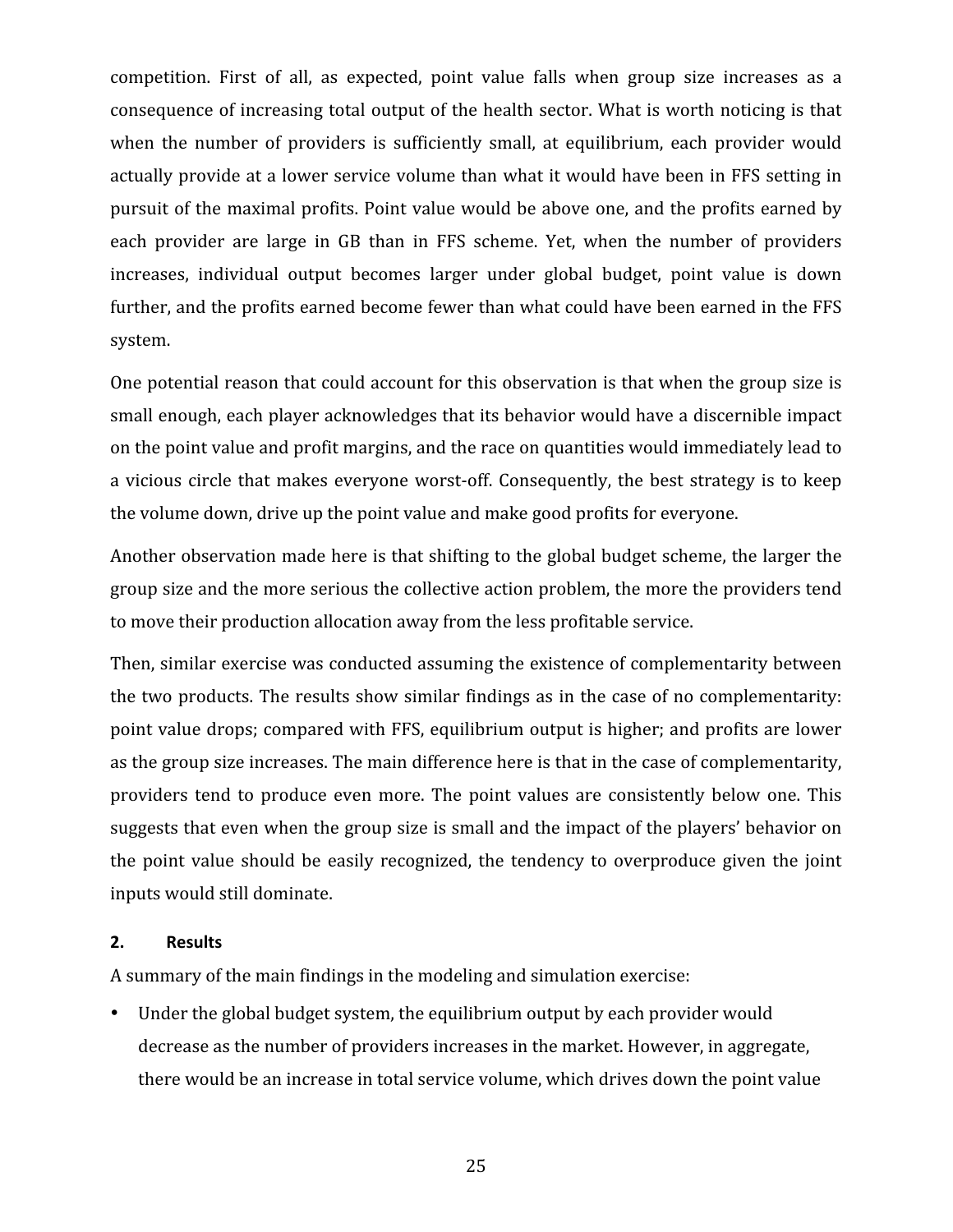competition. First of all, as expected, point value falls when group size increases as a consequence of increasing total output of the health sector. What is worth noticing is that when the number of providers is sufficiently small, at equilibrium, each provider would actually provide at a lower service volume than what it would have been in FFS setting in pursuit of the maximal profits. Point value would be above one, and the profits earned by each provider are large in GB than in FFS scheme. Yet, when the number of providers increases, individual output becomes larger under global budget, point value is down further, and the profits earned become fewer than what could have been earned in the FFS system.

One potential reason that could account for this observation is that when the group size is small enough, each player acknowledges that its behavior would have a discernible impact on the point value and profit margins, and the race on quantities would immediately lead to a vicious circle that makes everyone worst-off. Consequently, the best strategy is to keep the volume down, drive up the point value and make good profits for everyone.

Another observation made here is that shifting to the global budget scheme, the larger the group size and the more serious the collective action problem, the more the providers tend to move their production allocation away from the less profitable service.

Then, similar exercise was conducted assuming the existence of complementarity between the two products. The results show similar findings as in the case of no complementarity: point value drops; compared with FFS, equilibrium output is higher; and profits are lower as the group size increases. The main difference here is that in the case of complementarity, providers tend to produce even more. The point values are consistently below one. This suggests that even when the group size is small and the impact of the players' behavior on the point value should be easily recognized, the tendency to overproduce given the joint inputs would still dominate.

## 2. Results

A summary of the main findings in the modeling and simulation exercise:

- Under the global budget system, the equilibrium output by each provider would decrease as the number of providers increases in the market. However, in aggregate, there would be an increase in total service volume, which drives down the point value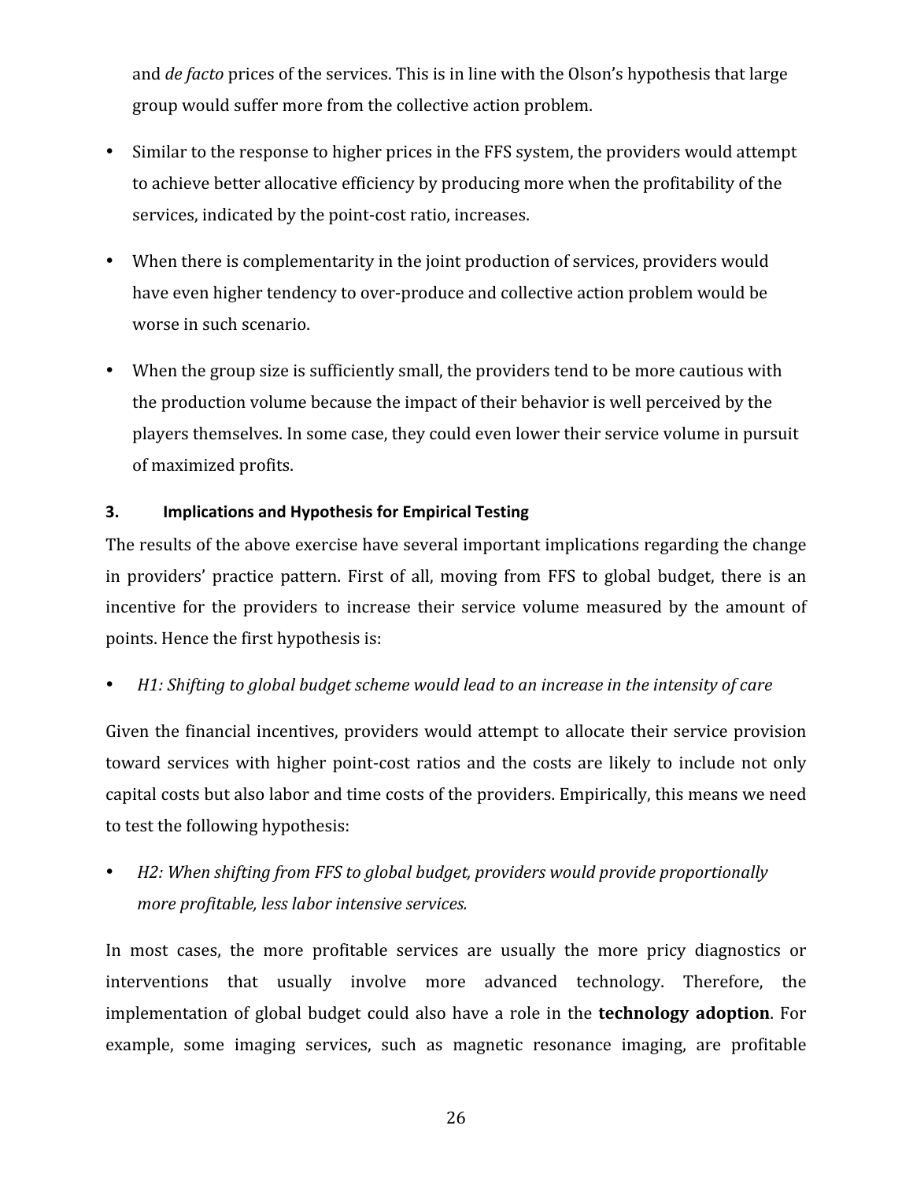and *de facto* prices of the services. This is in line with the Olson's hypothesis that large group would suffer more from the collective action problem.

- Similar to the response to higher prices in the FFS system, the providers would attempt to achieve better allocative efficiency by producing more when the profitability of the services, indicated by the point-cost ratio, increases.
- When there is complementarity in the joint production of services, providers would have even higher tendency to over-produce and collective action problem would be worse in such scenario.
- When the group size is sufficiently small, the providers tend to be more cautious with the production volume because the impact of their behavior is well perceived by the players themselves. In some case, they could even lower their service volume in pursuit of maximized profits.

### 3. Implications and Hypothesis for Empirical Testing

The results of the above exercise have several important implications regarding the change in providers' practice pattern. First of all, moving from FFS to global budget, there is an incentive for the providers to increase their service volume measured by the amount of points. Hence the first hypothesis is:

- *H1: Shifting to global budget scheme would lead to an increase in the intensity of care*

Given the financial incentives, providers would attempt to allocate their service provision toward services with higher point-cost ratios and the costs are likely to include not only capital costs but also labor and time costs of the providers. Empirically, this means we need to test the following hypothesis:

- *H2: When shifting from FFS to global budget, providers would provide proportionally more profitable, less labor intensive services.*

In most cases, the more profitable services are usually the more pricy diagnostics or interventions that usually involve more advanced technology. Therefore, the implementation of global budget could also have a role in the **technology adoption**. For example, some imaging services, such as magnetic resonance imaging, are profitable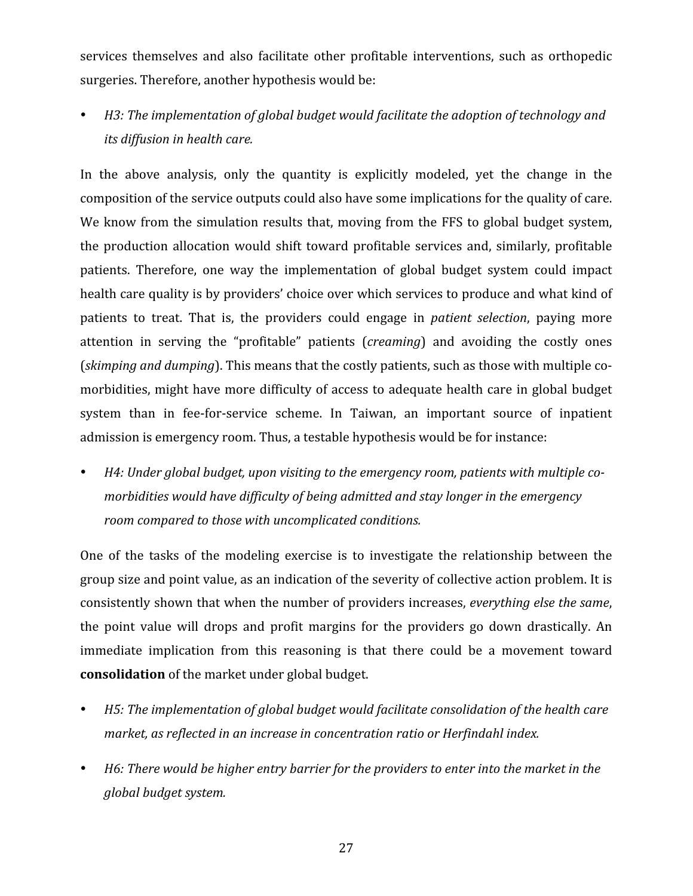services themselves and also facilitate other profitable interventions, such as orthopedic surgeries. Therefore, another hypothesis would be:

- *H3: The implementation of global budget would facilitate the adoption of technology and its diffusion in health care.*

In the above analysis, only the quantity is explicitly modeled, yet the change in the composition of the service outputs could also have some implications for the quality of care. We know from the simulation results that, moving from the FFS to global budget system, the production allocation would shift toward profitable services and, similarly, profitable patients. Therefore, one way the implementation of global budget system could impact health care quality is by providers' choice over which services to produce and what kind of patients to treat. That is, the providers could engage in *patient selection*, paying more attention in serving the "profitable" patients (*creaming*) and avoiding the costly ones (*skimping and dumping*). This means that the costly patients, such as those with multiple co-morbidities, might have more difficulty of access to adequate health care in global budget system than in fee-for-service scheme. In Taiwan, an important source of inpatient admission is emergency room. Thus, a testable hypothesis would be for instance:

- *H4: Under global budget, upon visiting to the emergency room, patients with multiple co-morbidities would have difficulty of being admitted and stay longer in the emergency room compared to those with uncomplicated conditions.*

One of the tasks of the modeling exercise is to investigate the relationship between the group size and point value, as an indication of the severity of collective action problem. It is consistently shown that when the number of providers increases, *everything else the same*, the point value will drops and profit margins for the providers go down drastically. An immediate implication from this reasoning is that there could be a movement toward **consolidation** of the market under global budget.

- *H5: The implementation of global budget would facilitate consolidation of the health care market, as reflected in an increase in concentration ratio or Herfindahl index.*

- *H6: There would be higher entry barrier for the providers to enter into the market in the global budget system.*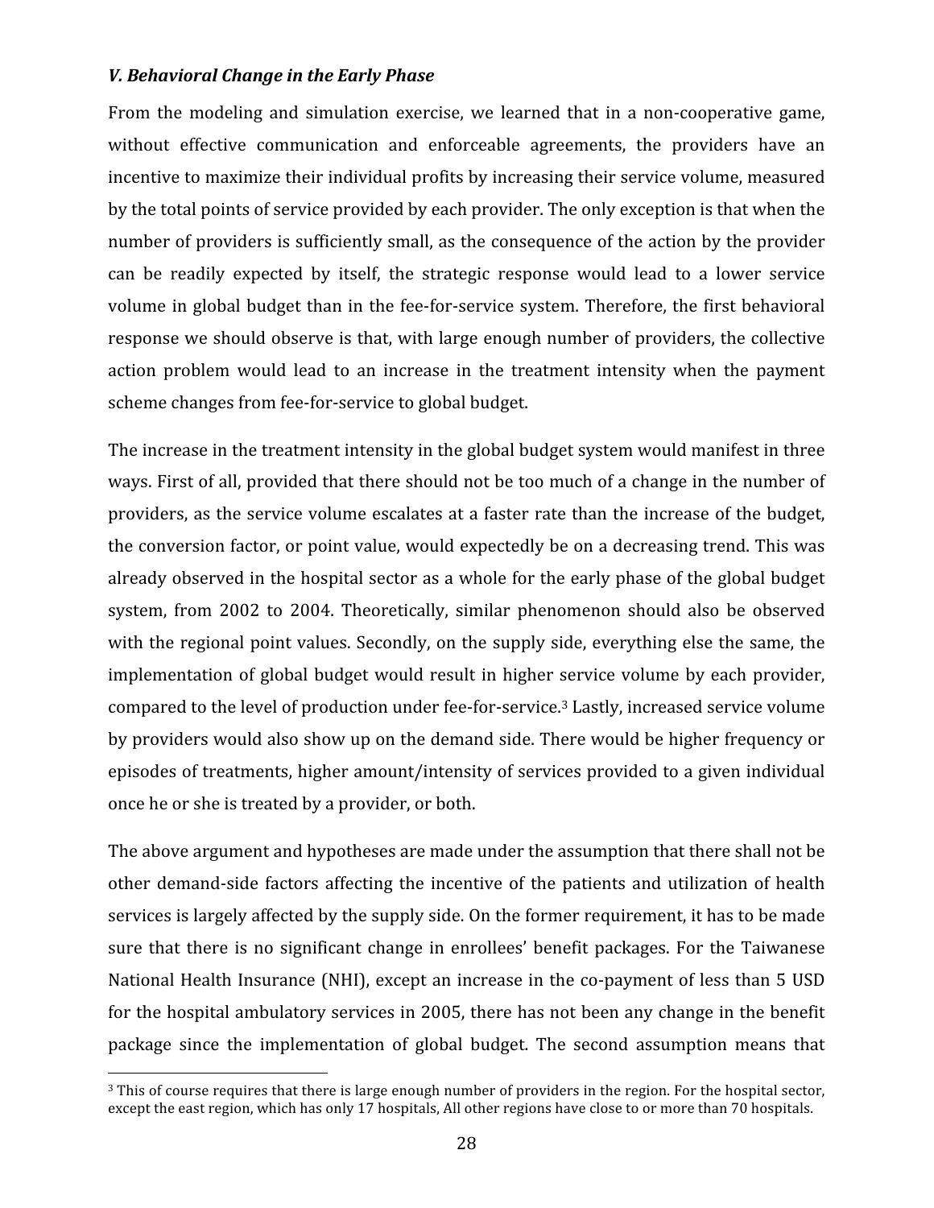### *V. Behavioral Change in the Early Phase*

From the modeling and simulation exercise, we learned that in a non-cooperative game, without effective communication and enforceable agreements, the providers have an incentive to maximize their individual profits by increasing their service volume, measured by the total points of service provided by each provider. The only exception is that when the number of providers is sufficiently small, as the consequence of the action by the provider can be readily expected by itself, the strategic response would lead to a lower service volume in global budget than in the fee-for-service system. Therefore, the first behavioral response we should observe is that, with large enough number of providers, the collective action problem would lead to an increase in the treatment intensity when the payment scheme changes from fee-for-service to global budget.

The increase in the treatment intensity in the global budget system would manifest in three ways. First of all, provided that there should not be too much of a change in the number of providers, as the service volume escalates at a faster rate than the increase of the budget, the conversion factor, or point value, would expectedly be on a decreasing trend. This was already observed in the hospital sector as a whole for the early phase of the global budget system, from 2002 to 2004. Theoretically, similar phenomenon should also be observed with the regional point values. Secondly, on the supply side, everything else the same, the implementation of global budget would result in higher service volume by each provider, compared to the level of production under fee-for-service.[3] Lastly, increased service volume by providers would also show up on the demand side. There would be higher frequency or episodes of treatments, higher amount/intensity of services provided to a given individual once he or she is treated by a provider, or both.

The above argument and hypotheses are made under the assumption that there shall not be other demand-side factors affecting the incentive of the patients and utilization of health services is largely affected by the supply side. On the former requirement, it has to be made sure that there is no significant change in enrollees' benefit packages. For the Taiwanese National Health Insurance (NHI), except an increase in the co-payment of less than 5 USD for the hospital ambulatory services in 2005, there has not been any change in the benefit package since the implementation of global budget. The second assumption means that

[3] This of course requires that there is large enough number of providers in the region. For the hospital sector, except the east region, which has only 17 hospitals, All other regions have close to or more than 70 hospitals.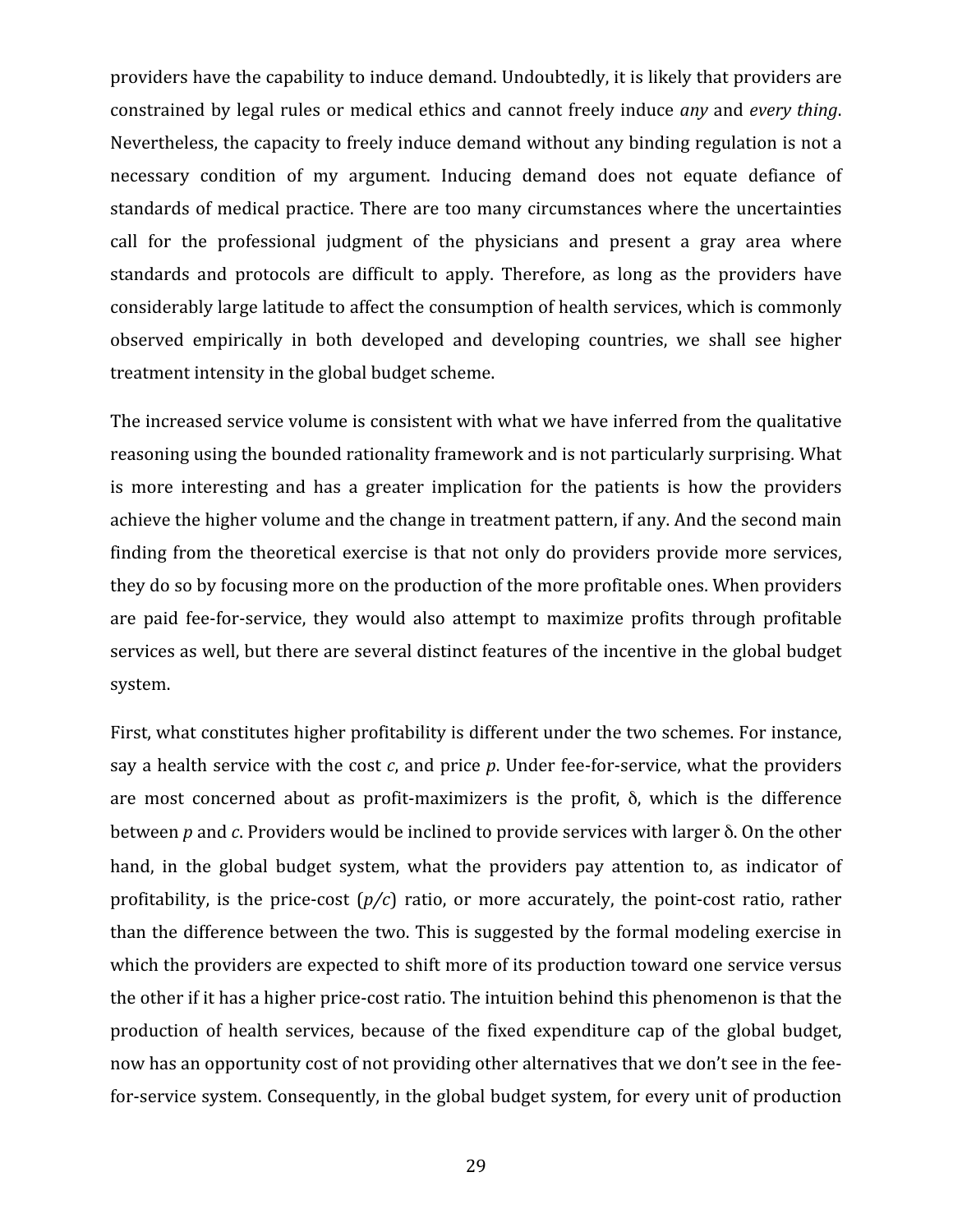providers have the capability to induce demand. Undoubtedly, it is likely that providers are constrained by legal rules or medical ethics and cannot freely induce *any* and *every thing*. Nevertheless, the capacity to freely induce demand without any binding regulation is not a necessary condition of my argument. Inducing demand does not equate defiance of standards of medical practice. There are too many circumstances where the uncertainties call for the professional judgment of the physicians and present a gray area where standards and protocols are difficult to apply. Therefore, as long as the providers have considerably large latitude to affect the consumption of health services, which is commonly observed empirically in both developed and developing countries, we shall see higher treatment intensity in the global budget scheme.

The increased service volume is consistent with what we have inferred from the qualitative reasoning using the bounded rationality framework and is not particularly surprising. What is more interesting and has a greater implication for the patients is how the providers achieve the higher volume and the change in treatment pattern, if any. And the second main finding from the theoretical exercise is that not only do providers provide more services, they do so by focusing more on the production of the more profitable ones. When providers are paid fee-for-service, they would also attempt to maximize profits through profitable services as well, but there are several distinct features of the incentive in the global budget system.

First, what constitutes higher profitability is different under the two schemes. For instance, say a health service with the cost $c$, and price $p$. Under fee-for-service, what the providers are most concerned about as profit-maximizers is the profit, $\delta$, which is the difference between $p$ and $c$. Providers would be inclined to provide services with larger $\delta$. On the other hand, in the global budget system, what the providers pay attention to, as indicator of profitability, is the price-cost ($p/c$) ratio, or more accurately, the point-cost ratio, rather than the difference between the two. This is suggested by the formal modeling exercise in which the providers are expected to shift more of its production toward one service versus the other if it has a higher price-cost ratio. The intuition behind this phenomenon is that the production of health services, because of the fixed expenditure cap of the global budget, now has an opportunity cost of not providing other alternatives that we don't see in the fee-for-service system. Consequently, in the global budget system, for every unit of production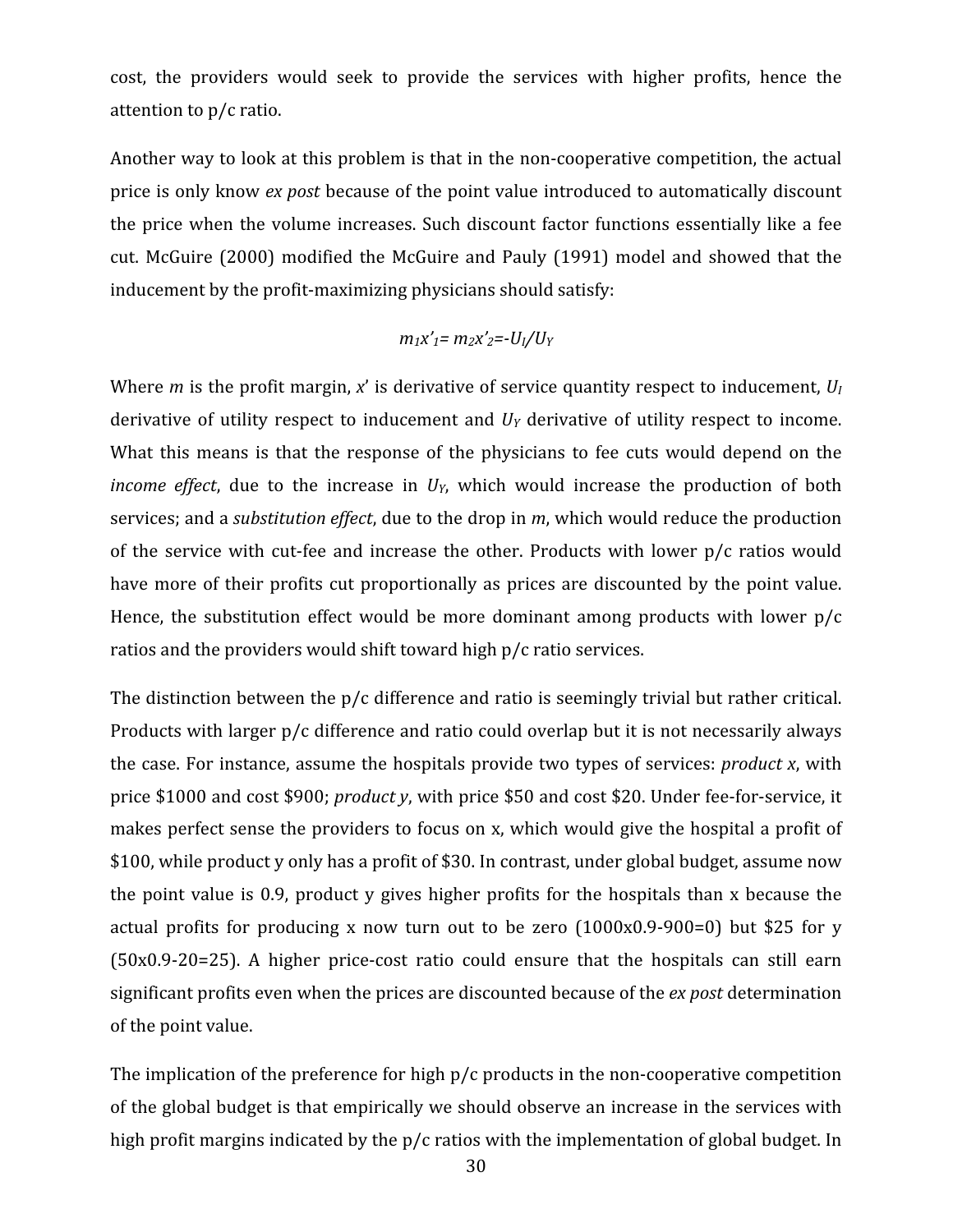cost, the providers would seek to provide the services with higher profits, hence the attention to p/c ratio.

Another way to look at this problem is that in the non-cooperative competition, the actual price is only know *ex post* because of the point value introduced to automatically discount the price when the volume increases. Such discount factor functions essentially like a fee cut. McGuire (2000) modified the McGuire and Pauly (1991) model and showed that the inducement by the profit-maximizing physicians should satisfy:

$$m_1x'_1 = m_2x'_2 = -U_I/U_Y$$

Where $m$ is the profit margin, $x'$ is derivative of service quantity respect to inducement, $U_I$ derivative of utility respect to inducement and $U_Y$ derivative of utility respect to income. What this means is that the response of the physicians to fee cuts would depend on the *income effect*, due to the increase in $U_Y$, which would increase the production of both services; and a *substitution effect*, due to the drop in $m$, which would reduce the production of the service with cut-fee and increase the other. Products with lower p/c ratios would have more of their profits cut proportionally as prices are discounted by the point value. Hence, the substitution effect would be more dominant among products with lower p/c ratios and the providers would shift toward high p/c ratio services.

The distinction between the p/c difference and ratio is seemingly trivial but rather critical. Products with larger p/c difference and ratio could overlap but it is not necessarily always the case. For instance, assume the hospitals provide two types of services: *product x*, with price $1000 and cost $900; *product y*, with price $50 and cost $20. Under fee-for-service, it makes perfect sense the providers to focus on x, which would give the hospital a profit of $100, while product y only has a profit of $30. In contrast, under global budget, assume now the point value is 0.9, product y gives higher profits for the hospitals than x because the actual profits for producing x now turn out to be zero (1000x0.9-900=0) but $25 for y (50x0.9-20=25). A higher price-cost ratio could ensure that the hospitals can still earn significant profits even when the prices are discounted because of the *ex post* determination of the point value.

The implication of the preference for high p/c products in the non-cooperative competition of the global budget is that empirically we should observe an increase in the services with high profit margins indicated by the p/c ratios with the implementation of global budget. In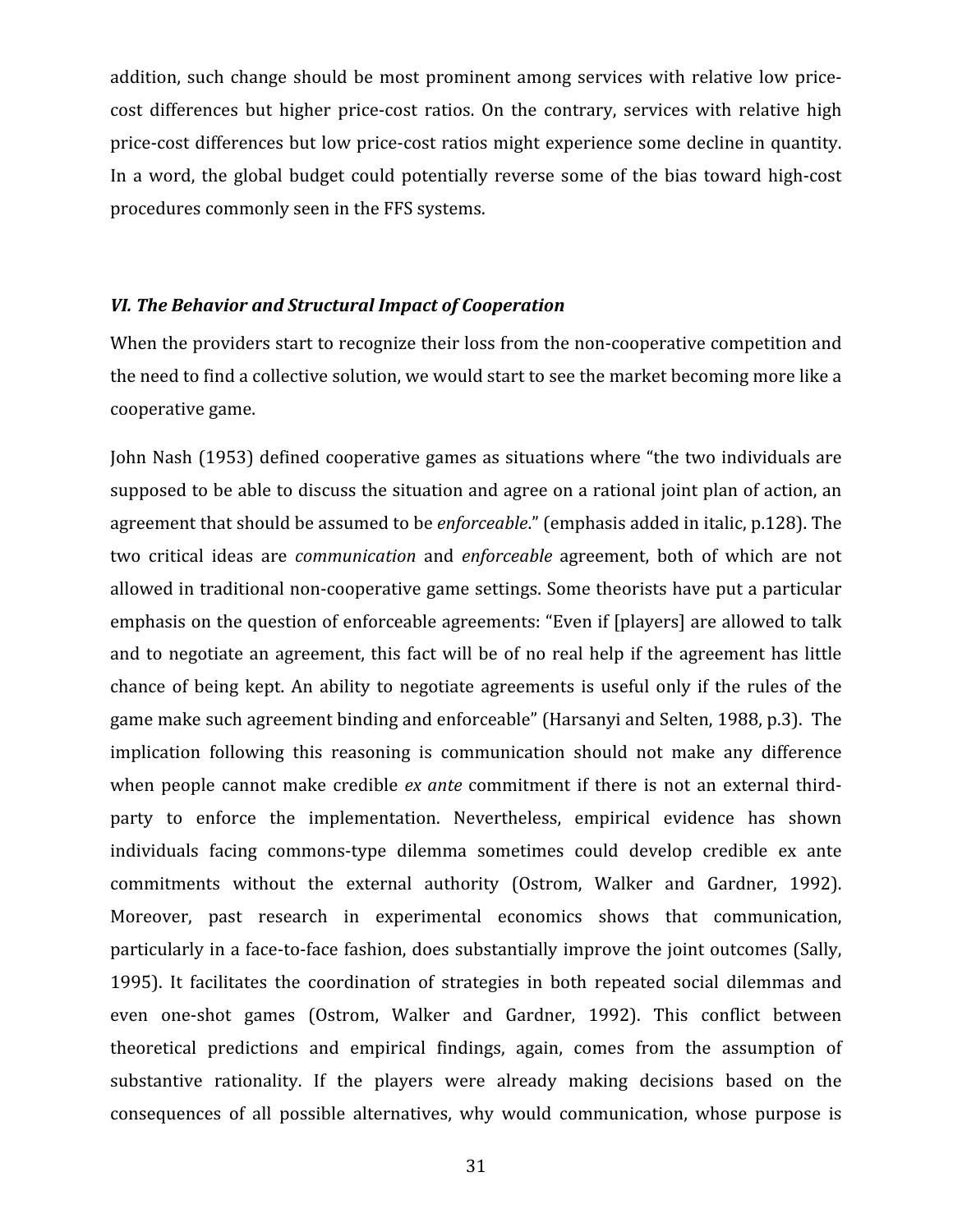addition, such change should be most prominent among services with relative low price-cost differences but higher price-cost ratios. On the contrary, services with relative high price-cost differences but low price-cost ratios might experience some decline in quantity. In a word, the global budget could potentially reverse some of the bias toward high-cost procedures commonly seen in the FFS systems.

### *VI. The Behavior and Structural Impact of Cooperation*

When the providers start to recognize their loss from the non-cooperative competition and the need to find a collective solution, we would start to see the market becoming more like a cooperative game.

John Nash (1953) defined cooperative games as situations where "the two individuals are supposed to be able to discuss the situation and agree on a rational joint plan of action, an agreement that should be assumed to be *enforceable*." (emphasis added in italic, p.128). The two critical ideas are *communication* and *enforceable* agreement, both of which are not allowed in traditional non-cooperative game settings. Some theorists have put a particular emphasis on the question of enforceable agreements: "Even if [players] are allowed to talk and to negotiate an agreement, this fact will be of no real help if the agreement has little chance of being kept. An ability to negotiate agreements is useful only if the rules of the game make such agreement binding and enforceable" (Harsanyi and Selten, 1988, p.3). The implication following this reasoning is communication should not make any difference when people cannot make credible *ex ante* commitment if there is not an external third-party to enforce the implementation. Nevertheless, empirical evidence has shown individuals facing commons-type dilemma sometimes could develop credible ex ante commitments without the external authority (Ostrom, Walker and Gardner, 1992). Moreover, past research in experimental economics shows that communication, particularly in a face-to-face fashion, does substantially improve the joint outcomes (Sally, 1995). It facilitates the coordination of strategies in both repeated social dilemmas and even one-shot games (Ostrom, Walker and Gardner, 1992). This conflict between theoretical predictions and empirical findings, again, comes from the assumption of substantive rationality. If the players were already making decisions based on the consequences of all possible alternatives, why would communication, whose purpose is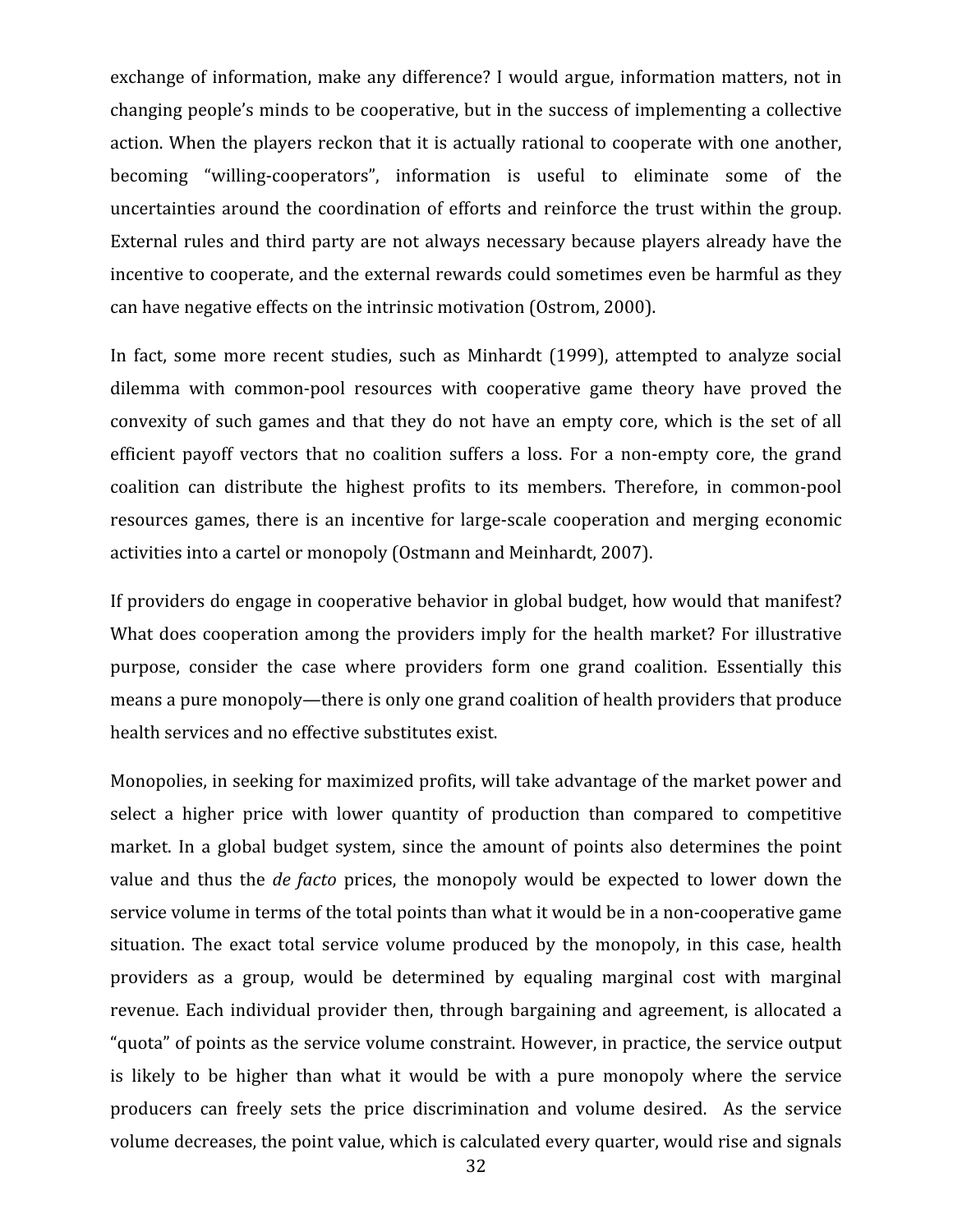exchange of information, make any difference? I would argue, information matters, not in changing people's minds to be cooperative, but in the success of implementing a collective action. When the players reckon that it is actually rational to cooperate with one another, becoming "willing-cooperators", information is useful to eliminate some of the uncertainties around the coordination of efforts and reinforce the trust within the group. External rules and third party are not always necessary because players already have the incentive to cooperate, and the external rewards could sometimes even be harmful as they can have negative effects on the intrinsic motivation (Ostrom, 2000).

In fact, some more recent studies, such as Minhardt (1999), attempted to analyze social dilemma with common-pool resources with cooperative game theory have proved the convexity of such games and that they do not have an empty core, which is the set of all efficient payoff vectors that no coalition suffers a loss. For a non-empty core, the grand coalition can distribute the highest profits to its members. Therefore, in common-pool resources games, there is an incentive for large-scale cooperation and merging economic activities into a cartel or monopoly (Ostmann and Meinhardt, 2007).

If providers do engage in cooperative behavior in global budget, how would that manifest? What does cooperation among the providers imply for the health market? For illustrative purpose, consider the case where providers form one grand coalition. Essentially this means a pure monopoly—there is only one grand coalition of health providers that produce health services and no effective substitutes exist.

Monopolies, in seeking for maximized profits, will take advantage of the market power and select a higher price with lower quantity of production than compared to competitive market. In a global budget system, since the amount of points also determines the point value and thus the *de facto* prices, the monopoly would be expected to lower down the service volume in terms of the total points than what it would be in a non-cooperative game situation. The exact total service volume produced by the monopoly, in this case, health providers as a group, would be determined by equaling marginal cost with marginal revenue. Each individual provider then, through bargaining and agreement, is allocated a "quota" of points as the service volume constraint. However, in practice, the service output is likely to be higher than what it would be with a pure monopoly where the service producers can freely sets the price discrimination and volume desired. As the service volume decreases, the point value, which is calculated every quarter, would rise and signals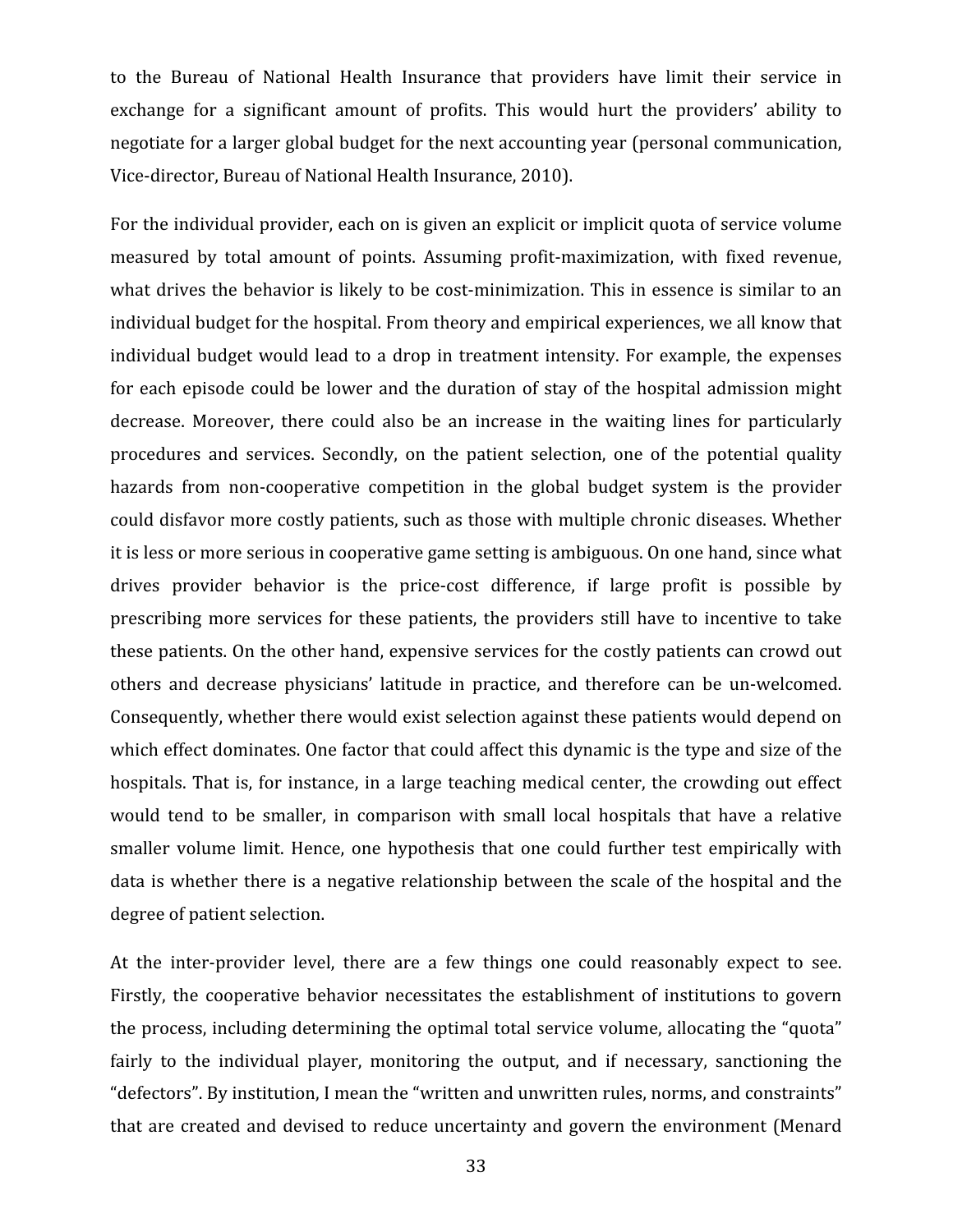to the Bureau of National Health Insurance that providers have limit their service in exchange for a significant amount of profits. This would hurt the providers' ability to negotiate for a larger global budget for the next accounting year (personal communication, Vice-director, Bureau of National Health Insurance, 2010).

For the individual provider, each on is given an explicit or implicit quota of service volume measured by total amount of points. Assuming profit-maximization, with fixed revenue, what drives the behavior is likely to be cost-minimization. This in essence is similar to an individual budget for the hospital. From theory and empirical experiences, we all know that individual budget would lead to a drop in treatment intensity. For example, the expenses for each episode could be lower and the duration of stay of the hospital admission might decrease. Moreover, there could also be an increase in the waiting lines for particularly procedures and services. Secondly, on the patient selection, one of the potential quality hazards from non-cooperative competition in the global budget system is the provider could disfavor more costly patients, such as those with multiple chronic diseases. Whether it is less or more serious in cooperative game setting is ambiguous. On one hand, since what drives provider behavior is the price-cost difference, if large profit is possible by prescribing more services for these patients, the providers still have to incentive to take these patients. On the other hand, expensive services for the costly patients can crowd out others and decrease physicians' latitude in practice, and therefore can be un-welcomed. Consequently, whether there would exist selection against these patients would depend on which effect dominates. One factor that could affect this dynamic is the type and size of the hospitals. That is, for instance, in a large teaching medical center, the crowding out effect would tend to be smaller, in comparison with small local hospitals that have a relative smaller volume limit. Hence, one hypothesis that one could further test empirically with data is whether there is a negative relationship between the scale of the hospital and the degree of patient selection.

At the inter-provider level, there are a few things one could reasonably expect to see. Firstly, the cooperative behavior necessitates the establishment of institutions to govern the process, including determining the optimal total service volume, allocating the "quota" fairly to the individual player, monitoring the output, and if necessary, sanctioning the "defectors". By institution, I mean the "written and unwritten rules, norms, and constraints" that are created and devised to reduce uncertainty and govern the environment (Menard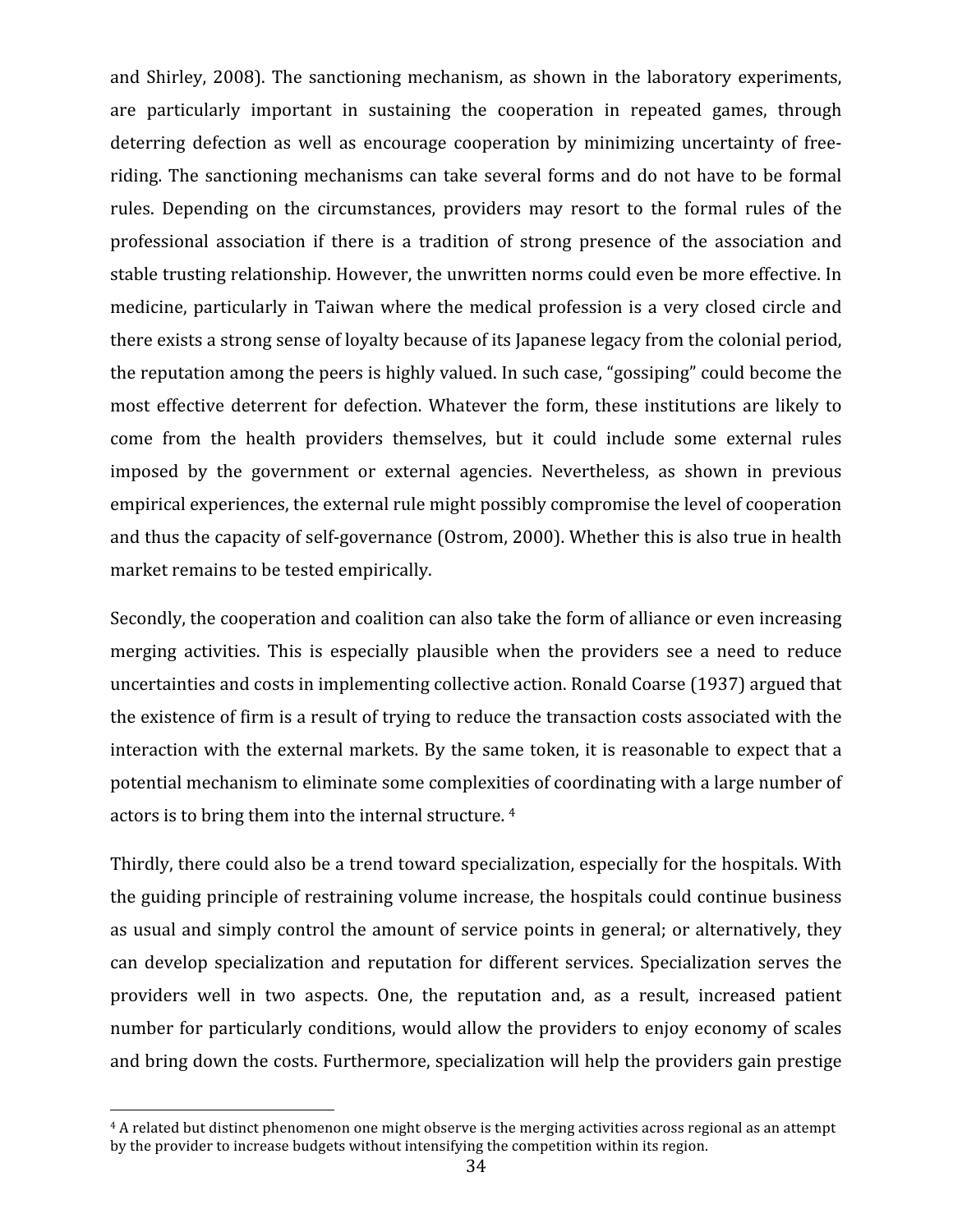and Shirley, 2008). The sanctioning mechanism, as shown in the laboratory experiments, are particularly important in sustaining the cooperation in repeated games, through deterring defection as well as encourage cooperation by minimizing uncertainty of free-riding. The sanctioning mechanisms can take several forms and do not have to be formal rules. Depending on the circumstances, providers may resort to the formal rules of the professional association if there is a tradition of strong presence of the association and stable trusting relationship. However, the unwritten norms could even be more effective. In medicine, particularly in Taiwan where the medical profession is a very closed circle and there exists a strong sense of loyalty because of its Japanese legacy from the colonial period, the reputation among the peers is highly valued. In such case, "gossiping" could become the most effective deterrent for defection. Whatever the form, these institutions are likely to come from the health providers themselves, but it could include some external rules imposed by the government or external agencies. Nevertheless, as shown in previous empirical experiences, the external rule might possibly compromise the level of cooperation and thus the capacity of self-governance (Ostrom, 2000). Whether this is also true in health market remains to be tested empirically.

Secondly, the cooperation and coalition can also take the form of alliance or even increasing merging activities. This is especially plausible when the providers see a need to reduce uncertainties and costs in implementing collective action. Ronald Coarse (1937) argued that the existence of firm is a result of trying to reduce the transaction costs associated with the interaction with the external markets. By the same token, it is reasonable to expect that a potential mechanism to eliminate some complexities of coordinating with a large number of actors is to bring them into the internal structure. [4]

Thirdly, there could also be a trend toward specialization, especially for the hospitals. With the guiding principle of restraining volume increase, the hospitals could continue business as usual and simply control the amount of service points in general; or alternatively, they can develop specialization and reputation for different services. Specialization serves the providers well in two aspects. One, the reputation and, as a result, increased patient number for particularly conditions, would allow the providers to enjoy economy of scales and bring down the costs. Furthermore, specialization will help the providers gain prestige

---

[4] A related but distinct phenomenon one might observe is the merging activities across regional as an attempt by the provider to increase budgets without intensifying the competition within its region.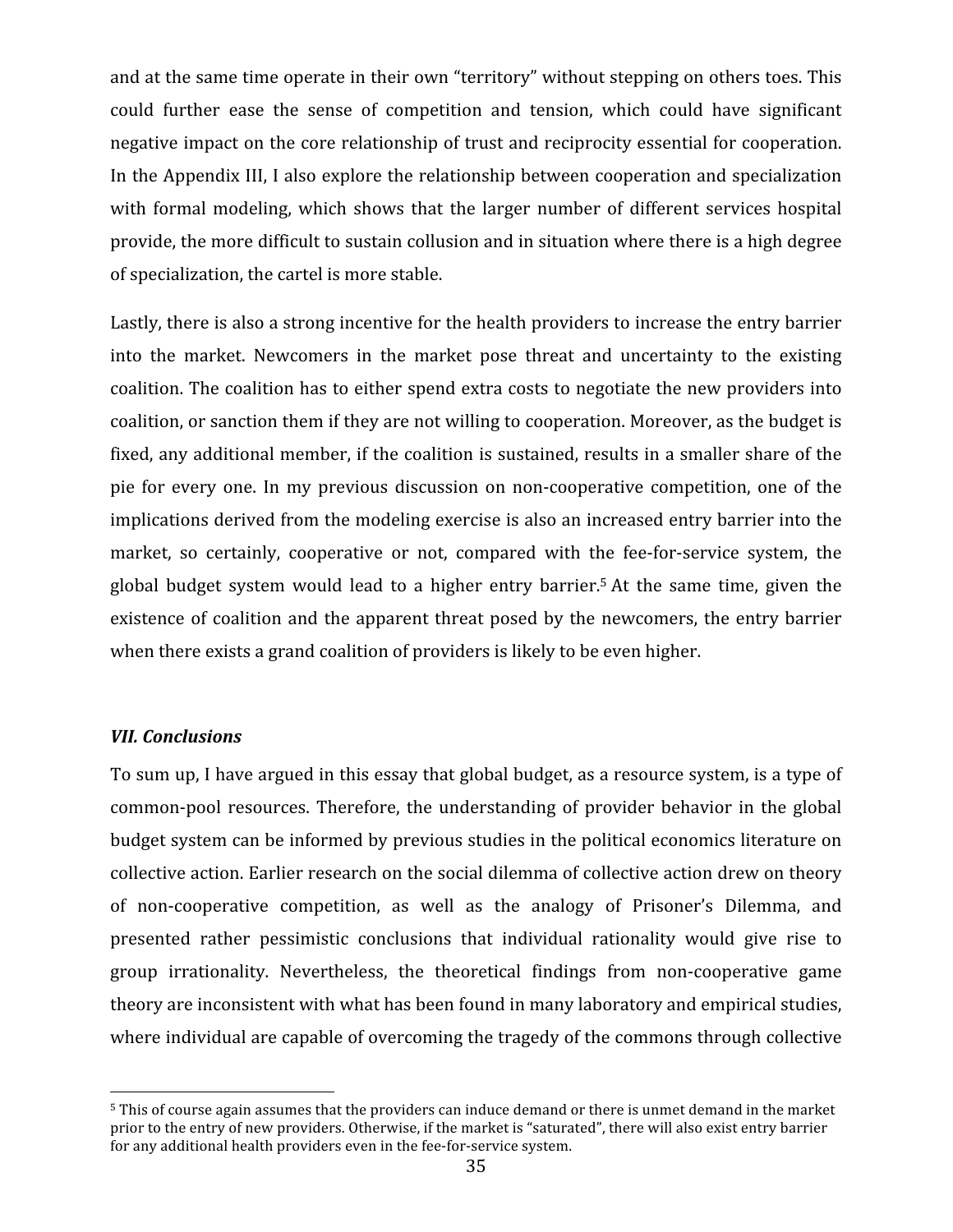and at the same time operate in their own "territory" without stepping on others toes. This could further ease the sense of competition and tension, which could have significant negative impact on the core relationship of trust and reciprocity essential for cooperation. In the Appendix III, I also explore the relationship between cooperation and specialization with formal modeling, which shows that the larger number of different services hospital provide, the more difficult to sustain collusion and in situation where there is a high degree of specialization, the cartel is more stable.

Lastly, there is also a strong incentive for the health providers to increase the entry barrier into the market. Newcomers in the market pose threat and uncertainty to the existing coalition. The coalition has to either spend extra costs to negotiate the new providers into coalition, or sanction them if they are not willing to cooperation. Moreover, as the budget is fixed, any additional member, if the coalition is sustained, results in a smaller share of the pie for every one. In my previous discussion on non-cooperative competition, one of the implications derived from the modeling exercise is also an increased entry barrier into the market, so certainly, cooperative or not, compared with the fee-for-service system, the global budget system would lead to a higher entry barrier.[5] At the same time, given the existence of coalition and the apparent threat posed by the newcomers, the entry barrier when there exists a grand coalition of providers is likely to be even higher.

### *VII. Conclusions*

To sum up, I have argued in this essay that global budget, as a resource system, is a type of common-pool resources. Therefore, the understanding of provider behavior in the global budget system can be informed by previous studies in the political economics literature on collective action. Earlier research on the social dilemma of collective action drew on theory of non-cooperative competition, as well as the analogy of Prisoner's Dilemma, and presented rather pessimistic conclusions that individual rationality would give rise to group irrationality. Nevertheless, the theoretical findings from non-cooperative game theory are inconsistent with what has been found in many laboratory and empirical studies, where individual are capable of overcoming the tragedy of the commons through collective

[5] This of course again assumes that the providers can induce demand or there is unmet demand in the market prior to the entry of new providers. Otherwise, if the market is "saturated", there will also exist entry barrier for any additional health providers even in the fee-for-service system.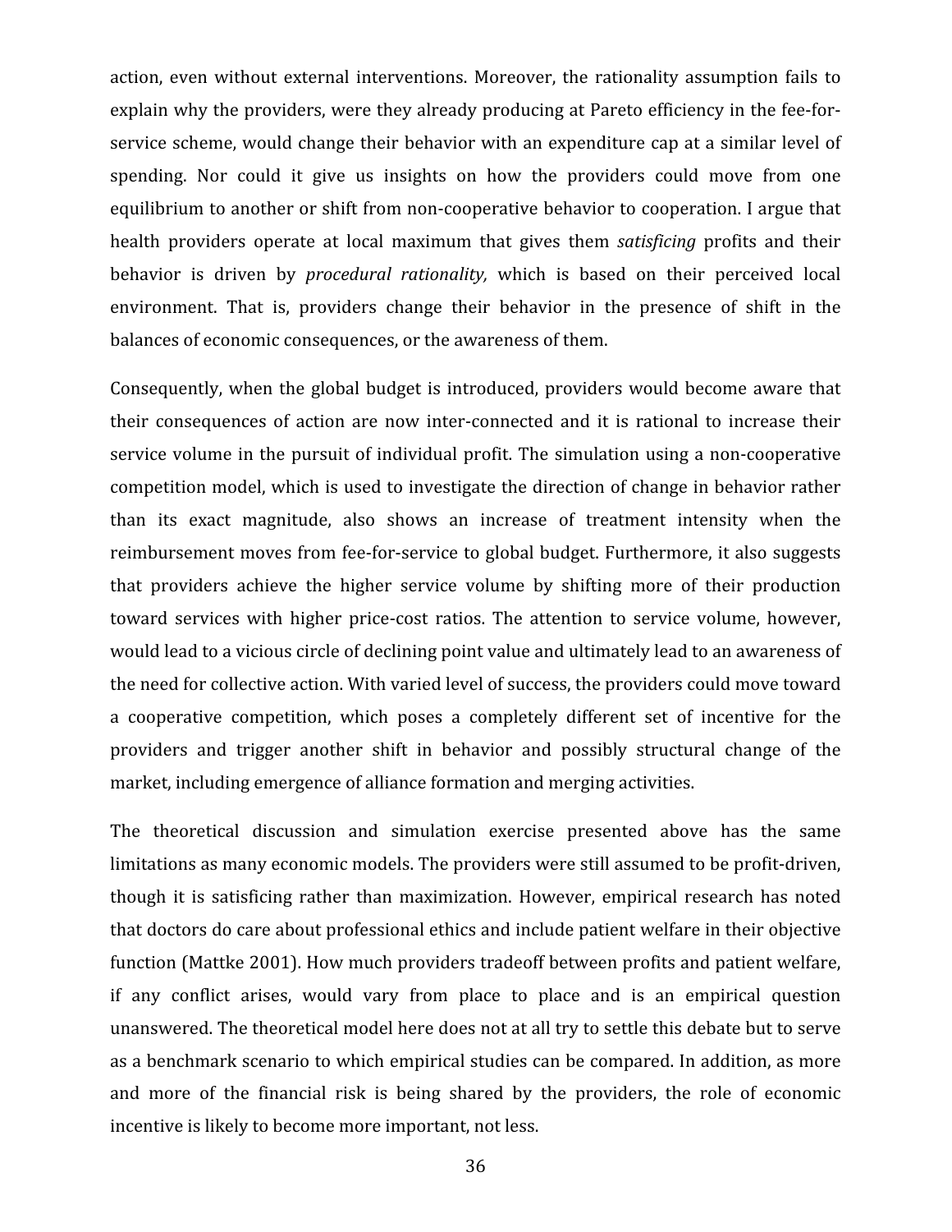action, even without external interventions. Moreover, the rationality assumption fails to explain why the providers, were they already producing at Pareto efficiency in the fee-for-service scheme, would change their behavior with an expenditure cap at a similar level of spending. Nor could it give us insights on how the providers could move from one equilibrium to another or shift from non-cooperative behavior to cooperation. I argue that health providers operate at local maximum that gives them *satisficing* profits and their behavior is driven by *procedural rationality,* which is based on their perceived local environment. That is, providers change their behavior in the presence of shift in the balances of economic consequences, or the awareness of them.

Consequently, when the global budget is introduced, providers would become aware that their consequences of action are now inter-connected and it is rational to increase their service volume in the pursuit of individual profit. The simulation using a non-cooperative competition model, which is used to investigate the direction of change in behavior rather than its exact magnitude, also shows an increase of treatment intensity when the reimbursement moves from fee-for-service to global budget. Furthermore, it also suggests that providers achieve the higher service volume by shifting more of their production toward services with higher price-cost ratios. The attention to service volume, however, would lead to a vicious circle of declining point value and ultimately lead to an awareness of the need for collective action. With varied level of success, the providers could move toward a cooperative competition, which poses a completely different set of incentive for the providers and trigger another shift in behavior and possibly structural change of the market, including emergence of alliance formation and merging activities.

The theoretical discussion and simulation exercise presented above has the same limitations as many economic models. The providers were still assumed to be profit-driven, though it is satisficing rather than maximization. However, empirical research has noted that doctors do care about professional ethics and include patient welfare in their objective function (Mattke 2001). How much providers tradeoff between profits and patient welfare, if any conflict arises, would vary from place to place and is an empirical question unanswered. The theoretical model here does not at all try to settle this debate but to serve as a benchmark scenario to which empirical studies can be compared. In addition, as more and more of the financial risk is being shared by the providers, the role of economic incentive is likely to become more important, not less.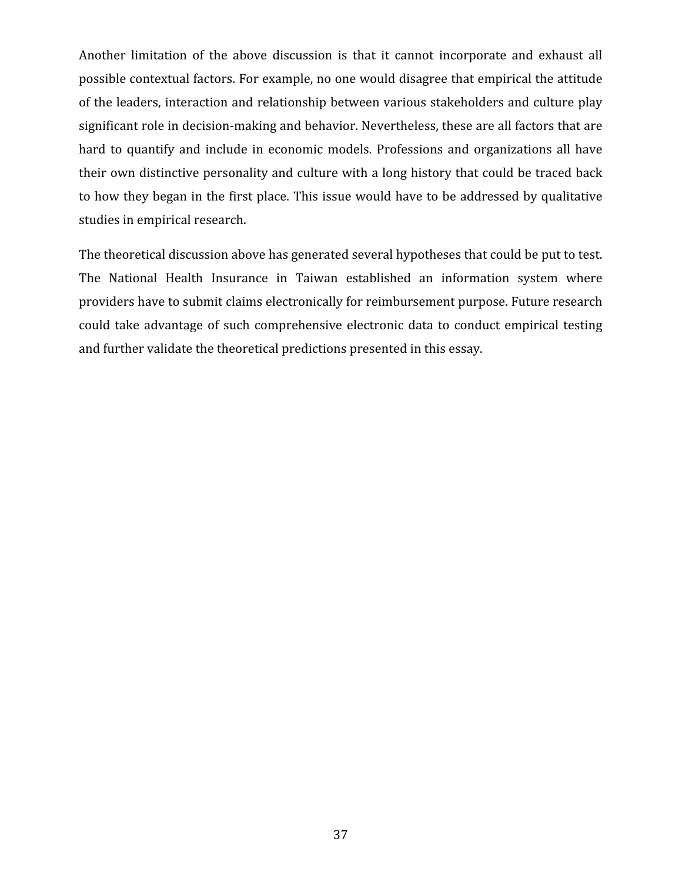Another limitation of the above discussion is that it cannot incorporate and exhaust all possible contextual factors. For example, no one would disagree that empirical the attitude of the leaders, interaction and relationship between various stakeholders and culture play significant role in decision-making and behavior. Nevertheless, these are all factors that are hard to quantify and include in economic models. Professions and organizations all have their own distinctive personality and culture with a long history that could be traced back to how they began in the first place. This issue would have to be addressed by qualitative studies in empirical research.

The theoretical discussion above has generated several hypotheses that could be put to test. The National Health Insurance in Taiwan established an information system where providers have to submit claims electronically for reimbursement purpose. Future research could take advantage of such comprehensive electronic data to conduct empirical testing and further validate the theoretical predictions presented in this essay.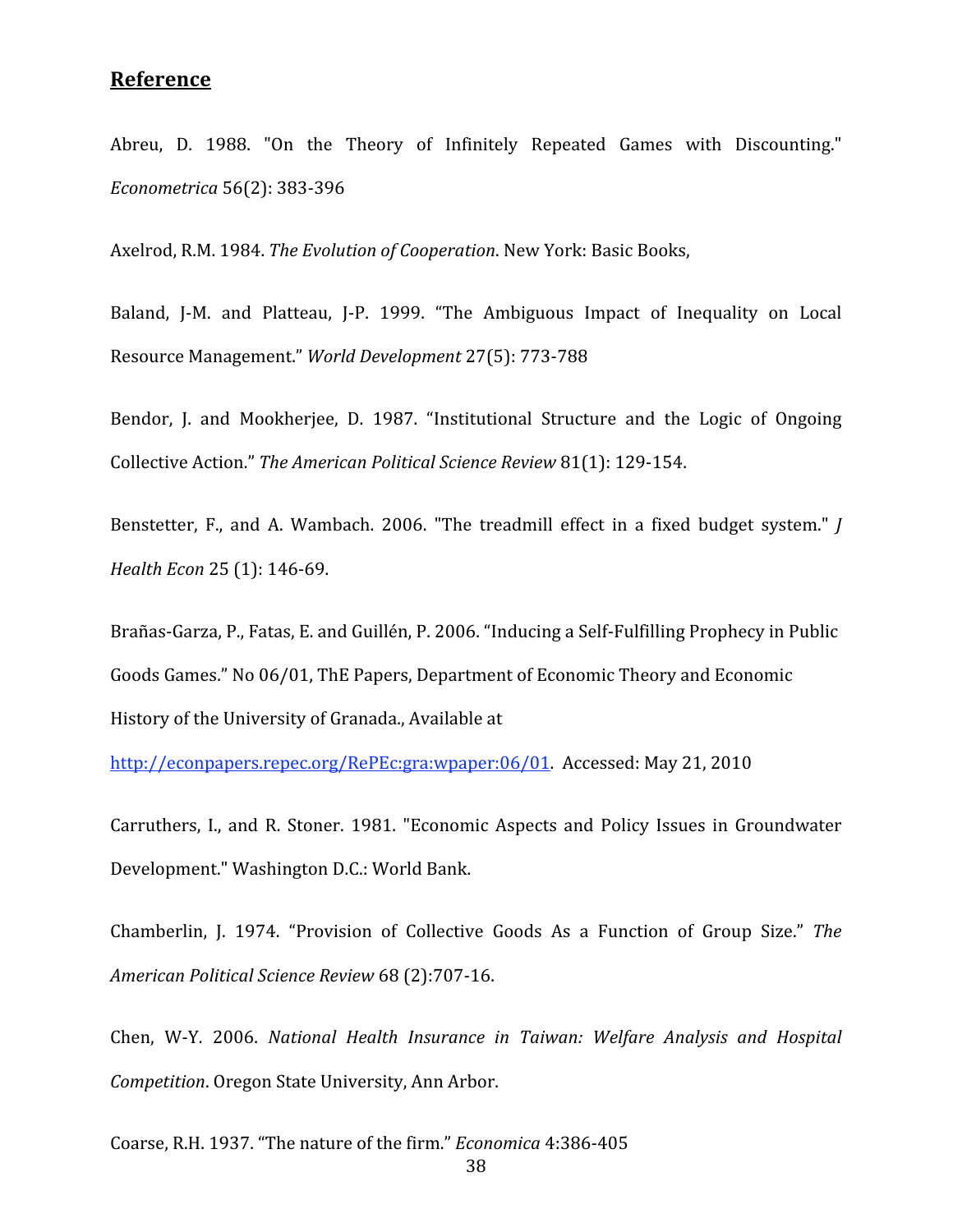## Reference

Abreu, D. 1988. "On the Theory of Infinitely Repeated Games with Discounting." *Econometrica* 56(2): 383-396

Axelrod, R.M. 1984. *The Evolution of Cooperation*. New York: Basic Books,

Baland, J-M. and Platteau, J-P. 1999. "The Ambiguous Impact of Inequality on Local Resource Management." *World Development* 27(5): 773-788

Bendor, J. and Mookherjee, D. 1987. "Institutional Structure and the Logic of Ongoing Collective Action." *The American Political Science Review* 81(1): 129-154.

Benstetter, F., and A. Wambach. 2006. "The treadmill effect in a fixed budget system." *J Health Econ* 25 (1): 146-69.

Brañas-Garza, P., Fatas, E. and Guillén, P. 2006. "Inducing a Self-Fulfilling Prophecy in Public Goods Games." No 06/01, ThE Papers, Department of Economic Theory and Economic History of the University of Granada., Available at http://econpapers.repec.org/RePEc:gra:wpaper:06/01. Accessed: May 21, 2010

Carruthers, I., and R. Stoner. 1981. "Economic Aspects and Policy Issues in Groundwater Development." Washington D.C.: World Bank.

Chamberlin, J. 1974. "Provision of Collective Goods As a Function of Group Size." *The American Political Science Review* 68 (2):707-16.

Chen, W-Y. 2006. *National Health Insurance in Taiwan: Welfare Analysis and Hospital Competition*. Oregon State University, Ann Arbor.

Coarse, R.H. 1937. "The nature of the firm." *Economica* 4:386-405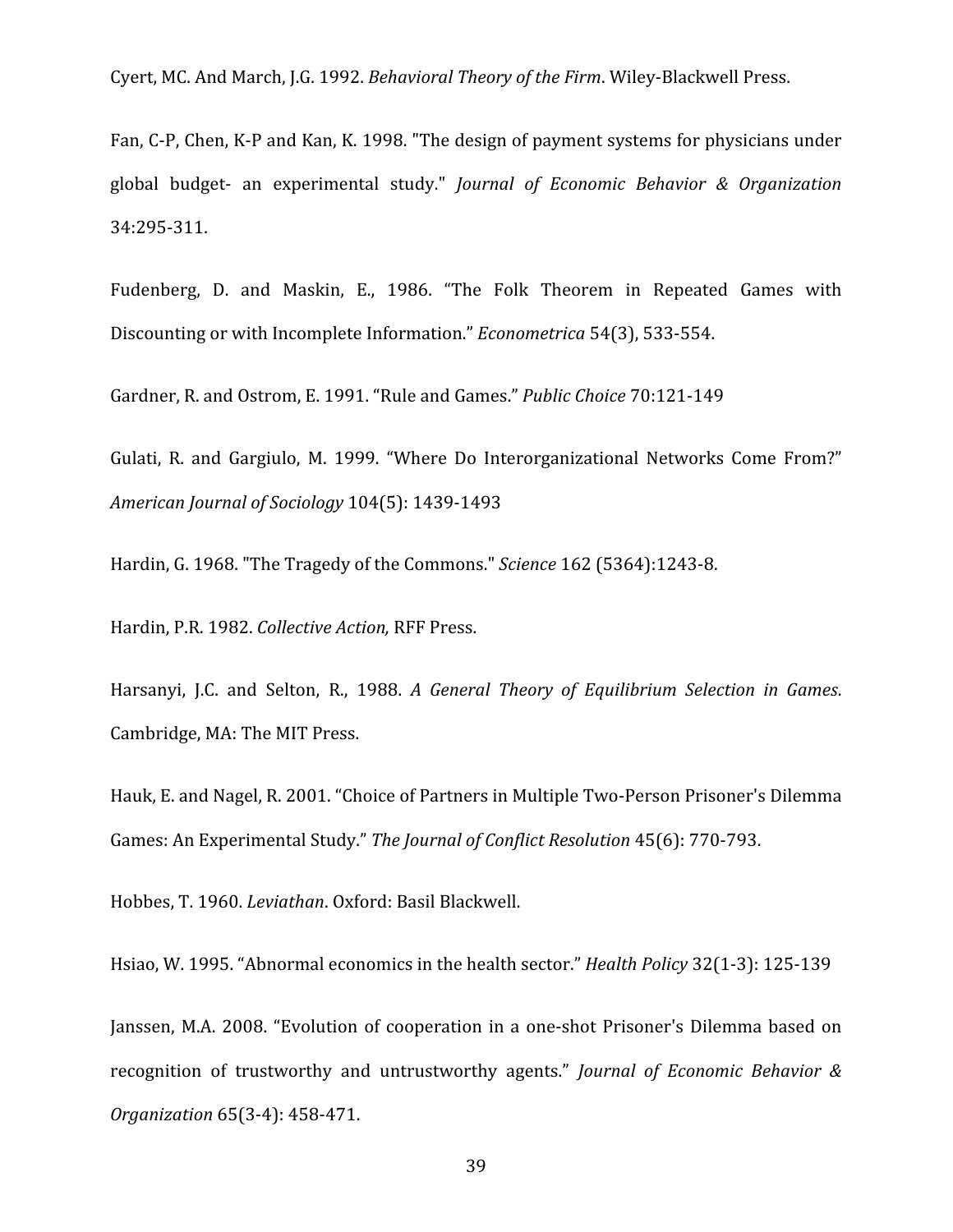Cyert, MC. And March, J.G. 1992. *Behavioral Theory of the Firm*. Wiley-Blackwell Press.

Fan, C-P, Chen, K-P and Kan, K. 1998. "The design of payment systems for physicians under global budget- an experimental study." *Journal of Economic Behavior & Organization* 34:295-311.

Fudenberg, D. and Maskin, E., 1986. "The Folk Theorem in Repeated Games with Discounting or with Incomplete Information." *Econometrica* 54(3), 533-554.

Gardner, R. and Ostrom, E. 1991. "Rule and Games." *Public Choice* 70:121-149

Gulati, R. and Gargiulo, M. 1999. "Where Do Interorganizational Networks Come From?" *American Journal of Sociology* 104(5): 1439-1493

Hardin, G. 1968. "The Tragedy of the Commons." *Science* 162 (5364):1243-8.

Hardin, P.R. 1982. *Collective Action,* RFF Press.

Harsanyi, J.C. and Selton, R., 1988. *A General Theory of Equilibrium Selection in Games*. Cambridge, MA: The MIT Press.

Hauk, E. and Nagel, R. 2001. "Choice of Partners in Multiple Two-Person Prisoner's Dilemma Games: An Experimental Study." *The Journal of Conflict Resolution* 45(6): 770-793.

Hobbes, T. 1960. *Leviathan*. Oxford: Basil Blackwell.

Hsiao, W. 1995. "Abnormal economics in the health sector." *Health Policy* 32(1-3): 125-139

Janssen, M.A. 2008. "Evolution of cooperation in a one-shot Prisoner's Dilemma based on recognition of trustworthy and untrustworthy agents." *Journal of Economic Behavior & Organization* 65(3-4): 458-471.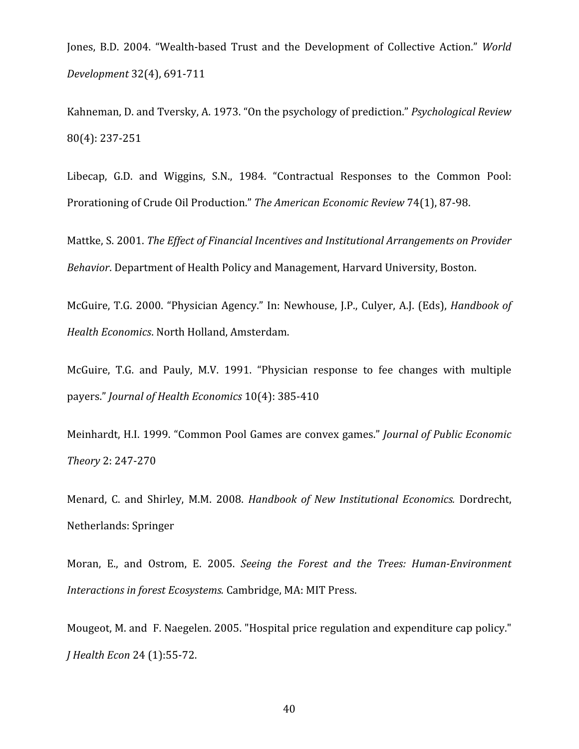Jones, B.D. 2004. "Wealth-based Trust and the Development of Collective Action." *World Development* 32(4), 691-711

Kahneman, D. and Tversky, A. 1973. "On the psychology of prediction." *Psychological Review* 80(4): 237-251

Libecap, G.D. and Wiggins, S.N., 1984. "Contractual Responses to the Common Pool: Prorationing of Crude Oil Production." *The American Economic Review* 74(1), 87-98.

Mattke, S. 2001. *The Effect of Financial Incentives and Institutional Arrangements on Provider Behavior*. Department of Health Policy and Management, Harvard University, Boston.

McGuire, T.G. 2000. "Physician Agency." In: Newhouse, J.P., Culyer, A.J. (Eds), *Handbook of Health Economics*. North Holland, Amsterdam.

McGuire, T.G. and Pauly, M.V. 1991. "Physician response to fee changes with multiple payers." *Journal of Health Economics* 10(4): 385-410

Meinhardt, H.I. 1999. "Common Pool Games are convex games." *Journal of Public Economic Theory* 2: 247-270

Menard, C. and Shirley, M.M. 2008. *Handbook of New Institutional Economics.* Dordrecht, Netherlands: Springer

Moran, E., and Ostrom, E. 2005. *Seeing the Forest and the Trees: Human-Environment Interactions in forest Ecosystems.* Cambridge, MA: MIT Press.

Mougeot, M. and F. Naegelen. 2005. "Hospital price regulation and expenditure cap policy." *J Health Econ* 24 (1):55-72.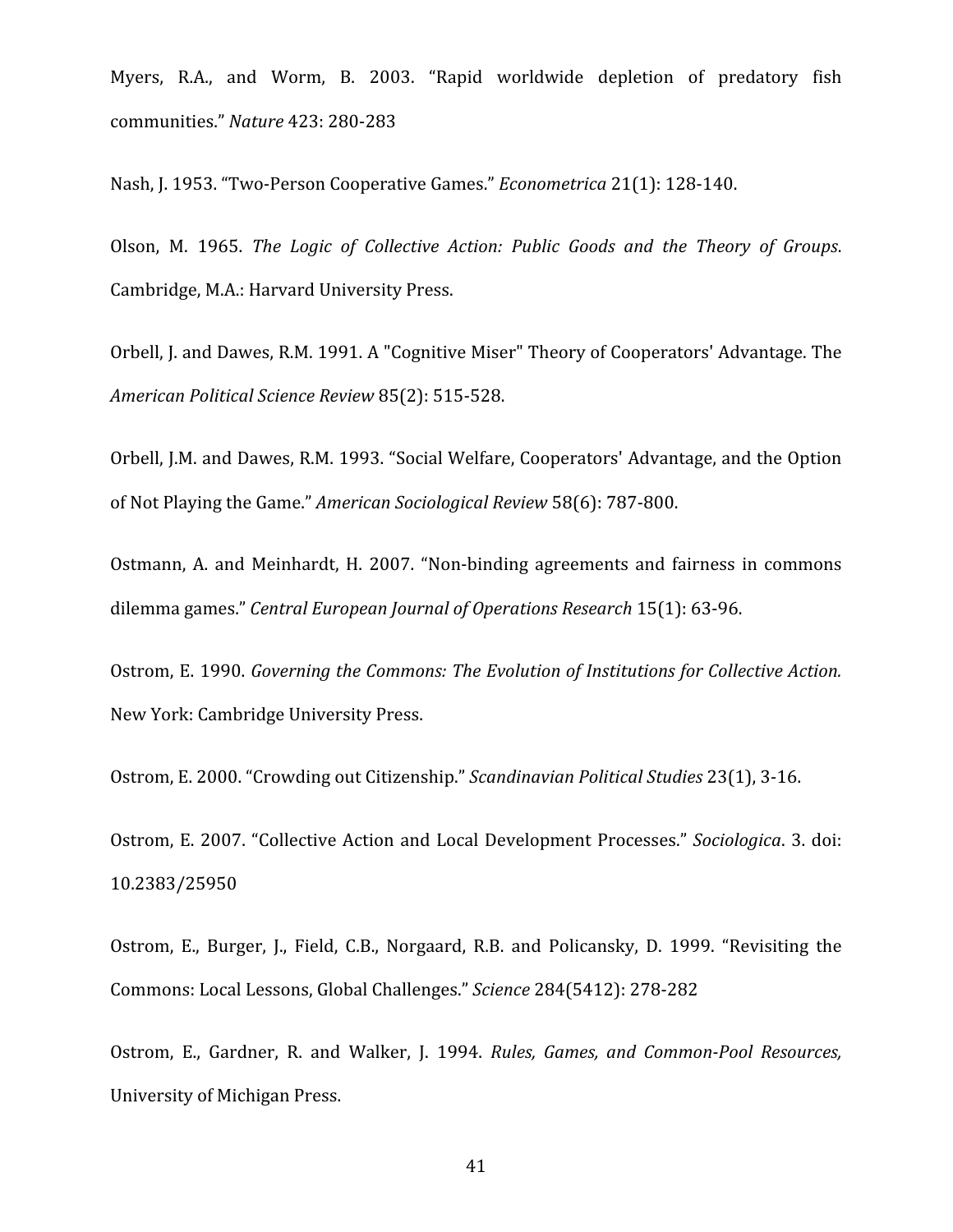Myers, R.A., and Worm, B. 2003. “Rapid worldwide depletion of predatory fish communities.” *Nature* 423: 280-283

Nash, J. 1953. “Two-Person Cooperative Games.” *Econometrica* 21(1): 128-140.

Olson, M. 1965. *The Logic of Collective Action: Public Goods and the Theory of Groups*. Cambridge, M.A.: Harvard University Press.

Orbell, J. and Dawes, R.M. 1991. A "Cognitive Miser" Theory of Cooperators' Advantage. The *American Political Science Review* 85(2): 515-528.

Orbell, J.M. and Dawes, R.M. 1993. “Social Welfare, Cooperators' Advantage, and the Option of Not Playing the Game.” *American Sociological Review* 58(6): 787-800.

Ostmann, A. and Meinhardt, H. 2007. “Non-binding agreements and fairness in commons dilemma games.” *Central European Journal of Operations Research* 15(1): 63-96.

Ostrom, E. 1990. *Governing the Commons: The Evolution of Institutions for Collective Action.* New York: Cambridge University Press.

Ostrom, E. 2000. “Crowding out Citizenship.” *Scandinavian Political Studies* 23(1), 3-16.

Ostrom, E. 2007. “Collective Action and Local Development Processes.” *Sociologica*. 3. doi: 10.2383/25950

Ostrom, E., Burger, J., Field, C.B., Norgaard, R.B. and Policansky, D. 1999. “Revisiting the Commons: Local Lessons, Global Challenges.” *Science* 284(5412): 278-282

Ostrom, E., Gardner, R. and Walker, J. 1994. *Rules, Games, and Common-Pool Resources,* University of Michigan Press.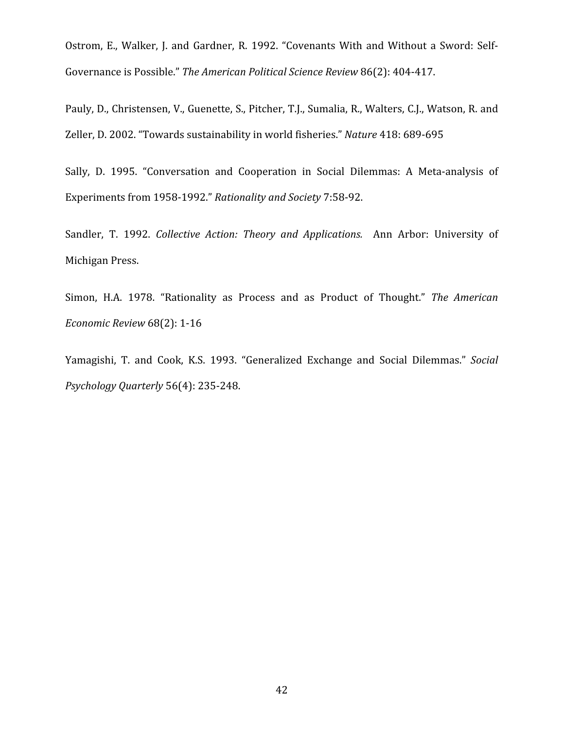Ostrom, E., Walker, J. and Gardner, R. 1992. "Covenants With and Without a Sword: Self-Governance is Possible." *The American Political Science Review* 86(2): 404-417.

Pauly, D., Christensen, V., Guenette, S., Pitcher, T.J., Sumalia, R., Walters, C.J., Watson, R. and Zeller, D. 2002. "Towards sustainability in world fisheries." *Nature* 418: 689-695

Sally, D. 1995. "Conversation and Cooperation in Social Dilemmas: A Meta-analysis of Experiments from 1958-1992." *Rationality and Society* 7:58-92.

Sandler, T. 1992. *Collective Action: Theory and Applications.* Ann Arbor: University of Michigan Press.

Simon, H.A. 1978. "Rationality as Process and as Product of Thought." *The American Economic Review* 68(2): 1-16

Yamagishi, T. and Cook, K.S. 1993. "Generalized Exchange and Social Dilemmas." *Social Psychology Quarterly* 56(4): 235-248.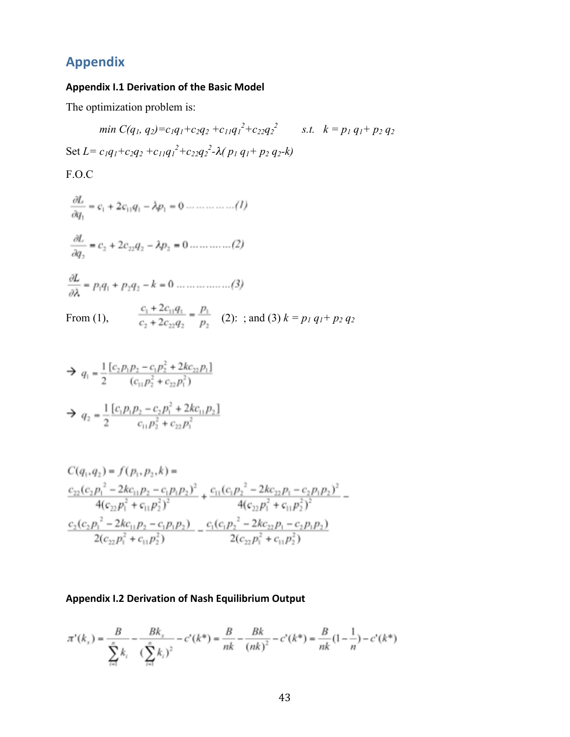# Appendix

### Appendix I.1 Derivation of the Basic Model

The optimization problem is:

$$min\ C(q_1, q_2)=c_1q_1+c_2q_2+c_{11}q_1^2+c_{22}q_2^2 \qquad s.t. \quad k = p_1 q_1+ p_2 q_2$$

Set $L= c_1q_1+c_2q_2 +c_{11}q_1^2+c_{22}q_2^2-\lambda( p_1 q_1+ p_2 q_2-k)$

F.O.C

$$\frac{\partial L}{\partial q_1} = c_1 + 2c_{11}q_1 - \lambda p_1 = 0 \ldots\ldots\ldots\ldots(1)$$

$$\frac{\partial L}{\partial q_2} = c_2 + 2c_{22}q_2 - \lambda p_2 = 0 \ldots\ldots\ldots\ldots(2)$$

$$\frac{\partial L}{\partial \lambda} = p_1q_1 + p_2q_2 - k = 0 \ldots\ldots\ldots\ldots(3)$$

From (1), $\frac{c_1 + 2c_{11}q_1}{c_2 + 2c_{22}q_2} = \frac{p_1}{p_2}$ (2): ; and (3) $k = p_1 q_1+ p_2 q_2$

$$\rightarrow q_1 = \frac{1}{2}\frac{[c_2p_1p_2 - c_1p_2^2 + 2kc_{22}p_1]}{(c_{11}p_2^2 + c_{22}p_1^2)}$$

$$\rightarrow q_2 = \frac{1}{2}\frac{[c_1p_1p_2 - c_2p_1^2 + 2kc_{11}p_2]}{c_{11}p_2^2 + c_{22}p_1^2}$$

$$C(q_1,q_2) = f(p_1,p_2,k) =$$
$$\frac{c_{22}(c_2p_1^{\ 2} - 2kc_{11}p_2 - c_1p_1p_2)^2}{4(c_{22}p_1^2 + c_{11}p_2^2)^2} + \frac{c_{11}(c_1p_2^{\ 2} - 2kc_{22}p_1 - c_2p_1p_2)^2}{4(c_{22}p_1^2 + c_{11}p_2^2)^2} -$$
$$\frac{c_2(c_2p_1^{\ 2} - 2kc_{11}p_2 - c_1p_1p_2)}{2(c_{22}p_1^2 + c_{11}p_2^2)} - \frac{c_1(c_1p_2^{\ 2} - 2kc_{22}p_1 - c_2p_1p_2)}{2(c_{22}p_1^2 + c_{11}p_2^2)}$$

### Appendix I.2 Derivation of Nash Equilibrium Output

$$\pi'(k_x) = \frac{B}{\sum_{i=1}^{n} k_i} - \frac{Bk_x}{(\sum_{i=1}^{n} k_i)^2} - c'(k^*) = \frac{B}{nk} - \frac{Bk}{(nk)^2} - c'(k^*) = \frac{B}{nk}(1 - \frac{1}{n}) - c'(k^*)$$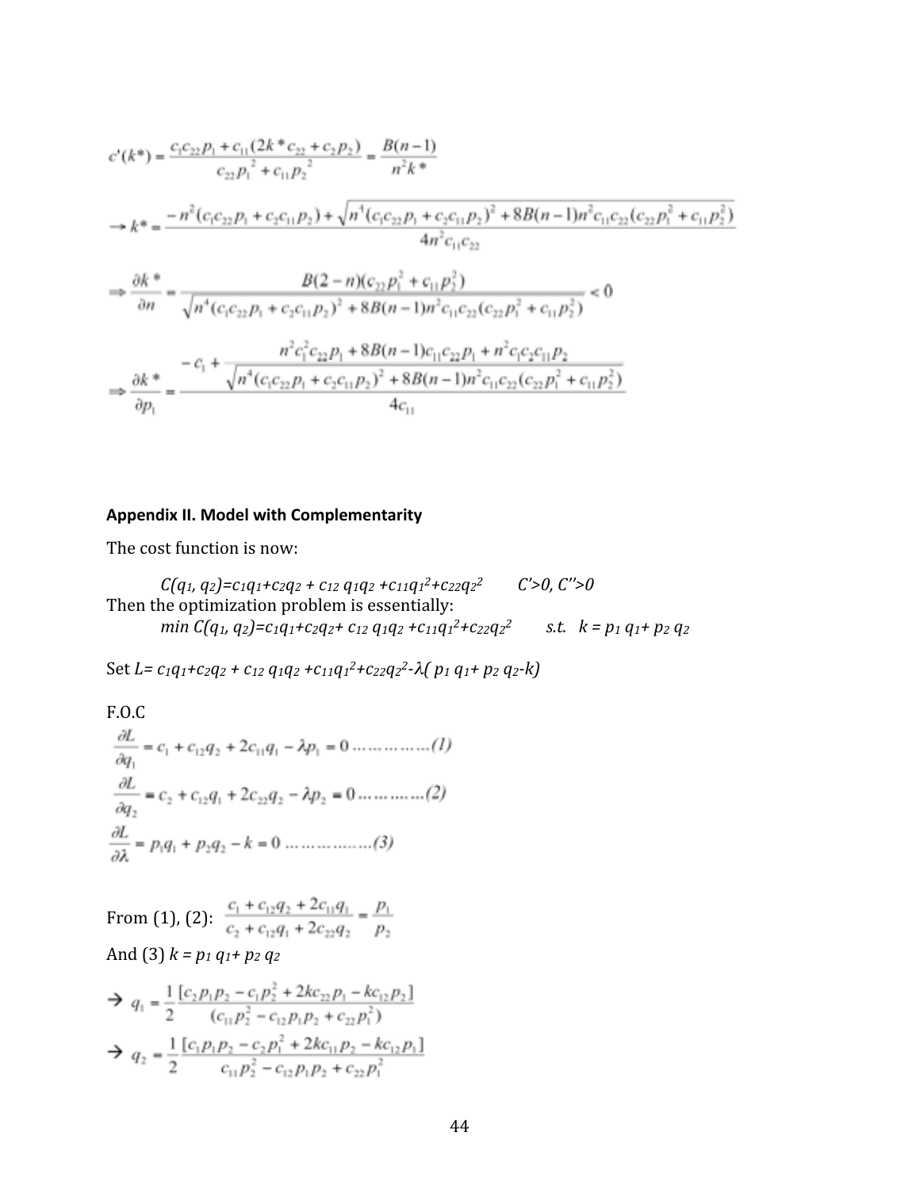$$c'(k^*) = \frac{c_1 c_{22} p_1 + c_{11}(2k^* c_{22} + c_2 p_2)}{c_{22} p_1^2 + c_{11} p_2^2} = \frac{B(n-1)}{n^2 k^*}$$

$$\rightarrow k^* = \frac{-n^2(c_1 c_{22} p_1 + c_2 c_{11} p_2) + \sqrt{n^4(c_1 c_{22} p_1 + c_2 c_{11} p_2)^2 + 8B(n-1)n^2 c_{11} c_{22}(c_{22} p_1^2 + c_{11} p_2^2)}}{4n^2 c_{11} c_{22}}$$

$$\Rightarrow \frac{\partial k^*}{\partial n} = \frac{B(2-n)(c_{22} p_1^2 + c_{11} p_2^2)}{\sqrt{n^4(c_1 c_{22} p_1 + c_2 c_{11} p_2)^2 + 8B(n-1)n^2 c_{11} c_{22}(c_{22} p_1^2 + c_{11} p_2^2)}} < 0$$

$$\Rightarrow \frac{\partial k^*}{\partial p_1} = \frac{-c_1 + \dfrac{n^2 c_1^2 c_{22} p_1 + 8B(n-1)c_{11} c_{22} p_1 + n^2 c_1 c_2 c_{11} p_2}{\sqrt{n^4(c_1 c_{22} p_1 + c_2 c_{11} p_2)^2 + 8B(n-1)n^2 c_{11} c_{22}(c_{22} p_1^2 + c_{11} p_2^2)}}}{4c_{11}}$$

**Appendix II. Model with Complementarity**

The cost function is now:

$$C(q_1, q_2) = c_1 q_1 + c_2 q_2 + c_{12}\, q_1 q_2 + c_{11} q_1^2 + c_{22} q_2^2 \qquad C' > 0,\ C'' > 0$$

Then the optimization problem is essentially:

$$\min C(q_1, q_2) = c_1 q_1 + c_2 q_2 + c_{12}\, q_1 q_2 + c_{11} q_1^2 + c_{22} q_2^2 \qquad s.t. \quad k = p_1 q_1 + p_2 q_2$$

Set $L = c_1 q_1 + c_2 q_2 + c_{12}\, q_1 q_2 + c_{11} q_1^2 + c_{22} q_2^2 - \lambda( p_1 q_1 + p_2 q_2 - k)$

F.O.C

$$\frac{\partial L}{\partial q_1} = c_1 + c_{12} q_2 + 2c_{11} q_1 - \lambda p_1 = 0 \ldots\ldots\ldots\ldots\ldots (1)$$

$$\frac{\partial L}{\partial q_2} = c_2 + c_{12} q_1 + 2c_{22} q_2 - \lambda p_2 = 0 \ldots\ldots\ldots\ldots (2)$$

$$\frac{\partial L}{\partial \lambda} = p_1 q_1 + p_2 q_2 - k = 0 \ldots\ldots\ldots\ldots\ldots\ldots (3)$$

From (1), (2): $\dfrac{c_1 + c_{12} q_2 + 2c_{11} q_1}{c_2 + c_{12} q_1 + 2c_{22} q_2} = \dfrac{p_1}{p_2}$

And (3) $k = p_1 q_1 + p_2 q_2$

$$\rightarrow q_1 = \frac{1}{2} \frac{[c_2 p_1 p_2 - c_1 p_2^2 + 2k c_{22} p_1 - k c_{12} p_2]}{(c_{11} p_2^2 - c_{12} p_1 p_2 + c_{22} p_1^2)}$$

$$\rightarrow q_2 = \frac{1}{2} \frac{[c_1 p_1 p_2 - c_2 p_1^2 + 2k c_{11} p_2 - k c_{12} p_1]}{c_{11} p_2^2 - c_{12} p_1 p_2 + c_{22} p_1^2}$$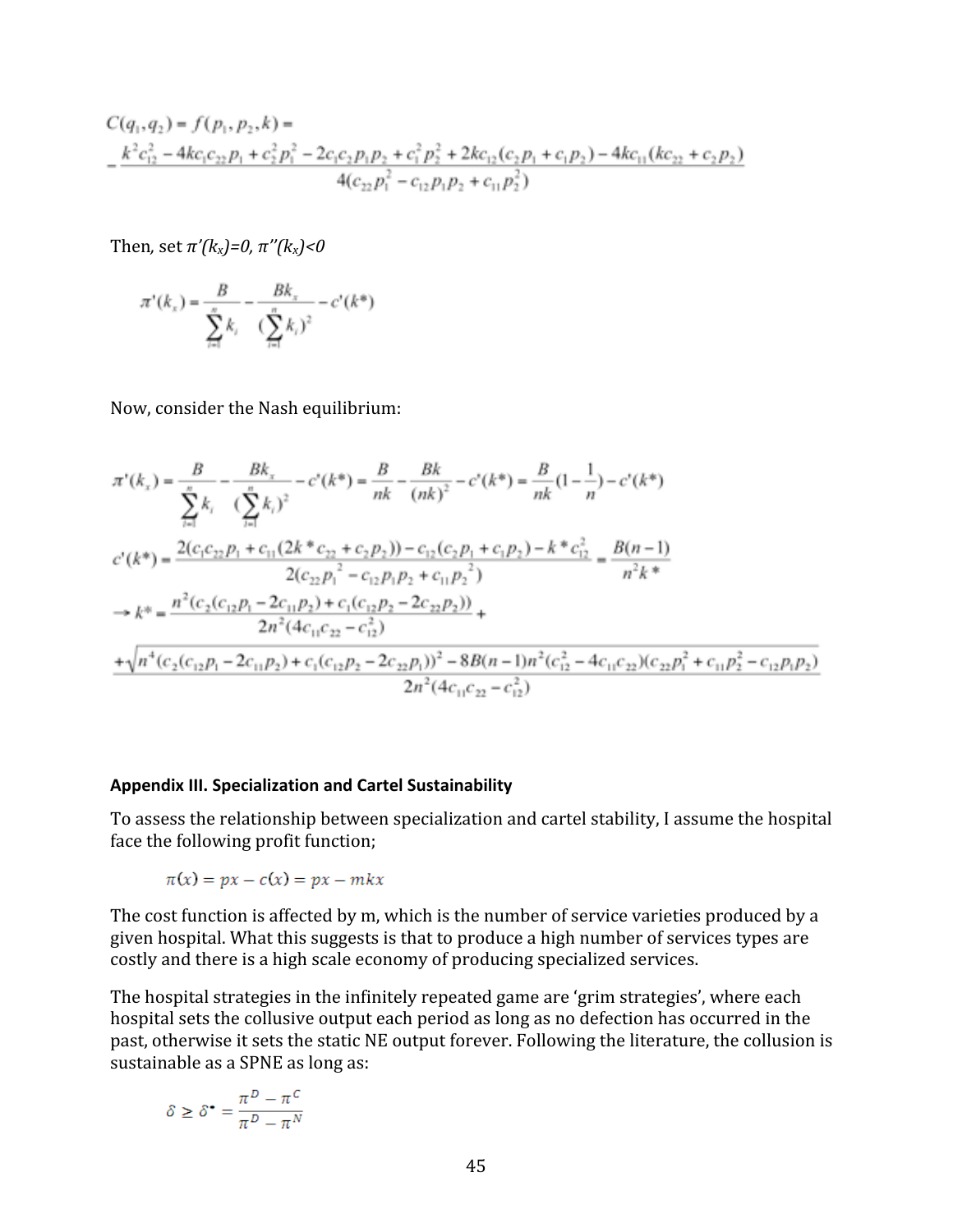$$C(q_1,q_2) = f(p_1,p_2,k) = -\frac{k^2c_{12}^2 - 4kc_1c_{22}p_1 + c_2^2p_1^2 - 2c_1c_2p_1p_2 + c_1^2p_2^2 + 2kc_{12}(c_2p_1 + c_1p_2) - 4kc_{11}(kc_{22} + c_2p_2)}{4(c_{22}p_1^2 - c_{12}p_1p_2 + c_{11}p_2^2)}$$

Then, set $\pi'(k_x)=0$, $\pi''(k_x)<0$

$$\pi'(k_x) = \frac{B}{\sum_{i=1}^{n} k_i} - \frac{Bk_x}{(\sum_{i=1}^{n} k_i)^2} - c'(k^*)$$

Now, consider the Nash equilibrium:

$$\pi'(k_x) = \frac{B}{\sum_{i=1}^{n} k_i} - \frac{Bk_x}{(\sum_{i=1}^{n} k_i)^2} - c'(k^*) = \frac{B}{nk} - \frac{Bk}{(nk)^2} - c'(k^*) = \frac{B}{nk}(1-\frac{1}{n}) - c'(k^*)$$

$$c'(k^*) = \frac{2(c_1c_{22}p_1 + c_{11}(2k^*c_{22} + c_2p_2)) - c_{12}(c_2p_1 + c_1p_2) - k^*c_{12}^2}{2(c_{22}p_1^2 - c_{12}p_1p_2 + c_{11}p_2^2)} = \frac{B(n-1)}{n^2k^*}$$

$$\rightarrow k^* = \frac{n^2(c_2(c_{12}p_1 - 2c_{11}p_2) + c_1(c_{12}p_2 - 2c_{22}p_2))}{2n^2(4c_{11}c_{22} - c_{12}^2)} +$$

$$+\frac{\sqrt{n^4(c_2(c_{12}p_1 - 2c_{11}p_2) + c_1(c_{12}p_2 - 2c_{22}p_1))^2 - 8B(n-1)n^2(c_{12}^2 - 4c_{11}c_{22})(c_{22}p_1^2 + c_{11}p_2^2 - c_{12}p_1p_2)}}{2n^2(4c_{11}c_{22} - c_{12}^2)}$$

### Appendix III. Specialization and Cartel Sustainability

To assess the relationship between specialization and cartel stability, I assume the hospital face the following profit function;

$$\pi(x) = px - c(x) = px - mkx$$

The cost function is affected by m, which is the number of service varieties produced by a given hospital. What this suggests is that to produce a high number of services types are costly and there is a high scale economy of producing specialized services.

The hospital strategies in the infinitely repeated game are 'grim strategies', where each hospital sets the collusive output each period as long as no defection has occurred in the past, otherwise it sets the static NE output forever. Following the literature, the collusion is sustainable as a SPNE as long as:

$$\delta \geq \delta^* = \frac{\pi^D - \pi^C}{\pi^D - \pi^N}$$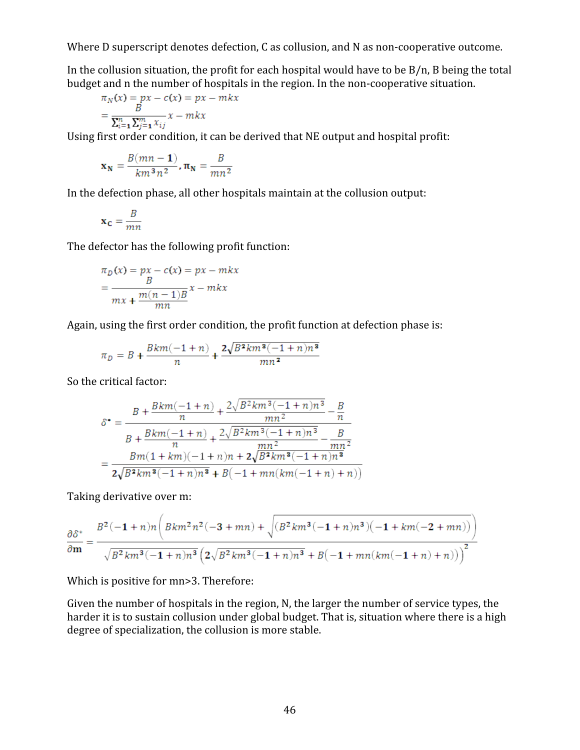Where D superscript denotes defection, C as collusion, and N as non-cooperative outcome.

In the collusion situation, the profit for each hospital would have to be B/n, B being the total budget and n the number of hospitals in the region. In the non-cooperative situation.

$$\pi_N(x) = px - c(x) = px - mkx$$
$$= \frac{B}{\sum_{i=1}^{n}\sum_{j=1}^{m} x_{ij}} x - mkx$$

Using first order condition, it can be derived that NE output and hospital profit:

$$\mathbf{x_N} = \frac{B(mn-1)}{km^3n^2}, \boldsymbol{\pi}_\mathbf{N} = \frac{B}{mn^2}$$

In the defection phase, all other hospitals maintain at the collusion output:

$$\mathbf{x_C} = \frac{B}{mn}$$

The defector has the following profit function:

$$\pi_D(x) = px - c(x) = px - mkx$$
$$= \frac{B}{mx + \frac{m(n-1)B}{mn}} x - mkx$$

Again, using the first order condition, the profit function at defection phase is:

$$\pi_D = B + \frac{Bkm(-1+n)}{n} + \frac{2\sqrt{B^2km^3(-1+n)n^3}}{mn^2}$$

So the critical factor:

$$\delta^* = \frac{B + \frac{Bkm(-1+n)}{n} + \frac{2\sqrt{B^2km^3(-1+n)n^3}}{mn^2} - \frac{B}{n}}{B + \frac{Bkm(-1+n)}{n} + \frac{2\sqrt{B^2km^3(-1+n)n^3}}{mn^2} - \frac{B}{mn^2}}$$
$$= \frac{Bm(1+km)(-1+n)n + 2\sqrt{B^2km^3(-1+n)n^3}}{2\sqrt{B^2km^3(-1+n)n^3} + B(-1+mn(km(-1+n)+n))}$$

Taking derivative over m:

$$\frac{\partial \delta^*}{\partial \mathrm{m}} = \frac{B^2(-1+n)n\left(Bkm^2n^2(-3+mn) + \sqrt{(B^2km^3(-1+n)n^3)}(-1+km(-2+mn))\right)}{\sqrt{B^2km^3(-1+n)n^3}\left(2\sqrt{B^2km^3(-1+n)n^3} + B(-1+mn(km(-1+n)+n))\right)^2}$$

Which is positive for mn>3. Therefore:

Given the number of hospitals in the region, N, the larger the number of service types, the harder it is to sustain collusion under global budget. That is, situation where there is a high degree of specialization, the collusion is more stable.